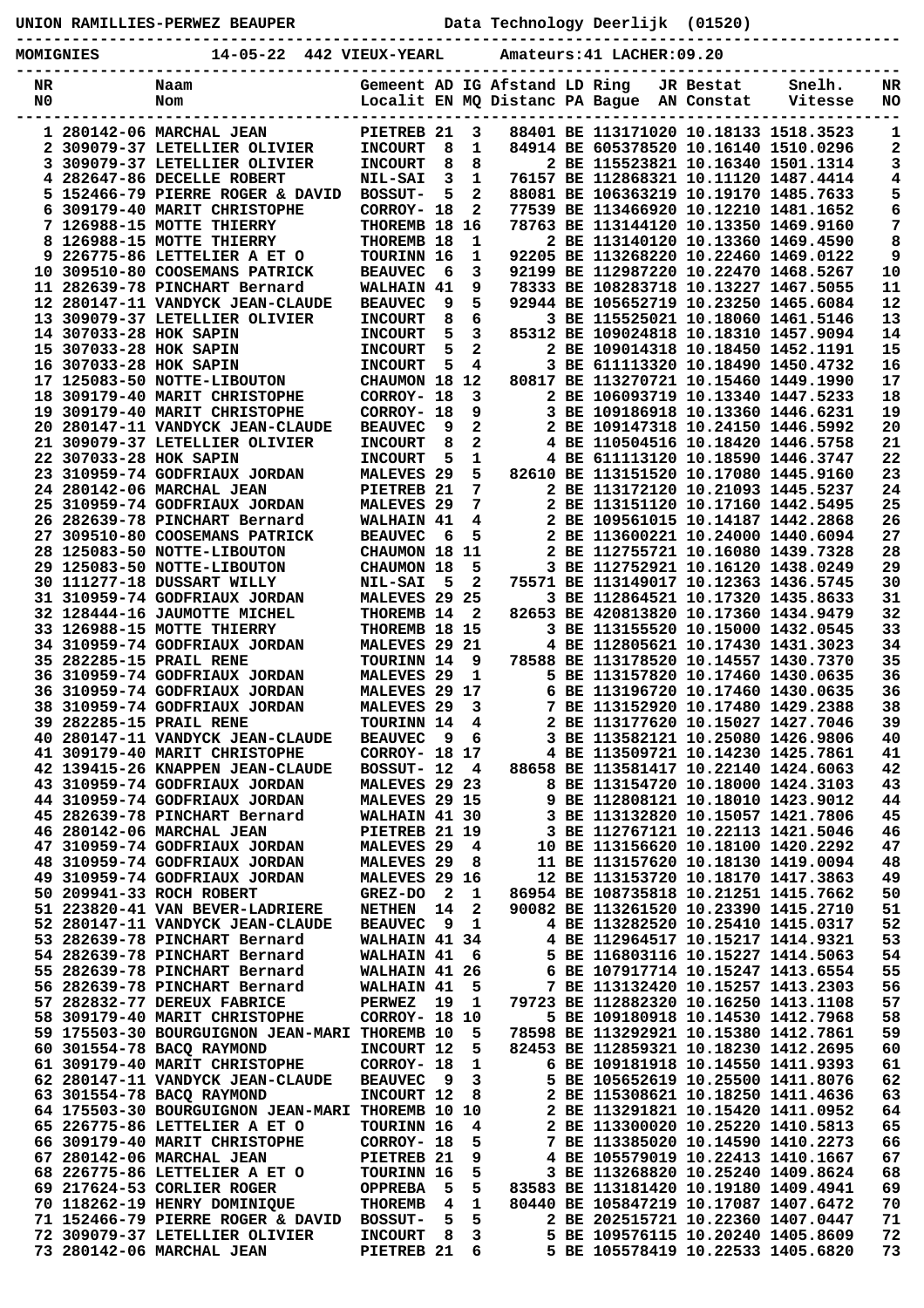UNION RAMILLIES-PERWEZ BEAUPER                    Data Technology Deerlijk  (01520)

MOMIGNIES          14-05-22  442 VIEUX-YEARL        Amateurs:41 LACHER:09.20

| NR NO | Naam Nom | Gemeent Localit | AD EN | IG MQ | Afstand Distanc | LD PA | Ring Bague | JR AN | Bestat Constat | Snelh. Vitesse | NR NO |
|---|---|---|---|---|---|---|---|---|---|---|---|
| 1 | 280142-06 MARCHAL JEAN | PIETREB | 21 | 3 | 88401 | BE | 1131710 | 20 | 10.18133 | 1518.3523 | 1 |
| 2 | 309079-37 LETELLIER OLIVIER | INCOURT | 8 | 1 | 84914 | BE | 6053785 | 20 | 10.16140 | 1510.0296 | 2 |
| 3 | 309079-37 LETELLIER OLIVIER | INCOURT | 8 | 8 | 2 | BE | 1155238 | 21 | 10.16340 | 1501.1314 | 3 |
| 4 | 282647-86 DECELLE ROBERT | NIL-SAI | 3 | 1 | 76157 | BE | 1128683 | 21 | 10.11120 | 1487.4414 | 4 |
| 5 | 152466-79 PIERRE ROGER & DAVID | BOSSUT- | 5 | 2 | 88081 | BE | 1063632 | 19 | 10.19170 | 1485.7633 | 5 |
| 6 | 309179-40 MARIT CHRISTOPHE | CORROY- | 18 | 2 | 77539 | BE | 1134669 | 20 | 10.12210 | 1481.1652 | 6 |
| 7 | 126988-15 MOTTE THIERRY | THOREMB | 18 | 16 | 78763 | BE | 1131441 | 20 | 10.13350 | 1469.9160 | 7 |
| 8 | 126988-15 MOTTE THIERRY | THOREMB | 18 | 1 | 2 | BE | 1131401 | 20 | 10.13360 | 1469.4590 | 8 |
| 9 | 226775-86 LETTELIER A ET O | TOURINN | 16 | 1 | 92205 | BE | 1132682 | 20 | 10.22460 | 1469.0122 | 9 |
| 10 | 309510-80 COOSEMANS PATRICK | BEAUVEC | 6 | 3 | 92199 | BE | 1129872 | 20 | 10.22470 | 1468.5267 | 10 |
| 11 | 282639-78 PINCHART Bernard | WALHAIN | 41 | 9 | 78333 | BE | 1082837 | 18 | 10.13227 | 1467.5055 | 11 |
| 12 | 280147-11 VANDYCK JEAN-CLAUDE | BEAUVEC | 9 | 5 | 92944 | BE | 1056526 | 19 | 10.23250 | 1465.6084 | 12 |
| 13 | 309079-37 LETELLIER OLIVIER | INCOURT | 8 | 6 | 3 | BE | 1155250 | 21 | 10.18060 | 1461.5146 | 13 |
| 14 | 307033-28 HOK SAPIN | INCOURT | 5 | 3 | 85312 | BE | 1090248 | 18 | 10.18310 | 1457.9094 | 14 |
| 15 | 307033-28 HOK SAPIN | INCOURT | 5 | 2 | 2 | BE | 1090143 | 18 | 10.18450 | 1452.1191 | 15 |
| 16 | 307033-28 HOK SAPIN | INCOURT | 5 | 4 | 3 | BE | 6111133 | 20 | 10.18490 | 1450.4732 | 16 |
| 17 | 125083-50 NOTTE-LIBOUTON | CHAUMON | 18 | 12 | 80817 | BE | 1132707 | 21 | 10.15460 | 1449.1990 | 17 |
| 18 | 309179-40 MARIT CHRISTOPHE | CORROY- | 18 | 3 | 2 | BE | 1060937 | 19 | 10.13340 | 1447.5233 | 18 |
| 19 | 309179-40 MARIT CHRISTOPHE | CORROY- | 18 | 9 | 3 | BE | 1091869 | 18 | 10.13360 | 1446.6231 | 19 |
| 20 | 280147-11 VANDYCK JEAN-CLAUDE | BEAUVEC | 9 | 2 | 2 | BE | 1091473 | 18 | 10.24150 | 1446.5992 | 20 |
| 21 | 309079-37 LETELLIER OLIVIER | INCOURT | 8 | 2 | 4 | BE | 1105045 | 16 | 10.18420 | 1446.5758 | 21 |
| 22 | 307033-28 HOK SAPIN | INCOURT | 5 | 1 | 4 | BE | 6111131 | 20 | 10.18590 | 1446.3747 | 22 |
| 23 | 310959-74 GODFRIAUX JORDAN | MALEVES | 29 | 5 | 82610 | BE | 1131515 | 20 | 10.17080 | 1445.9160 | 23 |
| 24 | 280142-06 MARCHAL JEAN | PIETREB | 21 | 7 | 2 | BE | 1131721 | 20 | 10.21093 | 1445.5237 | 24 |
| 25 | 310959-74 GODFRIAUX JORDAN | MALEVES | 29 | 7 | 2 | BE | 1131511 | 20 | 10.17160 | 1442.5495 | 25 |
| 26 | 282639-78 PINCHART Bernard | WALHAIN | 41 | 4 | 2 | BE | 1095610 | 15 | 10.14187 | 1442.2868 | 26 |
| 27 | 309510-80 COOSEMANS PATRICK | BEAUVEC | 6 | 5 | 2 | BE | 1136002 | 21 | 10.24000 | 1440.6094 | 27 |
| 28 | 125083-50 NOTTE-LIBOUTON | CHAUMON | 18 | 11 | 2 | BE | 1127557 | 21 | 10.16080 | 1439.7328 | 28 |
| 29 | 125083-50 NOTTE-LIBOUTON | CHAUMON | 18 | 5 | 3 | BE | 1127529 | 21 | 10.16120 | 1438.0249 | 29 |
| 30 | 111277-18 DUSSART WILLY | NIL-SAI | 5 | 2 | 75571 | BE | 1131490 | 17 | 10.12363 | 1436.5745 | 30 |
| 31 | 310959-74 GODFRIAUX JORDAN | MALEVES | 29 | 25 | 3 | BE | 1128645 | 21 | 10.17320 | 1435.8633 | 31 |
| 32 | 128444-16 JAUMOTTE MICHEL | THOREMB | 14 | 2 | 82653 | BE | 4208138 | 20 | 10.17360 | 1434.9479 | 32 |
| 33 | 126988-15 MOTTE THIERRY | THOREMB | 18 | 15 | 3 | BE | 1131555 | 20 | 10.15000 | 1432.0545 | 33 |
| 34 | 310959-74 GODFRIAUX JORDAN | MALEVES | 29 | 21 | 4 | BE | 1128056 | 21 | 10.17430 | 1431.3023 | 34 |
| 35 | 282285-15 PRAIL RENE | TOURINN | 14 | 9 | 78588 | BE | 1131785 | 20 | 10.14557 | 1430.7370 | 35 |
| 36 | 310959-74 GODFRIAUX JORDAN | MALEVES | 29 | 1 | 5 | BE | 1131578 | 20 | 10.17460 | 1430.0635 | 36 |
| 36 | 310959-74 GODFRIAUX JORDAN | MALEVES | 29 | 17 | 6 | BE | 1131967 | 20 | 10.17460 | 1430.0635 | 36 |
| 38 | 310959-74 GODFRIAUX JORDAN | MALEVES | 29 | 3 | 7 | BE | 1131529 | 20 | 10.17480 | 1429.2388 | 38 |
| 39 | 282285-15 PRAIL RENE | TOURINN | 14 | 4 | 2 | BE | 1131776 | 20 | 10.15027 | 1427.7046 | 39 |
| 40 | 280147-11 VANDYCK JEAN-CLAUDE | BEAUVEC | 9 | 6 | 3 | BE | 1135821 | 21 | 10.25080 | 1426.9806 | 40 |
| 41 | 309179-40 MARIT CHRISTOPHE | CORROY- | 18 | 17 | 4 | BE | 1135097 | 21 | 10.14230 | 1425.7861 | 41 |
| 42 | 139415-26 KNAPPEN JEAN-CLAUDE | BOSSUT- | 12 | 4 | 88658 | BE | 1135814 | 17 | 10.22140 | 1424.6063 | 42 |
| 43 | 310959-74 GODFRIAUX JORDAN | MALEVES | 29 | 23 | 8 | BE | 1131547 | 20 | 10.18000 | 1424.3103 | 43 |
| 44 | 310959-74 GODFRIAUX JORDAN | MALEVES | 29 | 15 | 9 | BE | 1128081 | 21 | 10.18010 | 1423.9012 | 44 |
| 45 | 282639-78 PINCHART Bernard | WALHAIN | 41 | 30 | 3 | BE | 1131328 | 20 | 10.15057 | 1421.7806 | 45 |
| 46 | 280142-06 MARCHAL JEAN | PIETREB | 21 | 19 | 3 | BE | 1127671 | 21 | 10.22113 | 1421.5046 | 46 |
| 47 | 310959-74 GODFRIAUX JORDAN | MALEVES | 29 | 4 | 10 | BE | 1131566 | 20 | 10.18100 | 1420.2292 | 47 |
| 48 | 310959-74 GODFRIAUX JORDAN | MALEVES | 29 | 8 | 11 | BE | 1131576 | 20 | 10.18130 | 1419.0094 | 48 |
| 49 | 310959-74 GODFRIAUX JORDAN | MALEVES | 29 | 16 | 12 | BE | 1131537 | 20 | 10.18170 | 1417.3863 | 49 |
| 50 | 209941-33 ROCH ROBERT | GREZ-DO | 2 | 1 | 86954 | BE | 1087358 | 18 | 10.21251 | 1415.7662 | 50 |
| 51 | 223820-41 VAN BEVER-LADRIERE | NETHEN | 14 | 2 | 90082 | BE | 1132615 | 20 | 10.23590 | 1415.2710 | 51 |
| 52 | 280147-11 VANDYCK JEAN-CLAUDE | BEAUVEC | 9 | 1 | 4 | BE | 1132825 | 20 | 10.25410 | 1415.0317 | 52 |
| 53 | 282639-78 PINCHART Bernard | WALHAIN | 41 | 34 | 4 | BE | 1129645 | 17 | 10.15217 | 1414.9321 | 53 |
| 54 | 282639-78 PINCHART Bernard | WALHAIN | 41 | 6 | 5 | BE | 1168031 | 16 | 10.15227 | 1414.5063 | 54 |
| 55 | 282639-78 PINCHART Bernard | WALHAIN | 41 | 26 | 6 | BE | 1079177 | 14 | 10.15247 | 1413.6554 | 55 |
| 56 | 282639-78 PINCHART Bernard | WALHAIN | 41 | 5 | 7 | BE | 1131324 | 20 | 10.15257 | 1413.2303 | 56 |
| 57 | 282832-77 DEREUX FABRICE | PERWEZ | 19 | 1 | 79723 | BE | 1128823 | 20 | 10.16250 | 1413.1108 | 57 |
| 58 | 309179-40 MARIT CHRISTOPHE | CORROY- | 18 | 10 | 5 | BE | 1091809 | 18 | 10.14530 | 1412.7968 | 58 |
| 59 | 175503-30 BOURGUIGNON JEAN-MARI | THOREMB | 10 | 5 | 78598 | BE | 1132928 | 21 | 10.15380 | 1412.7861 | 59 |
| 60 | 301554-78 BACQ RAYMOND | INCOURT | 12 | 5 | 82453 | BE | 1128593 | 21 | 10.18230 | 1412.2695 | 60 |
| 61 | 309179-40 MARIT CHRISTOPHE | CORROY- | 18 | 1 | 6 | BE | 1091819 | 18 | 10.14550 | 1411.9393 | 61 |
| 62 | 280147-11 VANDYCK JEAN-CLAUDE | BEAUVEC | 9 | 3 | 5 | BE | 1056526 | 19 | 10.25500 | 1411.8076 | 62 |
| 63 | 301554-78 BACQ RAYMOND | INCOURT | 12 | 8 | 2 | BE | 1153086 | 21 | 10.18250 | 1411.4636 | 63 |
| 64 | 175503-30 BOURGUIGNON JEAN-MARI | THOREMB | 10 | 10 | 2 | BE | 1132918 | 21 | 10.15420 | 1411.0952 | 64 |
| 65 | 226775-86 LETTELIER A ET O | TOURINN | 16 | 4 | 2 | BE | 1133000 | 20 | 10.25220 | 1410.5813 | 65 |
| 66 | 309179-40 MARIT CHRISTOPHE | CORROY- | 18 | 5 | 7 | BE | 1133850 | 20 | 10.14590 | 1410.2273 | 66 |
| 67 | 280142-06 MARCHAL JEAN | PIETREB | 21 | 9 | 4 | BE | 1055790 | 19 | 10.22413 | 1410.1667 | 67 |
| 68 | 226775-86 LETTELIER A ET O | TOURINN | 16 | 5 | 3 | BE | 1132688 | 20 | 10.25240 | 1409.8624 | 68 |
| 69 | 217624-53 CORLIER ROGER | OPPREBA | 5 | 5 | 83583 | BE | 1131814 | 20 | 10.19180 | 1409.4941 | 69 |
| 70 | 118262-19 HENRY DOMINIQUE | THOREMB | 4 | 1 | 80440 | BE | 1058472 | 19 | 10.17087 | 1407.6472 | 70 |
| 71 | 152466-79 PIERRE ROGER & DAVID | BOSSUT- | 5 | 5 | 2 | BE | 2025157 | 21 | 10.22360 | 1407.0447 | 71 |
| 72 | 309079-37 LETELLIER OLIVIER | INCOURT | 8 | 3 | 5 | BE | 1095761 | 15 | 10.20240 | 1405.8609 | 72 |
| 73 | 280142-06 MARCHAL JEAN | PIETREB | 21 | 6 | 5 | BE | 1055784 | 19 | 10.22533 | 1405.6820 | 73 |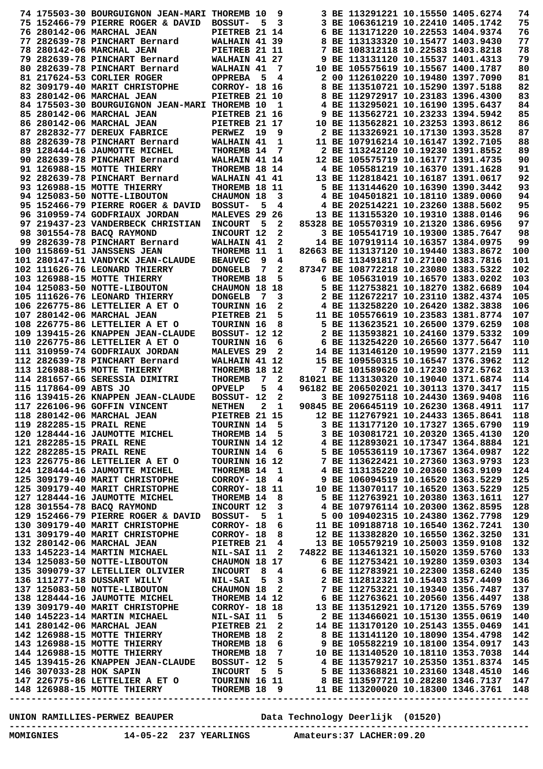| Pl. | Licentie | Naam | Gemeente | Ing. | Get. | Afst./Nr. | Land | Ring | Tijd | Snelheid | Pl. |
|---|---|---|---|---|---|---|---|---|---|---|---|
| 74 | 175503-30 | BOURGUIGNON JEAN-MARI | THOREMB | 10 | 9 | 3 | BE | 113291221 | 10.15550 | 1405.6274 | 74 |
| 75 | 152466-79 | PIERRE ROGER & DAVID | BOSSUT- | 5 | 3 | 3 | BE | 106361219 | 10.22410 | 1405.1742 | 75 |
| 76 | 280142-06 | MARCHAL JEAN | PIETREB | 21 | 14 | 6 | BE | 113171220 | 10.22553 | 1404.9374 | 76 |
| 77 | 282639-78 | PINCHART Bernard | WALHAIN | 41 | 39 | 8 | BE | 113133320 | 10.15477 | 1403.9430 | 77 |
| 78 | 280142-06 | MARCHAL JEAN | PIETREB | 21 | 11 | 7 | BE | 108312118 | 10.22583 | 1403.8218 | 78 |
| 79 | 282639-78 | PINCHART Bernard | WALHAIN | 41 | 27 | 9 | BE | 113131120 | 10.15537 | 1401.4313 | 79 |
| 80 | 282639-78 | PINCHART Bernard | WALHAIN | 41 | 7 | 10 | BE | 105575619 | 10.15567 | 1400.1787 | 80 |
| 81 | 217624-53 | CORLIER ROGER | OPPREBA | 5 | 4 | 2 | 00 | 112610220 | 10.19480 | 1397.7090 | 81 |
| 82 | 309179-40 | MARIT CHRISTOPHE | CORROY- | 18 | 16 | 8 | BE | 113510721 | 10.15290 | 1397.5188 | 82 |
| 83 | 280142-06 | MARCHAL JEAN | PIETREB | 21 | 10 | 8 | BE | 112972917 | 10.23183 | 1396.4300 | 83 |
| 84 | 175503-30 | BOURGUIGNON JEAN-MARI | THOREMB | 10 | 1 | 4 | BE | 113295021 | 10.16190 | 1395.6437 | 84 |
| 85 | 280142-06 | MARCHAL JEAN | PIETREB | 21 | 16 | 9 | BE | 113562721 | 10.23233 | 1394.5942 | 85 |
| 86 | 280142-06 | MARCHAL JEAN | PIETREB | 21 | 17 | 10 | BE | 113562821 | 10.23253 | 1393.8612 | 86 |
| 87 | 282832-77 | DEREUX FABRICE | PERWEZ | 19 | 9 | 2 | BE | 113326921 | 10.17130 | 1393.3528 | 87 |
| 88 | 282639-78 | PINCHART Bernard | WALHAIN | 41 | 1 | 11 | BE | 107916214 | 10.16147 | 1392.7105 | 88 |
| 89 | 128444-16 | JAUMOTTE MICHEL | THOREMB | 14 | 7 | 2 | BE | 113242120 | 10.19230 | 1391.8552 | 89 |
| 90 | 282639-78 | PINCHART Bernard | WALHAIN | 41 | 14 | 12 | BE | 105575719 | 10.16177 | 1391.4735 | 90 |
| 91 | 126988-15 | MOTTE THIERRY | THOREMB | 18 | 14 | 4 | BE | 105581219 | 10.16370 | 1391.1628 | 91 |
| 92 | 282639-78 | PINCHART Bernard | WALHAIN | 41 | 41 | 13 | BE | 112828421 | 10.16187 | 1391.0617 | 92 |
| 93 | 126988-15 | MOTTE THIERRY | THOREMB | 18 | 11 | 5 | BE | 113144620 | 10.16390 | 1390.3442 | 93 |
| 94 | 125083-50 | NOTTE-LIBOUTON | CHAUMON | 18 | 3 | 4 | BE | 104501821 | 10.18110 | 1389.0060 | 94 |
| 95 | 152466-79 | PIERRE ROGER & DAVID | BOSSUT- | 5 | 4 | 4 | BE | 202541221 | 10.23260 | 1388.5602 | 95 |
| 96 | 310959-74 | GODFRIAUX JORDAN | MALEVES | 29 | 26 | 13 | BE | 113155320 | 10.19310 | 1388.0146 | 96 |
| 97 | 219437-23 | VANDERBECK CHRISTIAN | INCOURT | 5 | 2 | 85328 | BE | 105570319 | 10.21320 | 1386.6956 | 97 |
| 98 | 301554-78 | BACQ RAYMOND | INCOURT | 12 | 2 | 3 | BE | 105541719 | 10.19300 | 1385.7647 | 98 |
| 99 | 282639-78 | PINCHART Bernard | WALHAIN | 41 | 2 | 14 | BE | 107919114 | 10.16357 | 1384.0975 | 99 |
| 100 | 115869-51 | JANSSENS JEAN | THOREMB | 11 | 1 | 82663 | BE | 113137120 | 10.19440 | 1383.8672 | 100 |
| 101 | 280147-11 | VANDYCK JEAN-CLAUDE | BEAUVEC | 9 | 4 | 6 | BE | 113491817 | 10.27100 | 1383.7816 | 101 |
| 102 | 111626-76 | LEONARD THIERRY | DONGELB | 7 | 2 | 87347 | BE | 108772218 | 10.23080 | 1383.5322 | 102 |
| 103 | 126988-15 | MOTTE THIERRY | THOREMB | 18 | 5 | 6 | BE | 105631019 | 10.16570 | 1383.0202 | 103 |
| 104 | 125083-50 | NOTTE-LIBOUTON | CHAUMON | 18 | 18 | 5 | BE | 112753821 | 10.18270 | 1382.6689 | 104 |
| 105 | 111626-76 | LEONARD THIERRY | DONGELB | 7 | 3 | 2 | BE | 112672217 | 10.23110 | 1382.4374 | 105 |
| 106 | 226775-86 | LETTELIER A ET O | TOURINN | 16 | 2 | 4 | BE | 113258220 | 10.26420 | 1382.3838 | 106 |
| 107 | 280142-06 | MARCHAL JEAN | PIETREB | 21 | 5 | 11 | BE | 105576619 | 10.23583 | 1381.8774 | 107 |
| 108 | 226775-86 | LETTELIER A ET O | TOURINN | 16 | 8 | 5 | BE | 113623521 | 10.26500 | 1379.6259 | 108 |
| 109 | 139415-26 | KNAPPEN JEAN-CLAUDE | BOSSUT- | 12 | 12 | 2 | BE | 113593821 | 10.24160 | 1379.5332 | 109 |
| 110 | 226775-86 | LETTELIER A ET O | TOURINN | 16 | 6 | 6 | BE | 113254220 | 10.26560 | 1377.5647 | 110 |
| 111 | 310959-74 | GODFRIAUX JORDAN | MALEVES | 29 | 2 | 14 | BE | 113146120 | 10.19590 | 1377.2159 | 111 |
| 112 | 282639-78 | PINCHART Bernard | WALHAIN | 41 | 12 | 15 | BE | 109550315 | 10.16547 | 1376.3962 | 112 |
| 113 | 126988-15 | MOTTE THIERRY | THOREMB | 18 | 12 | 7 | BE | 101589620 | 10.17230 | 1372.5762 | 113 |
| 114 | 281657-66 | SERESSIA DIMITRI | THOREMB | 7 | 2 | 81021 | BE | 113130320 | 10.19040 | 1371.6874 | 114 |
| 115 | 117864-09 | ABTS JO | OPVELP | 5 | 4 | 96182 | BE | 206502021 | 10.30113 | 1370.3417 | 115 |
| 116 | 139415-26 | KNAPPEN JEAN-CLAUDE | BOSSUT- | 12 | 2 | 3 | BE | 109275118 | 10.24430 | 1369.9408 | 116 |
| 117 | 226106-96 | GOFFIN VINCENT | NETHEN | 2 | 1 | 90845 | BE | 206645119 | 10.26230 | 1368.4911 | 117 |
| 118 | 280142-06 | MARCHAL JEAN | PIETREB | 21 | 15 | 12 | BE | 112767921 | 10.24433 | 1365.8641 | 118 |
| 119 | 282285-15 | PRAIL RENE | TOURINN | 14 | 5 | 3 | BE | 113177120 | 10.17327 | 1365.6790 | 119 |
| 120 | 128444-16 | JAUMOTTE MICHEL | THOREMB | 14 | 5 | 3 | BE | 103081721 | 10.20320 | 1365.4130 | 120 |
| 121 | 282285-15 | PRAIL RENE | TOURINN | 14 | 12 | 4 | BE | 112893021 | 10.17347 | 1364.8884 | 121 |
| 122 | 282285-15 | PRAIL RENE | TOURINN | 14 | 6 | 5 | BE | 105536119 | 10.17367 | 1364.0987 | 122 |
| 123 | 226775-86 | LETTELIER A ET O | TOURINN | 16 | 12 | 7 | BE | 113622421 | 10.27360 | 1363.9793 | 123 |
| 124 | 128444-16 | JAUMOTTE MICHEL | THOREMB | 14 | 1 | 4 | BE | 113135220 | 10.20360 | 1363.9109 | 124 |
| 125 | 309179-40 | MARIT CHRISTOPHE | CORROY- | 18 | 4 | 9 | BE | 106094519 | 10.16520 | 1363.5229 | 125 |
| 125 | 309179-40 | MARIT CHRISTOPHE | CORROY- | 18 | 11 | 10 | BE | 113070117 | 10.16520 | 1363.5229 | 125 |
| 127 | 128444-16 | JAUMOTTE MICHEL | THOREMB | 14 | 8 | 5 | BE | 112763921 | 10.20380 | 1363.1611 | 127 |
| 128 | 301554-78 | BACQ RAYMOND | INCOURT | 12 | 3 | 4 | BE | 107976114 | 10.20300 | 1362.8595 | 128 |
| 129 | 152466-79 | PIERRE ROGER & DAVID | BOSSUT- | 5 | 1 | 5 | 00 | 109402315 | 10.24380 | 1362.7798 | 129 |
| 130 | 309179-40 | MARIT CHRISTOPHE | CORROY- | 18 | 6 | 11 | BE | 109188718 | 10.16540 | 1362.7241 | 130 |
| 131 | 309179-40 | MARIT CHRISTOPHE | CORROY- | 18 | 8 | 12 | BE | 113382820 | 10.16550 | 1362.3250 | 131 |
| 132 | 280142-06 | MARCHAL JEAN | PIETREB | 21 | 4 | 13 | BE | 105579219 | 10.25003 | 1359.9108 | 132 |
| 133 | 145223-14 | MARTIN MICHAEL | NIL-SAI | 11 | 2 | 74822 | BE | 113461321 | 10.15020 | 1359.5760 | 133 |
| 134 | 125083-50 | NOTTE-LIBOUTON | CHAUMON | 18 | 17 | 6 | BE | 112753421 | 10.19280 | 1359.0303 | 134 |
| 135 | 309079-37 | LETELLIER OLIVIER | INCOURT | 8 | 4 | 6 | BE | 112783921 | 10.22300 | 1358.6240 | 135 |
| 136 | 111277-18 | DUSSART WILLY | NIL-SAI | 5 | 3 | 2 | BE | 112812321 | 10.15403 | 1357.4409 | 136 |
| 137 | 125083-50 | NOTTE-LIBOUTON | CHAUMON | 18 | 2 | 7 | BE | 112753221 | 10.19340 | 1356.7487 | 137 |
| 138 | 128444-16 | JAUMOTTE MICHEL | THOREMB | 14 | 12 | 6 | BE | 112763621 | 10.20560 | 1356.4497 | 138 |
| 139 | 309179-40 | MARIT CHRISTOPHE | CORROY- | 18 | 18 | 13 | BE | 113512921 | 10.17120 | 1355.5769 | 139 |
| 140 | 145223-14 | MARTIN MICHAEL | NIL-SAI | 11 | 5 | 2 | BE | 113466021 | 10.15130 | 1355.0619 | 140 |
| 141 | 280142-06 | MARCHAL JEAN | PIETREB | 21 | 2 | 14 | BE | 113170120 | 10.25143 | 1355.0469 | 141 |
| 142 | 126988-15 | MOTTE THIERRY | THOREMB | 18 | 2 | 8 | BE | 113141120 | 10.18090 | 1354.4798 | 142 |
| 143 | 126988-15 | MOTTE THIERRY | THOREMB | 18 | 6 | 9 | BE | 105582219 | 10.18100 | 1354.0917 | 143 |
| 144 | 126988-15 | MOTTE THIERRY | THOREMB | 18 | 7 | 10 | BE | 113140520 | 10.18110 | 1353.7038 | 144 |
| 145 | 139415-26 | KNAPPEN JEAN-CLAUDE | BOSSUT- | 12 | 5 | 4 | BE | 113579217 | 10.25350 | 1351.8374 | 145 |
| 146 | 307033-28 | HOK SAPIN | INCOURT | 5 | 5 | 5 | BE | 113368821 | 10.23160 | 1348.4510 | 146 |
| 147 | 226775-86 | LETTELIER A ET O | TOURINN | 16 | 11 | 8 | BE | 113597721 | 10.28280 | 1346.7137 | 147 |
| 148 | 126988-15 | MOTTE THIERRY | THOREMB | 18 | 9 | 11 | BE | 113200020 | 10.18300 | 1346.3761 | 148 |

UNION RAMILLIES-PERWEZ BEAUPER — Data Technology Deerlijk (01520)

MOMIGNIES 14-05-22 237 YEARLINGS Amateurs:37 LACHER:09.20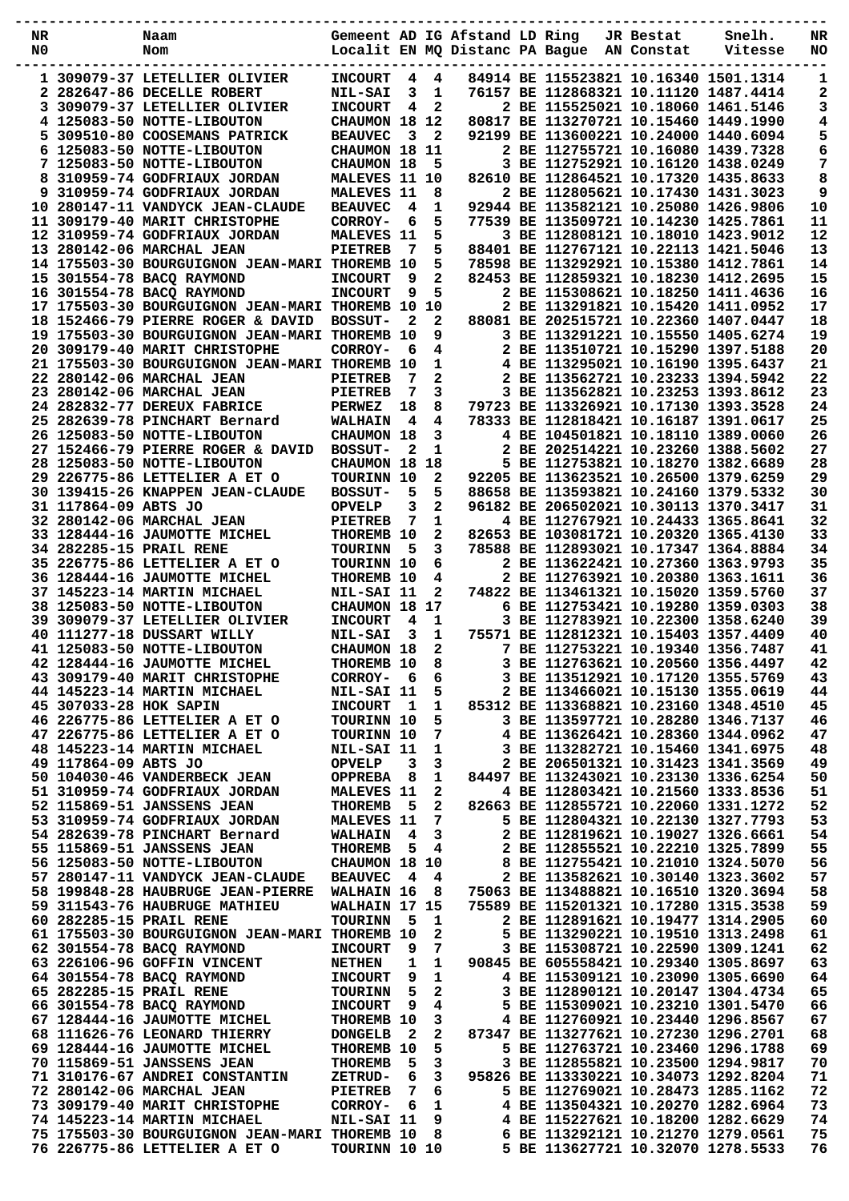| NR N0 | Naam Nom | Gemeent Localit | AD EN | IG MQ | Afstand Distanc | LD PA | Ring Bague | JR AN | Bestat Constat | Snelh. Vitesse | NR NO |
|---|---|---|---|---|---|---|---|---|---|---|---|
| 1 | 309079-37 LETELLIER OLIVIER | INCOURT | 4 | 4 | 84914 | BE | 1155238 | 21 | 10.16340 | 1501.1314 | 1 |
| 2 | 282647-86 DECELLE ROBERT | NIL-SAI | 3 | 1 | 76157 | BE | 1128683 | 21 | 10.11120 | 1487.4414 | 2 |
| 3 | 309079-37 LETELLIER OLIVIER | INCOURT | 4 | 2 | 2 | BE | 1155250 | 21 | 10.18060 | 1461.5146 | 3 |
| 4 | 125083-50 NOTTE-LIBOUTON | CHAUMON | 18 | 12 | 80817 | BE | 1132707 | 21 | 10.15460 | 1449.1990 | 4 |
| 5 | 309510-80 COOSEMANS PATRICK | BEAUVEC | 3 | 2 | 92199 | BE | 1136002 | 21 | 10.24000 | 1440.6094 | 5 |
| 6 | 125083-50 NOTTE-LIBOUTON | CHAUMON | 18 | 11 | 2 | BE | 1127557 | 21 | 10.16080 | 1439.7328 | 6 |
| 7 | 125083-50 NOTTE-LIBOUTON | CHAUMON | 18 | 5 | 3 | BE | 1127529 | 21 | 10.16120 | 1438.0249 | 7 |
| 8 | 310959-74 GODFRIAUX JORDAN | MALEVES | 11 | 10 | 82610 | BE | 1128645 | 21 | 10.17320 | 1435.8633 | 8 |
| 9 | 310959-74 GODFRIAUX JORDAN | MALEVES | 11 | 8 | 2 | BE | 1128056 | 21 | 10.17430 | 1431.3023 | 9 |
| 10 | 280147-11 VANDYCK JEAN-CLAUDE | BEAUVEC | 4 | 1 | 92944 | BE | 1135821 | 21 | 10.25080 | 1426.9806 | 10 |
| 11 | 309179-40 MARIT CHRISTOPHE | CORROY- | 6 | 5 | 77539 | BE | 1135097 | 21 | 10.14230 | 1425.7861 | 11 |
| 12 | 310959-74 GODFRIAUX JORDAN | MALEVES | 11 | 5 | 3 | BE | 1128081 | 21 | 10.18010 | 1423.9012 | 12 |
| 13 | 280142-06 MARCHAL JEAN | PIETREB | 7 | 5 | 88401 | BE | 1127671 | 21 | 10.22113 | 1421.5046 | 13 |
| 14 | 175503-30 BOURGUIGNON JEAN-MARI | THOREMB | 10 | 5 | 78598 | BE | 1132929 | 21 | 10.15380 | 1412.7861 | 14 |
| 15 | 301554-78 BACQ RAYMOND | INCOURT | 9 | 2 | 82453 | BE | 1128593 | 21 | 10.18230 | 1412.2695 | 15 |
| 16 | 301554-78 BACQ RAYMOND | INCOURT | 9 | 5 | 2 | BE | 1153086 | 21 | 10.18250 | 1411.4636 | 16 |
| 17 | 175503-30 BOURGUIGNON JEAN-MARI | THOREMB | 10 | 10 | 2 | BE | 1132918 | 21 | 10.15420 | 1411.0952 | 17 |
| 18 | 152466-79 PIERRE ROGER & DAVID | BOSSUT- | 2 | 2 | 88081 | BE | 2025157 | 21 | 10.22360 | 1407.0447 | 18 |
| 19 | 175503-30 BOURGUIGNON JEAN-MARI | THOREMB | 10 | 9 | 3 | BE | 1132912 | 21 | 10.15550 | 1405.6274 | 19 |
| 20 | 309179-40 MARIT CHRISTOPHE | CORROY- | 6 | 4 | 2 | BE | 1135107 | 21 | 10.15290 | 1397.5188 | 20 |
| 21 | 175503-30 BOURGUIGNON JEAN-MARI | THOREMB | 10 | 1 | 4 | BE | 1132950 | 21 | 10.16190 | 1395.6437 | 21 |
| 22 | 280142-06 MARCHAL JEAN | PIETREB | 7 | 2 | 2 | BE | 1135627 | 21 | 10.23233 | 1394.5942 | 22 |
| 23 | 280142-06 MARCHAL JEAN | PIETREB | 7 | 3 | 3 | BE | 1135628 | 21 | 10.23253 | 1393.8612 | 23 |
| 24 | 282832-77 DEREUX FABRICE | PERWEZ | 18 | 8 | 79723 | BE | 1133269 | 21 | 10.17130 | 1393.3528 | 24 |
| 25 | 282639-78 PINCHART Bernard | WALHAIN | 4 | 4 | 78333 | BE | 1128184 | 21 | 10.16187 | 1391.0617 | 25 |
| 26 | 125083-50 NOTTE-LIBOUTON | CHAUMON | 18 | 3 | 4 | BE | 1045018 | 21 | 10.18110 | 1389.0060 | 26 |
| 27 | 152466-79 PIERRE ROGER & DAVID | BOSSUT- | 2 | 1 | 2 | BE | 2025142 | 21 | 10.23260 | 1388.5602 | 27 |
| 28 | 125083-50 NOTTE-LIBOUTON | CHAUMON | 18 | 18 | 5 | BE | 1127538 | 21 | 10.18270 | 1382.6689 | 28 |
| 29 | 226775-86 LETTELIER A ET O | TOURINN | 10 | 2 | 92205 | BE | 1136235 | 21 | 10.26500 | 1379.6259 | 29 |
| 30 | 139415-26 KNAPPEN JEAN-CLAUDE | BOSSUT- | 5 | 5 | 88658 | BE | 1135938 | 21 | 10.24160 | 1379.5332 | 30 |
| 31 | 117864-09 ABTS JO | OPVELP | 3 | 2 | 96182 | BE | 2065020 | 21 | 10.30113 | 1370.3417 | 31 |
| 32 | 280142-06 MARCHAL JEAN | PIETREB | 7 | 1 | 4 | BE | 1127679 | 21 | 10.24433 | 1365.8641 | 32 |
| 33 | 128444-16 JAUMOTTE MICHEL | THOREMB | 10 | 2 | 82653 | BE | 1030817 | 21 | 10.20320 | 1365.4130 | 33 |
| 34 | 282285-15 PRAIL RENE | TOURINN | 5 | 3 | 78588 | BE | 1128930 | 21 | 10.17347 | 1364.8884 | 34 |
| 35 | 226775-86 LETTELIER A ET O | TOURINN | 10 | 6 | 2 | BE | 1136224 | 21 | 10.27360 | 1363.9793 | 35 |
| 36 | 128444-16 JAUMOTTE MICHEL | THOREMB | 10 | 4 | 2 | BE | 1127639 | 21 | 10.20380 | 1363.1611 | 36 |
| 37 | 145223-14 MARTIN MICHAEL | NIL-SAI | 11 | 2 | 74822 | BE | 1134613 | 21 | 10.15020 | 1359.5760 | 37 |
| 38 | 125083-50 NOTTE-LIBOUTON | CHAUMON | 18 | 17 | 6 | BE | 1127534 | 21 | 10.19280 | 1359.0303 | 38 |
| 39 | 309079-37 LETELLIER OLIVIER | INCOURT | 4 | 1 | 3 | BE | 1127839 | 21 | 10.22300 | 1358.6240 | 39 |
| 40 | 111277-18 DUSSART WILLY | NIL-SAI | 3 | 1 | 75571 | BE | 1128123 | 21 | 10.15403 | 1357.4409 | 40 |
| 41 | 125083-50 NOTTE-LIBOUTON | CHAUMON | 18 | 2 | 7 | BE | 1127532 | 21 | 10.19340 | 1356.7487 | 41 |
| 42 | 128444-16 JAUMOTTE MICHEL | THOREMB | 10 | 8 | 3 | BE | 1127636 | 21 | 10.20560 | 1356.4497 | 42 |
| 43 | 309179-40 MARIT CHRISTOPHE | CORROY- | 6 | 6 | 3 | BE | 1135129 | 21 | 10.17120 | 1355.5769 | 43 |
| 44 | 145223-14 MARTIN MICHAEL | NIL-SAI | 11 | 5 | 2 | BE | 1134660 | 21 | 10.15130 | 1355.0619 | 44 |
| 45 | 307033-28 HOK SAPIN | INCOURT | 1 | 1 | 85312 | BE | 1133688 | 21 | 10.23160 | 1348.4510 | 45 |
| 46 | 226775-86 LETTELIER A ET O | TOURINN | 10 | 5 | 3 | BE | 1135977 | 21 | 10.28280 | 1346.7137 | 46 |
| 47 | 226775-86 LETTELIER A ET O | TOURINN | 10 | 7 | 4 | BE | 1136264 | 21 | 10.28360 | 1344.0962 | 47 |
| 48 | 145223-14 MARTIN MICHAEL | NIL-SAI | 11 | 1 | 3 | BE | 1132827 | 21 | 10.15460 | 1341.6975 | 48 |
| 49 | 117864-09 ABTS JO | OPVELP | 3 | 3 | 2 | BE | 2065010 | 21 | 10.31423 | 1341.3569 | 49 |
| 50 | 104030-46 VANDERBECK JEAN | OPPREBA | 8 | 1 | 84497 | BE | 1132430 | 21 | 10.23130 | 1336.6254 | 50 |
| 51 | 310959-74 GODFRIAUX JORDAN | MALEVES | 11 | 2 | 4 | BE | 1128034 | 21 | 10.21560 | 1333.8536 | 51 |
| 52 | 115869-51 JANSSENS JEAN | THOREMB | 5 | 2 | 82663 | BE | 1128557 | 21 | 10.22060 | 1331.1272 | 52 |
| 53 | 310959-74 GODFRIAUX JORDAN | MALEVES | 11 | 7 | 5 | BE | 1128043 | 21 | 10.22130 | 1327.7793 | 53 |
| 54 | 282639-78 PINCHART Bernard | WALHAIN | 4 | 3 | 2 | BE | 1128196 | 21 | 10.19027 | 1326.6661 | 54 |
| 55 | 115869-51 JANSSENS JEAN | THOREMB | 5 | 4 | 2 | BE | 1128555 | 21 | 10.22210 | 1325.7899 | 55 |
| 56 | 125083-50 NOTTE-LIBOUTON | CHAUMON | 18 | 10 | 8 | BE | 1127554 | 21 | 10.21010 | 1324.5070 | 56 |
| 57 | 280147-11 VANDYCK JEAN-CLAUDE | BEAUVEC | 4 | 4 | 2 | BE | 1135826 | 21 | 10.30140 | 1323.3602 | 57 |
| 58 | 199848-28 HAUBRUGE JEAN-PIERRE | WALHAIN | 16 | 8 | 75063 | BE | 1134888 | 21 | 10.16510 | 1320.3694 | 58 |
| 59 | 311543-76 HAUBRUGE MATHIEU | WALHAIN | 17 | 15 | 75589 | BE | 1152013 | 21 | 10.17280 | 1315.3538 | 59 |
| 60 | 282285-15 PRAIL RENE | TOURINN | 5 | 1 | 2 | BE | 1128916 | 21 | 10.19477 | 1314.2905 | 60 |
| 61 | 175503-30 BOURGUIGNON JEAN-MARI | THOREMB | 10 | 2 | 5 | BE | 1132900 | 21 | 10.19510 | 1313.2498 | 61 |
| 62 | 301554-78 BACQ RAYMOND | INCOURT | 9 | 7 | 3 | BE | 1153087 | 21 | 10.22590 | 1309.1241 | 62 |
| 63 | 226106-96 GOFFIN VINCENT | NETHEN | 1 | 1 | 90845 | BE | 6055584 | 21 | 10.29340 | 1305.8697 | 63 |
| 64 | 301554-78 BACQ RAYMOND | INCOURT | 9 | 1 | 4 | BE | 1153091 | 21 | 10.23090 | 1305.6690 | 64 |
| 65 | 282285-15 PRAIL RENE | TOURINN | 5 | 2 | 3 | BE | 1128901 | 21 | 10.20147 | 1304.4734 | 65 |
| 66 | 301554-78 BACQ RAYMOND | INCOURT | 9 | 4 | 5 | BE | 1153090 | 21 | 10.23210 | 1301.5470 | 66 |
| 67 | 128444-16 JAUMOTTE MICHEL | THOREMB | 10 | 3 | 4 | BE | 1127609 | 21 | 10.23440 | 1296.8567 | 67 |
| 68 | 111626-76 LEONARD THIERRY | DONGELB | 2 | 2 | 87347 | BE | 1132776 | 21 | 10.27230 | 1296.2701 | 68 |
| 69 | 128444-16 JAUMOTTE MICHEL | THOREMB | 10 | 5 | 5 | BE | 1127637 | 21 | 10.23460 | 1296.1788 | 69 |
| 70 | 115869-51 JANSSENS JEAN | THOREMB | 5 | 3 | 3 | BE | 1128558 | 21 | 10.23500 | 1294.9817 | 70 |
| 71 | 310176-67 ANDREI CONSTANTIN | ZETRUD- | 6 | 3 | 95826 | BE | 1133302 | 21 | 10.34073 | 1292.8204 | 71 |
| 72 | 280142-06 MARCHAL JEAN | PIETREB | 7 | 6 | 5 | BE | 1127690 | 21 | 10.28473 | 1285.1162 | 72 |
| 73 | 309179-40 MARIT CHRISTOPHE | CORROY- | 6 | 1 | 4 | BE | 1135043 | 21 | 10.20270 | 1282.6964 | 73 |
| 74 | 145223-14 MARTIN MICHAEL | NIL-SAI | 11 | 9 | 4 | BE | 1152276 | 21 | 10.18200 | 1282.6629 | 74 |
| 75 | 175503-30 BOURGUIGNON JEAN-MARI | THOREMB | 10 | 8 | 6 | BE | 1132921 | 21 | 10.21270 | 1279.0561 | 75 |
| 76 | 226775-86 LETTELIER A ET O | TOURINN | 10 | 10 | 5 | BE | 1136277 | 21 | 10.32070 | 1278.5533 | 76 |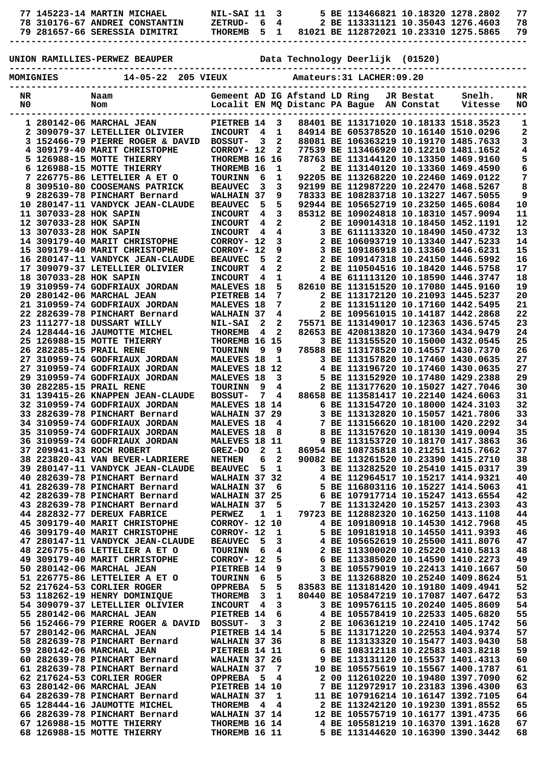| NR | Naam | Gemeent | AD | IG | Afstand | Ring | Bestat | Snelh. | NR |
|---|---|---|---|---|---|---|---|---|---|
| 77 | 145223-14 MARTIN MICHAEL | NIL-SAI | 11 | 3 | 5 | BE 113466821 | 10.18320 | 1278.2802 | 77 |
| 78 | 310176-67 ANDREI CONSTANTIN | ZETRUD- | 6 | 4 | 2 | BE 113331121 | 10.35043 | 1276.4603 | 78 |
| 79 | 281657-66 SERESSIA DIMITRI | THOREMB | 5 | 1 | 81021 | BE 112872021 | 10.23310 | 1275.5865 | 79 |

UNION RAMILLIES-PERWEZ BEAUPER — Data Technology Deerlijk (01520)

MOMIGNIES 14-05-22 205 VIEUX — Amateurs:31 LACHER:09.20

| NR N0 | Naam Nom | Gemeent Localit | AD EN | IG MQ | Afstand LD Distanc PA | Ring Bague | JR Bestat AN Constat | Snelh. Vitesse | NR NO |
|---|---|---|---|---|---|---|---|---|---|
| 1 | 280142-06 MARCHAL JEAN | PIETREB | 14 | 3 | 88401 | BE 113171020 | 10.18133 | 1518.3523 | 1 |
| 2 | 309079-37 LETELLIER OLIVIER | INCOURT | 4 | 1 | 84914 | BE 605378520 | 10.16140 | 1510.0296 | 2 |
| 3 | 152466-79 PIERRE ROGER & DAVID | BOSSUT- | 3 | 2 | 88081 | BE 106363219 | 10.19170 | 1485.7633 | 3 |
| 4 | 309179-40 MARIT CHRISTOPHE | CORROY- | 12 | 2 | 77539 | BE 113466920 | 10.12210 | 1481.1652 | 4 |
| 5 | 126988-15 MOTTE THIERRY | THOREMB | 16 | 16 | 78763 | BE 113144120 | 10.13350 | 1469.9160 | 5 |
| 6 | 126988-15 MOTTE THIERRY | THOREMB | 16 | 1 | 2 | BE 113140120 | 10.13360 | 1469.4590 | 6 |
| 7 | 226775-86 LETTELIER A ET O | TOURINN | 6 | 1 | 92205 | BE 113268220 | 10.22460 | 1469.0122 | 7 |
| 8 | 309510-80 COOSEMANS PATRICK | BEAUVEC | 3 | 3 | 92199 | BE 112987220 | 10.22470 | 1468.5267 | 8 |
| 9 | 282639-78 PINCHART Bernard | WALHAIN | 37 | 9 | 78333 | BE 108283718 | 10.13227 | 1467.5055 | 9 |
| 10 | 280147-11 VANDYCK JEAN-CLAUDE | BEAUVEC | 5 | 5 | 92944 | BE 105652719 | 10.23250 | 1465.6084 | 10 |
| 11 | 307033-28 HOK SAPIN | INCOURT | 4 | 3 | 85312 | BE 109024818 | 10.18310 | 1457.9094 | 11 |
| 12 | 307033-28 HOK SAPIN | INCOURT | 4 | 2 | 2 | BE 109014318 | 10.18450 | 1452.1191 | 12 |
| 13 | 307033-28 HOK SAPIN | INCOURT | 4 | 4 | 3 | BE 611113320 | 10.18490 | 1450.4732 | 13 |
| 14 | 309179-40 MARIT CHRISTOPHE | CORROY- | 12 | 3 | 2 | BE 106093719 | 10.13340 | 1447.5233 | 14 |
| 15 | 309179-40 MARIT CHRISTOPHE | CORROY- | 12 | 9 | 3 | BE 109186918 | 10.13360 | 1446.6231 | 15 |
| 16 | 280147-11 VANDYCK JEAN-CLAUDE | BEAUVEC | 5 | 2 | 2 | BE 109147318 | 10.24150 | 1446.5992 | 16 |
| 17 | 309079-37 LETELLIER OLIVIER | INCOURT | 4 | 2 | 2 | BE 110504516 | 10.18420 | 1446.5758 | 17 |
| 18 | 307033-28 HOK SAPIN | INCOURT | 4 | 1 | 4 | BE 611113120 | 10.18590 | 1446.3747 | 18 |
| 19 | 310959-74 GODFRIAUX JORDAN | MALEVES | 18 | 5 | 82610 | BE 113151520 | 10.17080 | 1445.9160 | 19 |
| 20 | 280142-06 MARCHAL JEAN | PIETREB | 14 | 7 | 2 | BE 113172120 | 10.21093 | 1445.5237 | 20 |
| 21 | 310959-74 GODFRIAUX JORDAN | MALEVES | 18 | 7 | 2 | BE 113151120 | 10.17160 | 1442.5495 | 21 |
| 22 | 282639-78 PINCHART Bernard | WALHAIN | 37 | 4 | 2 | BE 109561015 | 10.14187 | 1442.2868 | 22 |
| 23 | 111277-18 DUSSART WILLY | NIL-SAI | 2 | 2 | 75571 | BE 113149017 | 10.12363 | 1436.5745 | 23 |
| 24 | 128444-16 JAUMOTTE MICHEL | THOREMB | 4 | 2 | 82653 | BE 420813820 | 10.17360 | 1434.9479 | 24 |
| 25 | 126988-15 MOTTE THIERRY | THOREMB | 16 | 15 | 3 | BE 113155520 | 10.15000 | 1432.0545 | 25 |
| 26 | 282285-15 PRAIL RENE | TOURINN | 9 | 9 | 78588 | BE 113178520 | 10.14557 | 1430.7370 | 26 |
| 27 | 310959-74 GODFRIAUX JORDAN | MALEVES | 18 | 1 | 3 | BE 113157820 | 10.17460 | 1430.0635 | 27 |
| 27 | 310959-74 GODFRIAUX JORDAN | MALEVES | 18 | 12 | 4 | BE 113196720 | 10.17460 | 1430.0635 | 27 |
| 29 | 310959-74 GODFRIAUX JORDAN | MALEVES | 18 | 3 | 5 | BE 113152920 | 10.17480 | 1429.2388 | 29 |
| 30 | 282285-15 PRAIL RENE | TOURINN | 9 | 4 | 2 | BE 113177620 | 10.15027 | 1427.7046 | 30 |
| 31 | 139415-26 KNAPPEN JEAN-CLAUDE | BOSSUT- | 7 | 4 | 88658 | BE 113581417 | 10.22140 | 1424.6063 | 31 |
| 32 | 310959-74 GODFRIAUX JORDAN | MALEVES | 18 | 14 | 6 | BE 113154720 | 10.18000 | 1424.3103 | 32 |
| 33 | 282639-78 PINCHART Bernard | WALHAIN | 37 | 29 | 3 | BE 113132820 | 10.15057 | 1421.7806 | 33 |
| 34 | 310959-74 GODFRIAUX JORDAN | MALEVES | 18 | 4 | 7 | BE 113156620 | 10.18100 | 1420.2292 | 34 |
| 35 | 310959-74 GODFRIAUX JORDAN | MALEVES | 18 | 8 | 8 | BE 113157620 | 10.18130 | 1419.0094 | 35 |
| 36 | 310959-74 GODFRIAUX JORDAN | MALEVES | 18 | 11 | 9 | BE 113153720 | 10.18170 | 1417.3863 | 36 |
| 37 | 209941-33 ROCH ROBERT | GREZ-DO | 2 | 1 | 86954 | BE 108735818 | 10.21251 | 1415.7662 | 37 |
| 38 | 223820-41 VAN BEVER-LADRIERE | NETHEN | 6 | 2 | 90082 | BE 113261520 | 10.23390 | 1415.2710 | 38 |
| 39 | 280147-11 VANDYCK JEAN-CLAUDE | BEAUVEC | 5 | 1 | 3 | BE 113282520 | 10.25410 | 1415.0317 | 39 |
| 40 | 282639-78 PINCHART Bernard | WALHAIN | 37 | 32 | 4 | BE 112964517 | 10.15217 | 1414.9321 | 40 |
| 41 | 282639-78 PINCHART Bernard | WALHAIN | 37 | 6 | 5 | BE 116803116 | 10.15227 | 1414.5063 | 41 |
| 42 | 282639-78 PINCHART Bernard | WALHAIN | 37 | 25 | 6 | BE 107917714 | 10.15247 | 1413.6554 | 42 |
| 43 | 282639-78 PINCHART Bernard | WALHAIN | 37 | 5 | 7 | BE 113132420 | 10.15257 | 1413.2303 | 43 |
| 44 | 282832-77 DEREUX FABRICE | PERWEZ | 1 | 1 | 79723 | BE 112882320 | 10.16250 | 1413.1108 | 44 |
| 45 | 309179-40 MARIT CHRISTOPHE | CORROY- | 12 | 10 | 4 | BE 109180918 | 10.14530 | 1412.7968 | 45 |
| 46 | 309179-40 MARIT CHRISTOPHE | CORROY- | 12 | 1 | 5 | BE 109181918 | 10.14550 | 1411.9393 | 46 |
| 47 | 280147-11 VANDYCK JEAN-CLAUDE | BEAUVEC | 5 | 3 | 4 | BE 105652619 | 10.25500 | 1411.8076 | 47 |
| 48 | 226775-86 LETTELIER A ET O | TOURINN | 6 | 4 | 2 | BE 113300020 | 10.25220 | 1410.5813 | 48 |
| 49 | 309179-40 MARIT CHRISTOPHE | CORROY- | 12 | 5 | 6 | BE 113385020 | 10.14590 | 1410.2273 | 49 |
| 50 | 280142-06 MARCHAL JEAN | PIETREB | 14 | 9 | 3 | BE 105579019 | 10.22413 | 1410.1667 | 50 |
| 51 | 226775-86 LETTELIER A ET O | TOURINN | 6 | 5 | 3 | BE 113268820 | 10.25240 | 1409.8624 | 51 |
| 52 | 217624-53 CORLIER ROGER | OPPREBA | 5 | 5 | 83583 | BE 113181420 | 10.19180 | 1409.4941 | 52 |
| 53 | 118262-19 HENRY DOMINIQUE | THOREMB | 3 | 1 | 80440 | BE 105847219 | 10.17087 | 1407.6472 | 53 |
| 54 | 309079-37 LETELLIER OLIVIER | INCOURT | 4 | 3 | 3 | BE 109576115 | 10.20240 | 1405.8609 | 54 |
| 55 | 280142-06 MARCHAL JEAN | PIETREB | 14 | 6 | 4 | BE 105578419 | 10.22533 | 1405.6820 | 55 |
| 56 | 152466-79 PIERRE ROGER & DAVID | BOSSUT- | 3 | 3 | 2 | BE 106361219 | 10.22410 | 1405.1742 | 56 |
| 57 | 280142-06 MARCHAL JEAN | PIETREB | 14 | 14 | 5 | BE 113171220 | 10.22553 | 1404.9374 | 57 |
| 58 | 282639-78 PINCHART Bernard | WALHAIN | 37 | 36 | 8 | BE 113133320 | 10.15477 | 1403.9430 | 58 |
| 59 | 280142-06 MARCHAL JEAN | PIETREB | 14 | 11 | 6 | BE 108312118 | 10.22583 | 1403.8218 | 59 |
| 60 | 282639-78 PINCHART Bernard | WALHAIN | 37 | 26 | 9 | BE 113131120 | 10.15537 | 1401.4313 | 60 |
| 61 | 282639-78 PINCHART Bernard | WALHAIN | 37 | 7 | 10 | BE 105575619 | 10.15567 | 1400.1787 | 61 |
| 62 | 217624-53 CORLIER ROGER | OPPREBA | 5 | 4 | 2 | 00 112610220 | 10.19480 | 1397.7090 | 62 |
| 63 | 280142-06 MARCHAL JEAN | PIETREB | 14 | 10 | 7 | BE 112972917 | 10.23183 | 1396.4300 | 63 |
| 64 | 282639-78 PINCHART Bernard | WALHAIN | 37 | 1 | 11 | BE 107916214 | 10.16147 | 1392.7105 | 64 |
| 65 | 128444-16 JAUMOTTE MICHEL | THOREMB | 4 | 4 | 2 | BE 113242120 | 10.19230 | 1391.8552 | 65 |
| 66 | 282639-78 PINCHART Bernard | WALHAIN | 37 | 14 | 12 | BE 105575719 | 10.16177 | 1391.4735 | 66 |
| 67 | 126988-15 MOTTE THIERRY | THOREMB | 16 | 14 | 4 | BE 105581219 | 10.16370 | 1391.1628 | 67 |
| 68 | 126988-15 MOTTE THIERRY | THOREMB | 16 | 11 | 5 | BE 113144620 | 10.16390 | 1390.3442 | 68 |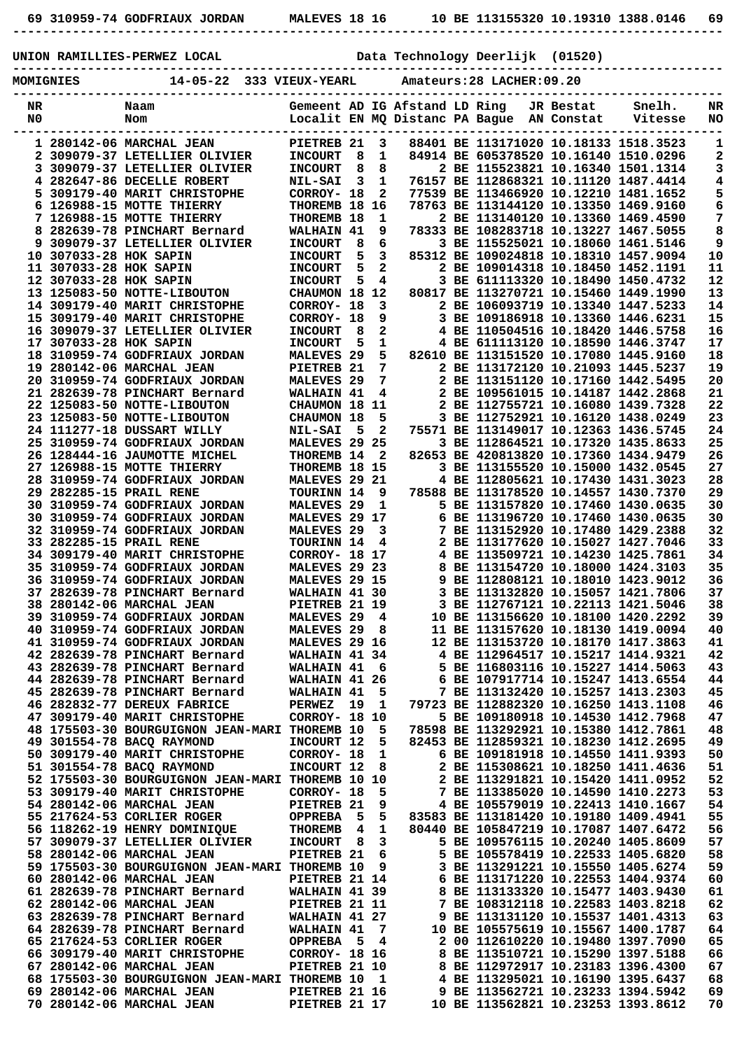| NR | Naam | Gemeent | AD | IG | Afstand | LD | Ring | JR | Bestat | Snelh. | NR |
|---|---|---|---|---|---|---|---|---|---|---|---|
| 69 | 310959-74 GODFRIAUX JORDAN | MALEVES | 18 | 16 | | 10 | BE 1131553 | 20 | 10.19310 | 1388.0146 | 69 |

**UNION RAMILLIES-PERWEZ LOCAL** — Data Technology Deerlijk (01520)

**MOMIGNIES** — 14-05-22 333 VIEUX-YEARL — Amateurs:28 LACHER:09.20

| NR<br>N0 | Naam<br>Nom | Gemeent<br>Localit | AD<br>EN | IG<br>MQ | Afstand<br>Distanc | LD<br>PA | Ring<br>Bague | JR<br>AN | Bestat<br>Constat | Snelh.<br>Vitesse | NR<br>NO |
|---|---|---|---|---|---|---|---|---|---|---|---|
| 1 | 280142-06 MARCHAL JEAN | PIETREB | 21 | 3 | 88401 | | BE 1131710 | 20 | 10.18133 | 1518.3523 | 1 |
| 2 | 309079-37 LETELLIER OLIVIER | INCOURT | 8 | 1 | 84914 | | BE 6053785 | 20 | 10.16140 | 1510.0296 | 2 |
| 3 | 309079-37 LETELLIER OLIVIER | INCOURT | 8 | 8 | | 2 | BE 1155238 | 21 | 10.16340 | 1501.1314 | 3 |
| 4 | 282647-86 DECELLE ROBERT | NIL-SAI | 3 | 1 | 76157 | | BE 1128683 | 21 | 10.11120 | 1487.4414 | 4 |
| 5 | 309179-40 MARIT CHRISTOPHE | CORROY- | 18 | 2 | 77539 | | BE 1134669 | 20 | 10.12210 | 1481.1652 | 5 |
| 6 | 126988-15 MOTTE THIERRY | THOREMB | 18 | 16 | 78763 | | BE 1131441 | 20 | 10.13350 | 1469.9160 | 6 |
| 7 | 126988-15 MOTTE THIERRY | THOREMB | 18 | 1 | | 2 | BE 1131401 | 20 | 10.13360 | 1469.4590 | 7 |
| 8 | 282639-78 PINCHART Bernard | WALHAIN | 41 | 9 | 78333 | | BE 1082837 | 18 | 10.13227 | 1467.5055 | 8 |
| 9 | 309079-37 LETELLIER OLIVIER | INCOURT | 8 | 6 | | 3 | BE 1155250 | 21 | 10.18060 | 1461.5146 | 9 |
| 10 | 307033-28 HOK SAPIN | INCOURT | 5 | 3 | 85312 | | BE 1090248 | 18 | 10.18310 | 1457.9094 | 10 |
| 11 | 307033-28 HOK SAPIN | INCOURT | 5 | 2 | | 2 | BE 1090143 | 18 | 10.18450 | 1452.1191 | 11 |
| 12 | 307033-28 HOK SAPIN | INCOURT | 5 | 4 | | 3 | BE 6111133 | 20 | 10.18490 | 1450.4732 | 12 |
| 13 | 125083-50 NOTTE-LIBOUTON | CHAUMON | 18 | 12 | 80817 | | BE 1132707 | 21 | 10.15460 | 1449.1990 | 13 |
| 14 | 309179-40 MARIT CHRISTOPHE | CORROY- | 18 | 3 | | 2 | BE 1060937 | 19 | 10.13340 | 1447.5233 | 14 |
| 15 | 309179-40 MARIT CHRISTOPHE | CORROY- | 18 | 9 | | 3 | BE 1091868 | 19 | 10.13360 | 1446.6231 | 15 |
| 16 | 309079-37 LETELLIER OLIVIER | INCOURT | 8 | 2 | | 4 | BE 1105045 | 16 | 10.18420 | 1446.5758 | 16 |
| 17 | 307033-28 HOK SAPIN | INCOURT | 5 | 1 | | 4 | BE 6111131 | 20 | 10.18590 | 1446.3747 | 17 |
| 18 | 310959-74 GODFRIAUX JORDAN | MALEVES | 29 | 5 | 82610 | | BE 1131515 | 20 | 10.17080 | 1445.9160 | 18 |
| 19 | 280142-06 MARCHAL JEAN | PIETREB | 21 | 7 | | 2 | BE 1131721 | 20 | 10.21093 | 1445.5237 | 19 |
| 20 | 310959-74 GODFRIAUX JORDAN | MALEVES | 29 | 7 | | 2 | BE 1131511 | 20 | 10.17160 | 1442.5495 | 20 |
| 21 | 282639-78 PINCHART Bernard | WALHAIN | 41 | 4 | | 2 | BE 1095610 | 15 | 10.14187 | 1442.2868 | 21 |
| 22 | 125083-50 NOTTE-LIBOUTON | CHAUMON | 18 | 11 | | 2 | BE 1127557 | 21 | 10.16080 | 1439.7328 | 22 |
| 23 | 125083-50 NOTTE-LIBOUTON | CHAUMON | 18 | 5 | | 3 | BE 1127529 | 21 | 10.16120 | 1438.0249 | 23 |
| 24 | 111277-18 DUSSART WILLY | NIL-SAI | 5 | 2 | 75571 | | BE 1131490 | 17 | 10.12363 | 1436.5745 | 24 |
| 25 | 310959-74 GODFRIAUX JORDAN | MALEVES | 29 | 25 | | 3 | BE 1128645 | 21 | 10.17320 | 1435.8633 | 25 |
| 26 | 128444-16 JAUMOTTE MICHEL | THOREMB | 14 | 2 | 82653 | | BE 4208138 | 20 | 10.17360 | 1434.9479 | 26 |
| 27 | 126988-15 MOTTE THIERRY | THOREMB | 18 | 15 | | 3 | BE 1131555 | 20 | 10.15000 | 1432.0545 | 27 |
| 28 | 310959-74 GODFRIAUX JORDAN | MALEVES | 29 | 21 | | 4 | BE 1128056 | 21 | 10.17430 | 1431.3023 | 28 |
| 29 | 282285-15 PRAIL RENE | TOURINN | 14 | 9 | 78588 | | BE 1131785 | 20 | 10.14557 | 1430.7370 | 29 |
| 30 | 310959-74 GODFRIAUX JORDAN | MALEVES | 29 | 1 | | 5 | BE 1131578 | 20 | 10.17460 | 1430.0635 | 30 |
| 30 | 310959-74 GODFRIAUX JORDAN | MALEVES | 29 | 17 | | 6 | BE 1131967 | 20 | 10.17460 | 1430.0635 | 30 |
| 32 | 310959-74 GODFRIAUX JORDAN | MALEVES | 29 | 3 | | 7 | BE 1131529 | 20 | 10.17480 | 1429.2388 | 32 |
| 33 | 282285-15 PRAIL RENE | TOURINN | 14 | 4 | | 2 | BE 1131776 | 20 | 10.15027 | 1427.7046 | 33 |
| 34 | 309179-40 MARIT CHRISTOPHE | CORROY- | 18 | 17 | | 4 | BE 1135097 | 21 | 10.14230 | 1425.7861 | 34 |
| 35 | 310959-74 GODFRIAUX JORDAN | MALEVES | 29 | 23 | | 8 | BE 1131547 | 20 | 10.18000 | 1424.3103 | 35 |
| 36 | 310959-74 GODFRIAUX JORDAN | MALEVES | 29 | 15 | | 9 | BE 1128081 | 21 | 10.18010 | 1423.9012 | 36 |
| 37 | 282639-78 PINCHART Bernard | WALHAIN | 41 | 30 | | 3 | BE 1131328 | 20 | 10.15057 | 1421.7806 | 37 |
| 38 | 280142-06 MARCHAL JEAN | PIETREB | 21 | 19 | | 3 | BE 1127671 | 21 | 10.22113 | 1421.5046 | 38 |
| 39 | 310959-74 GODFRIAUX JORDAN | MALEVES | 29 | 4 | | 10 | BE 1131566 | 20 | 10.18100 | 1420.2292 | 39 |
| 40 | 310959-74 GODFRIAUX JORDAN | MALEVES | 29 | 8 | | 11 | BE 1131576 | 20 | 10.18130 | 1419.0094 | 40 |
| 41 | 310959-74 GODFRIAUX JORDAN | MALEVES | 29 | 16 | | 12 | BE 1131537 | 20 | 10.18170 | 1417.3863 | 41 |
| 42 | 282639-78 PINCHART Bernard | WALHAIN | 41 | 34 | | 4 | BE 1129645 | 17 | 10.15217 | 1414.9321 | 42 |
| 43 | 282639-78 PINCHART Bernard | WALHAIN | 41 | 6 | | 5 | BE 1168031 | 16 | 10.15227 | 1414.5063 | 43 |
| 44 | 282639-78 PINCHART Bernard | WALHAIN | 41 | 26 | | 6 | BE 1079177 | 14 | 10.15247 | 1413.6554 | 44 |
| 45 | 282639-78 PINCHART Bernard | WALHAIN | 41 | 5 | | 7 | BE 1131324 | 20 | 10.15257 | 1413.2303 | 45 |
| 46 | 282832-77 DEREUX FABRICE | PERWEZ | 19 | 1 | 79723 | | BE 1128823 | 20 | 10.16250 | 1413.1108 | 46 |
| 47 | 309179-40 MARIT CHRISTOPHE | CORROY- | 18 | 10 | | 5 | BE 1091809 | 18 | 10.14530 | 1412.7968 | 47 |
| 48 | 175503-30 BOURGUIGNON JEAN-MARI | THOREMB | 10 | 5 | 78598 | | BE 1132929 | 21 | 10.15380 | 1412.7861 | 48 |
| 49 | 301554-78 BACQ RAYMOND | INCOURT | 12 | 5 | 82453 | | BE 1128593 | 21 | 10.18230 | 1412.2695 | 49 |
| 50 | 309179-40 MARIT CHRISTOPHE | CORROY- | 18 | 1 | | 6 | BE 1091819 | 18 | 10.14550 | 1411.9393 | 50 |
| 51 | 301554-78 BACQ RAYMOND | INCOURT | 12 | 8 | | 2 | BE 1155308 | 21 | 10.18250 | 1411.4636 | 51 |
| 52 | 175503-30 BOURGUIGNON JEAN-MARI | THOREMB | 10 | 10 | | 2 | BE 1132918 | 21 | 10.15420 | 1411.0952 | 52 |
| 53 | 309179-40 MARIT CHRISTOPHE | CORROY- | 18 | 5 | | 7 | BE 1133850 | 20 | 10.14590 | 1410.2273 | 53 |
| 54 | 280142-06 MARCHAL JEAN | PIETREB | 21 | 9 | | 4 | BE 1055790 | 19 | 10.22413 | 1410.1667 | 54 |
| 55 | 217624-53 CORLIER ROGER | OPPREBA | 5 | 5 | 83583 | | BE 1131814 | 20 | 10.19180 | 1409.4941 | 55 |
| 56 | 118262-19 HENRY DOMINIQUE | THOREMB | 4 | 1 | 80440 | | BE 1058472 | 19 | 10.17087 | 1407.6472 | 56 |
| 57 | 309079-37 LETELLIER OLIVIER | INCOURT | 8 | 3 | | 5 | BE 1095761 | 15 | 10.20240 | 1405.8609 | 57 |
| 58 | 280142-06 MARCHAL JEAN | PIETREB | 21 | 6 | | 5 | BE 1055784 | 19 | 10.22533 | 1405.6820 | 58 |
| 59 | 175503-30 BOURGUIGNON JEAN-MARI | THOREMB | 10 | 9 | | 3 | BE 1132912 | 21 | 10.15560 | 1405.6274 | 59 |
| 60 | 280142-06 MARCHAL JEAN | PIETREB | 21 | 14 | | 6 | BE 1131712 | 20 | 10.22553 | 1404.9374 | 60 |
| 61 | 282639-78 PINCHART Bernard | WALHAIN | 41 | 39 | | 8 | BE 1131333 | 20 | 10.15477 | 1403.9430 | 61 |
| 62 | 280142-06 MARCHAL JEAN | PIETREB | 21 | 11 | | 7 | BE 1083121 | 18 | 10.22583 | 1403.8218 | 62 |
| 63 | 282639-78 PINCHART Bernard | WALHAIN | 41 | 27 | | 9 | BE 1131311 | 20 | 10.15537 | 1401.4313 | 63 |
| 64 | 282639-78 PINCHART Bernard | WALHAIN | 41 | 7 | | 10 | BE 1055756 | 19 | 10.15567 | 1400.1787 | 64 |
| 65 | 217624-53 CORLIER ROGER | OPPREBA | 5 | 4 | | 2 | 00 1126102 | 20 | 10.19480 | 1397.7090 | 65 |
| 66 | 309179-40 MARIT CHRISTOPHE | CORROY- | 18 | 16 | | 8 | BE 1135107 | 21 | 10.15290 | 1397.5188 | 66 |
| 67 | 280142-06 MARCHAL JEAN | PIETREB | 21 | 10 | | 8 | BE 1129729 | 17 | 10.23183 | 1396.4300 | 67 |
| 68 | 175503-30 BOURGUIGNON JEAN-MARI | THOREMB | 10 | 1 | | 4 | BE 1132950 | 21 | 10.16190 | 1395.6437 | 68 |
| 69 | 280142-06 MARCHAL JEAN | PIETREB | 21 | 16 | | 9 | BE 1135627 | 21 | 10.23233 | 1394.5942 | 69 |
| 70 | 280142-06 MARCHAL JEAN | PIETREB | 21 | 17 | | 10 | BE 1135628 | 21 | 10.23253 | 1393.8612 | 70 |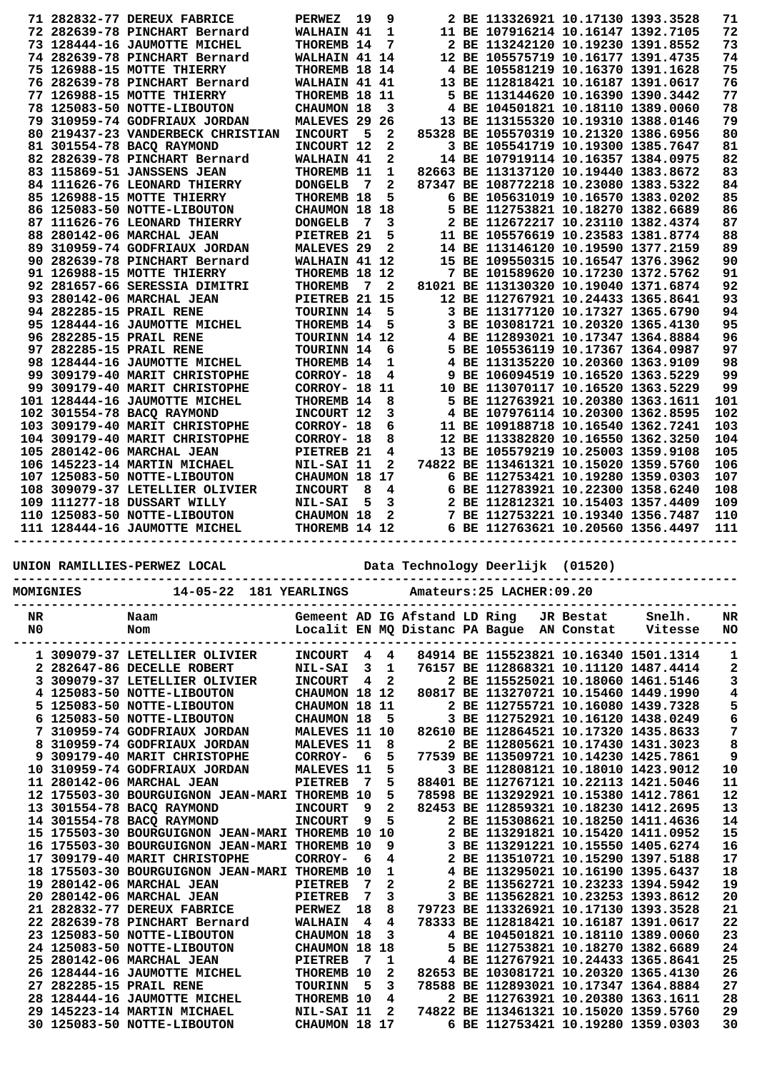| NR | Naam | Gemeent | AD | IG | Afstand | LD | Ring | JR | Bestat | Snelh. | NR |
|---|---|---|---|---|---|---|---|---|---|---|---|
| 71 | 282832-77 DEREUX FABRICE | PERWEZ | 19 | 9 | 2 | BE | 1133269 | 21 | 10.17130 | 1393.3528 | 71 |
| 72 | 282639-78 PINCHART Bernard | WALHAIN | 41 | 1 | 11 | BE | 1079162 | 14 | 10.16147 | 1392.7105 | 72 |
| 73 | 128444-16 JAUMOTTE MICHEL | THOREMB | 14 | 7 | 2 | BE | 1132421 | 20 | 10.19230 | 1391.8552 | 73 |
| 74 | 282639-78 PINCHART Bernard | WALHAIN | 41 | 14 | 12 | BE | 1055757 | 19 | 10.16177 | 1391.4735 | 74 |
| 75 | 126988-15 MOTTE THIERRY | THOREMB | 18 | 14 | 4 | BE | 1055812 | 19 | 10.16370 | 1391.1628 | 75 |
| 76 | 282639-78 PINCHART Bernard | WALHAIN | 41 | 41 | 13 | BE | 1128184 | 21 | 10.16187 | 1391.0617 | 76 |
| 77 | 126988-15 MOTTE THIERRY | THOREMB | 18 | 11 | 5 | BE | 1131446 | 20 | 10.16390 | 1390.3442 | 77 |
| 78 | 125083-50 NOTTE-LIBOUTON | CHAUMON | 18 | 3 | 4 | BE | 1045018 | 21 | 10.18110 | 1389.0060 | 78 |
| 79 | 310959-74 GODFRIAUX JORDAN | MALEVES | 29 | 26 | 13 | BE | 1131553 | 20 | 10.19310 | 1388.0146 | 79 |
| 80 | 219437-23 VANDERBECK CHRISTIAN | INCOURT | 5 | 2 | 85328 | BE | 1055703 | 19 | 10.21320 | 1386.6956 | 80 |
| 81 | 301554-78 BACQ RAYMOND | INCOURT | 12 | 2 | 3 | BE | 1055417 | 19 | 10.19300 | 1385.7647 | 81 |
| 82 | 282639-78 PINCHART Bernard | WALHAIN | 41 | 2 | 14 | BE | 1079191 | 14 | 10.16357 | 1384.0975 | 82 |
| 83 | 115869-51 JANSSENS JEAN | THOREMB | 11 | 1 | 82663 | BE | 1131371 | 20 | 10.19440 | 1383.8672 | 83 |
| 84 | 111626-76 LEONARD THIERRY | DONGELB | 7 | 2 | 87347 | BE | 1087722 | 18 | 10.23080 | 1383.5322 | 84 |
| 85 | 126988-15 MOTTE THIERRY | THOREMB | 18 | 5 | 6 | BE | 1056310 | 19 | 10.16570 | 1383.0202 | 85 |
| 86 | 125083-50 NOTTE-LIBOUTON | CHAUMON | 18 | 18 | 5 | BE | 1127538 | 21 | 10.18270 | 1382.6689 | 86 |
| 87 | 111626-76 LEONARD THIERRY | DONGELB | 7 | 3 | 2 | BE | 1126721 | 21 | 10.23110 | 1382.4374 | 87 |
| 88 | 280142-06 MARCHAL JEAN | PIETREB | 21 | 5 | 11 | BE | 1055766 | 19 | 10.23583 | 1381.8774 | 88 |
| 89 | 310959-74 GODFRIAUX JORDAN | MALEVES | 29 | 2 | 14 | BE | 1131461 | 20 | 10.19590 | 1377.2159 | 89 |
| 90 | 282639-78 PINCHART Bernard | WALHAIN | 41 | 12 | 15 | BE | 1095503 | 15 | 10.16547 | 1376.3962 | 90 |
| 91 | 126988-15 MOTTE THIERRY | THOREMB | 18 | 12 | 7 | BE | 1015896 | 20 | 10.17230 | 1372.5762 | 91 |
| 92 | 281657-66 SERESSIA DIMITRI | THOREMB | 7 | 2 | 81021 | BE | 1131303 | 20 | 10.19040 | 1371.6874 | 92 |
| 93 | 280142-06 MARCHAL JEAN | PIETREB | 21 | 15 | 12 | BE | 1127679 | 21 | 10.24433 | 1365.8641 | 93 |
| 94 | 282285-15 PRAIL RENE | TOURINN | 14 | 5 | 3 | BE | 1131771 | 20 | 10.17327 | 1365.6790 | 94 |
| 95 | 128444-16 JAUMOTTE MICHEL | THOREMB | 14 | 5 | 3 | BE | 1030817 | 21 | 10.20320 | 1365.4130 | 95 |
| 96 | 282285-15 PRAIL RENE | TOURINN | 14 | 12 | 4 | BE | 1128930 | 21 | 10.17347 | 1364.8884 | 96 |
| 97 | 282285-15 PRAIL RENE | TOURINN | 14 | 6 | 5 | BE | 1055361 | 19 | 10.17367 | 1364.0987 | 97 |
| 98 | 128444-16 JAUMOTTE MICHEL | THOREMB | 14 | 1 | 4 | BE | 1131352 | 20 | 10.20360 | 1363.9109 | 98 |
| 99 | 309179-40 MARIT CHRISTOPHE | CORROY- | 18 | 4 | 9 | BE | 1060945 | 19 | 10.16520 | 1363.5229 | 99 |
| 99 | 309179-40 MARIT CHRISTOPHE | CORROY- | 18 | 11 | 10 | BE | 1130701 | 17 | 10.16520 | 1363.5229 | 99 |
| 101 | 128444-16 JAUMOTTE MICHEL | THOREMB | 14 | 8 | 5 | BE | 1127638 | 21 | 10.20380 | 1363.1611 | 101 |
| 102 | 301554-78 BACQ RAYMOND | INCOURT | 12 | 3 | 4 | BE | 1079761 | 14 | 10.20300 | 1362.8595 | 102 |
| 103 | 309179-40 MARIT CHRISTOPHE | CORROY- | 18 | 6 | 11 | BE | 1091887 | 18 | 10.16540 | 1362.7241 | 103 |
| 104 | 309179-40 MARIT CHRISTOPHE | CORROY- | 18 | 8 | 12 | BE | 1133828 | 20 | 10.16550 | 1362.3250 | 104 |
| 105 | 280142-06 MARCHAL JEAN | PIETREB | 21 | 4 | 13 | BE | 1055792 | 19 | 10.25003 | 1359.9108 | 105 |
| 106 | 145223-14 MARTIN MICHAEL | NIL-SAI | 11 | 2 | 74822 | BE | 1134613 | 21 | 10.15020 | 1359.5760 | 106 |
| 107 | 125083-50 NOTTE-LIBOUTON | CHAUMON | 18 | 17 | 6 | BE | 1127534 | 21 | 10.19280 | 1359.0303 | 107 |
| 108 | 309079-37 LETELLIER OLIVIER | INCOURT | 8 | 4 | 6 | BE | 1127839 | 21 | 10.22300 | 1358.6240 | 108 |
| 109 | 111277-18 DUSSART WILLY | NIL-SAI | 5 | 3 | 2 | BE | 1128123 | 21 | 10.15403 | 1357.4409 | 109 |
| 110 | 125083-50 NOTTE-LIBOUTON | CHAUMON | 18 | 2 | 7 | BE | 1127532 | 21 | 10.19340 | 1356.7487 | 110 |
| 111 | 128444-16 JAUMOTTE MICHEL | THOREMB | 14 | 12 | 6 | BE | 1127636 | 21 | 10.20560 | 1356.4497 | 111 |

**UNION RAMILLIES-PERWEZ LOCAL** — Data Technology Deerlijk (01520)

**MOMIGNIES** — 14-05-22 — 181 YEARLINGS — Amateurs:25 LACHER:09.20

| NR N0 | Naam Nom | Gemeent Localit | AD EN | IG MQ | Afstand Distanc | LD PA | Ring Bague | JR AN | Bestat Constat | Snelh. Vitesse | NR NO |
|---|---|---|---|---|---|---|---|---|---|---|---|
| 1 | 309079-37 LETELLIER OLIVIER | INCOURT | 4 | 4 | 84914 | BE | 1155238 | 21 | 10.16340 | 1501.1314 | 1 |
| 2 | 282647-86 DECELLE ROBERT | NIL-SAI | 3 | 1 | 76157 | BE | 1128683 | 21 | 10.11120 | 1487.4414 | 2 |
| 3 | 309079-37 LETELLIER OLIVIER | INCOURT | 4 | 2 | 2 | BE | 1155250 | 21 | 10.18060 | 1461.5146 | 3 |
| 4 | 125083-50 NOTTE-LIBOUTON | CHAUMON | 18 | 12 | 80817 | BE | 1132707 | 21 | 10.15460 | 1449.1990 | 4 |
| 5 | 125083-50 NOTTE-LIBOUTON | CHAUMON | 18 | 11 | 2 | BE | 1127557 | 21 | 10.16080 | 1439.7328 | 5 |
| 6 | 125083-50 NOTTE-LIBOUTON | CHAUMON | 18 | 5 | 3 | BE | 1127529 | 21 | 10.16120 | 1438.0249 | 6 |
| 7 | 310959-74 GODFRIAUX JORDAN | MALEVES | 11 | 10 | 82610 | BE | 1128645 | 21 | 10.17320 | 1435.8633 | 7 |
| 8 | 310959-74 GODFRIAUX JORDAN | MALEVES | 11 | 8 | 2 | BE | 1128056 | 21 | 10.17430 | 1431.3023 | 8 |
| 9 | 309179-40 MARIT CHRISTOPHE | CORROY- | 6 | 5 | 77539 | BE | 1135097 | 21 | 10.14230 | 1425.7861 | 9 |
| 10 | 310959-74 GODFRIAUX JORDAN | MALEVES | 11 | 5 | 3 | BE | 1128081 | 21 | 10.18010 | 1423.9012 | 10 |
| 11 | 280142-06 MARCHAL JEAN | PIETREB | 7 | 5 | 88401 | BE | 1127671 | 21 | 10.22133 | 1421.5046 | 11 |
| 12 | 175503-30 BOURGUIGNON JEAN-MARI | THOREMB | 10 | 5 | 78598 | BE | 1132929 | 21 | 10.15380 | 1412.7861 | 12 |
| 13 | 301554-78 BACQ RAYMOND | INCOURT | 9 | 2 | 82453 | BE | 1128593 | 21 | 10.18230 | 1412.2695 | 13 |
| 14 | 301554-78 BACQ RAYMOND | INCOURT | 9 | 5 | 2 | BE | 1153086 | 21 | 10.18250 | 1411.4636 | 14 |
| 15 | 175503-30 BOURGUIGNON JEAN-MARI | THOREMB | 10 | 10 | 2 | BE | 1132918 | 21 | 10.15420 | 1411.0952 | 15 |
| 16 | 175503-30 BOURGUIGNON JEAN-MARI | THOREMB | 10 | 9 | 3 | BE | 1132912 | 21 | 10.15550 | 1405.6274 | 16 |
| 17 | 309179-40 MARIT CHRISTOPHE | CORROY- | 6 | 4 | 2 | BE | 1135107 | 21 | 10.15290 | 1397.5188 | 17 |
| 18 | 175503-30 BOURGUIGNON JEAN-MARI | THOREMB | 10 | 1 | 4 | BE | 1132950 | 21 | 10.16190 | 1395.6437 | 18 |
| 19 | 280142-06 MARCHAL JEAN | PIETREB | 7 | 2 | 2 | BE | 1135627 | 21 | 10.23233 | 1394.5942 | 19 |
| 20 | 280142-06 MARCHAL JEAN | PIETREB | 7 | 3 | 3 | BE | 1135628 | 21 | 10.23253 | 1393.8612 | 20 |
| 21 | 282832-77 DEREUX FABRICE | PERWEZ | 18 | 8 | 79723 | BE | 1133269 | 21 | 10.17130 | 1393.3528 | 21 |
| 22 | 282639-78 PINCHART Bernard | WALHAIN | 4 | 4 | 78333 | BE | 1128184 | 21 | 10.16187 | 1391.0617 | 22 |
| 23 | 125083-50 NOTTE-LIBOUTON | CHAUMON | 18 | 3 | 4 | BE | 1045018 | 21 | 10.18110 | 1389.0060 | 23 |
| 24 | 125083-50 NOTTE-LIBOUTON | CHAUMON | 18 | 18 | 5 | BE | 1127538 | 21 | 10.18270 | 1382.6689 | 24 |
| 25 | 280142-06 MARCHAL JEAN | PIETREB | 7 | 1 | 4 | BE | 1127679 | 21 | 10.24433 | 1365.8641 | 25 |
| 26 | 128444-16 JAUMOTTE MICHEL | THOREMB | 10 | 2 | 82653 | BE | 1030817 | 21 | 10.20320 | 1365.4130 | 26 |
| 27 | 282285-15 PRAIL RENE | TOURINN | 5 | 3 | 78588 | BE | 1128930 | 21 | 10.17347 | 1364.8884 | 27 |
| 28 | 128444-16 JAUMOTTE MICHEL | THOREMB | 10 | 4 | 2 | BE | 1127638 | 21 | 10.20380 | 1363.1611 | 28 |
| 29 | 145223-14 MARTIN MICHAEL | NIL-SAI | 11 | 2 | 74822 | BE | 1134613 | 21 | 10.15020 | 1359.5760 | 29 |
| 30 | 125083-50 NOTTE-LIBOUTON | CHAUMON | 18 | 17 | 6 | BE | 1127534 | 21 | 10.19280 | 1359.0303 | 30 |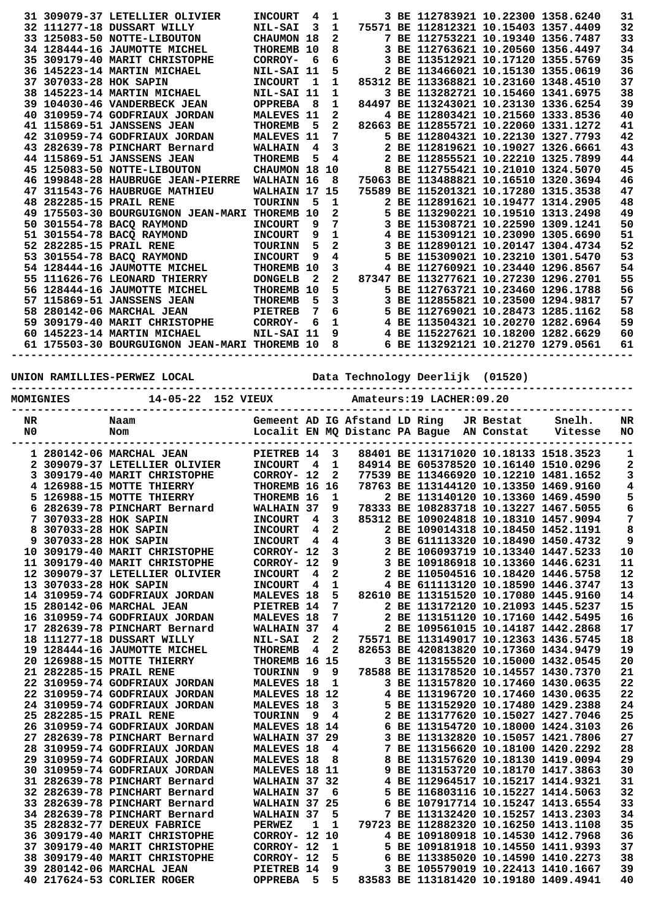| NR | Naam | Gemeent | AD | IG | Afstand | LD Ring | JR Bestat | Snelh. | NR |
|---|---|---|---|---|---|---|---|---|---|
| 31 | 309079-37 LETELLIER OLIVIER | INCOURT | 4 | 1 | 3 | BE 112783921 | 10.22300 | 1358.6240 | 31 |
| 32 | 111277-18 DUSSART WILLY | NIL-SAI | 3 | 1 | 75571 | BE 112812321 | 10.15403 | 1357.4409 | 32 |
| 33 | 125083-50 NOTTE-LIBOUTON | CHAUMON | 18 | 2 | 7 | BE 112753221 | 10.19340 | 1356.7487 | 33 |
| 34 | 128444-16 JAUMOTTE MICHEL | THOREMB | 10 | 8 | 3 | BE 112763621 | 10.20560 | 1356.4497 | 34 |
| 35 | 309179-40 MARIT CHRISTOPHE | CORROY- | 6 | 6 | 3 | BE 113512921 | 10.17120 | 1355.5769 | 35 |
| 36 | 145223-14 MARTIN MICHAEL | NIL-SAI | 11 | 5 | 2 | BE 113466021 | 10.15130 | 1355.0619 | 36 |
| 37 | 307033-28 HOK SAPIN | INCOURT | 1 | 1 | 85312 | BE 113368821 | 10.23160 | 1348.4510 | 37 |
| 38 | 145223-14 MARTIN MICHAEL | NIL-SAI | 11 | 1 | 3 | BE 113282721 | 10.15460 | 1341.6975 | 38 |
| 39 | 104030-46 VANDERBECK JEAN | OPPREBA | 8 | 1 | 84497 | BE 113243021 | 10.23130 | 1336.6254 | 39 |
| 40 | 310959-74 GODFRIAUX JORDAN | MALEVES | 11 | 2 | 4 | BE 112803421 | 10.21560 | 1333.8536 | 40 |
| 41 | 115869-51 JANSSENS JEAN | THOREMB | 5 | 2 | 82663 | BE 112855721 | 10.22060 | 1331.1272 | 41 |
| 42 | 310959-74 GODFRIAUX JORDAN | MALEVES | 11 | 7 | 5 | BE 112804321 | 10.22130 | 1327.7793 | 42 |
| 43 | 282639-78 PINCHART Bernard | WALHAIN | 4 | 3 | 2 | BE 112819621 | 10.19027 | 1326.6661 | 43 |
| 44 | 115869-51 JANSSENS JEAN | THOREMB | 5 | 4 | 2 | BE 112855521 | 10.22210 | 1325.7899 | 44 |
| 45 | 125083-50 NOTTE-LIBOUTON | CHAUMON | 18 | 10 | 8 | BE 112755421 | 10.21010 | 1324.5070 | 45 |
| 46 | 199848-28 HAUBRUGE JEAN-PIERRE | WALHAIN | 16 | 8 | 75063 | BE 113488821 | 10.16510 | 1320.3694 | 46 |
| 47 | 311543-76 HAUBRUGE MATHIEU | WALHAIN | 17 | 15 | 75589 | BE 115201321 | 10.17280 | 1315.3538 | 47 |
| 48 | 282285-15 PRAIL RENE | TOURINN | 5 | 1 | 2 | BE 112891621 | 10.19477 | 1314.2905 | 48 |
| 49 | 175503-30 BOURGUIGNON JEAN-MARI | THOREMB | 10 | 2 | 5 | BE 113290221 | 10.19510 | 1313.2498 | 49 |
| 50 | 301554-78 BACQ RAYMOND | INCOURT | 9 | 7 | 3 | BE 115308721 | 10.22590 | 1309.1241 | 50 |
| 51 | 301554-78 BACQ RAYMOND | INCOURT | 9 | 1 | 4 | BE 115309121 | 10.23090 | 1305.6690 | 51 |
| 52 | 282285-15 PRAIL RENE | TOURINN | 5 | 2 | 3 | BE 112890121 | 10.20147 | 1304.4734 | 52 |
| 53 | 301554-78 BACQ RAYMOND | INCOURT | 9 | 4 | 5 | BE 115309021 | 10.23210 | 1301.5470 | 53 |
| 54 | 128444-16 JAUMOTTE MICHEL | THOREMB | 10 | 3 | 4 | BE 112760921 | 10.23440 | 1296.8567 | 54 |
| 55 | 111626-72 LEONARD THIERRY | DONGELB | 2 | 2 | 87347 | BE 113277621 | 10.27230 | 1296.2701 | 55 |
| 56 | 128444-16 JAUMOTTE MICHEL | THOREMB | 10 | 5 | 5 | BE 112763721 | 10.23460 | 1296.1788 | 56 |
| 57 | 115869-51 JANSSENS JEAN | THOREMB | 5 | 3 | 3 | BE 112855821 | 10.23500 | 1294.9817 | 57 |
| 58 | 280142-06 MARCHAL JEAN | PIETREB | 7 | 6 | 5 | BE 112769021 | 10.28473 | 1285.1162 | 58 |
| 59 | 309179-40 MARIT CHRISTOPHE | CORROY- | 6 | 1 | 4 | BE 113504321 | 10.20270 | 1282.6964 | 59 |
| 60 | 145223-14 MARTIN MICHAEL | NIL-SAI | 11 | 9 | 4 | BE 115227621 | 10.18200 | 1282.6629 | 60 |
| 61 | 175503-30 BOURGUIGNON JEAN-MARI | THOREMB | 10 | 8 | 6 | BE 113292121 | 10.21270 | 1279.0561 | 61 |

UNION RAMILLIES-PERWEZ LOCAL — Data Technology Deerlijk (01520)

MOMIGNIES — 14-05-22 152 VIEUX — Amateurs:19 LACHER:09.20

| NR N0 | Naam Nom | Gemeent Localit | AD EN | IG MQ | Afstand Distanc | LD PA | Ring Bague | JR AN | Bestat Constat | Snelh. Vitesse | NR NO |
|---|---|---|---|---|---|---|---|---|---|---|---|
| 1 | 280142-06 MARCHAL JEAN | PIETREB | 14 | 3 | 88401 | | BE 113171020 | | 10.18133 | 1518.3523 | 1 |
| 2 | 309079-37 LETELLIER OLIVIER | INCOURT | 4 | 1 | 84914 | | BE 605378520 | | 10.16140 | 1510.0296 | 2 |
| 3 | 309179-40 MARIT CHRISTOPHE | CORROY- | 12 | 2 | 77539 | | BE 113466920 | | 10.12210 | 1481.1652 | 3 |
| 4 | 126988-15 MOTTE THIERRY | THOREMB | 16 | 16 | 78763 | | BE 113144120 | | 10.13350 | 1469.9160 | 4 |
| 5 | 126988-15 MOTTE THIERRY | THOREMB | 16 | 1 | 2 | | BE 113140120 | | 10.13360 | 1469.4590 | 5 |
| 6 | 282639-78 PINCHART Bernard | WALHAIN | 37 | 9 | 78333 | | BE 108283718 | | 10.13227 | 1467.5055 | 6 |
| 7 | 307033-28 HOK SAPIN | INCOURT | 4 | 3 | 85312 | | BE 109024818 | | 10.18310 | 1457.9094 | 7 |
| 8 | 307033-28 HOK SAPIN | INCOURT | 4 | 2 | 2 | | BE 109014318 | | 10.18450 | 1452.1191 | 8 |
| 9 | 307033-28 HOK SAPIN | INCOURT | 4 | 4 | 3 | | BE 611113320 | | 10.18490 | 1450.4732 | 9 |
| 10 | 309179-40 MARIT CHRISTOPHE | CORROY- | 12 | 3 | 2 | | BE 106093719 | | 10.13340 | 1447.5233 | 10 |
| 11 | 309179-40 MARIT CHRISTOPHE | CORROY- | 12 | 9 | 3 | | BE 109186918 | | 10.13360 | 1446.6231 | 11 |
| 12 | 309079-37 LETELLIER OLIVIER | INCOURT | 4 | 2 | 2 | | BE 110504516 | | 10.18420 | 1446.5758 | 12 |
| 13 | 307033-28 HOK SAPIN | INCOURT | 4 | 1 | 4 | | BE 611113120 | | 10.18590 | 1446.3747 | 13 |
| 14 | 310959-74 GODFRIAUX JORDAN | MALEVES | 18 | 5 | 82610 | | BE 113151520 | | 10.17080 | 1445.9160 | 14 |
| 15 | 280142-06 MARCHAL JEAN | PIETREB | 14 | 7 | 2 | | BE 113172120 | | 10.20193 | 1445.5237 | 15 |
| 16 | 310959-74 GODFRIAUX JORDAN | MALEVES | 18 | 7 | 2 | | BE 113151120 | | 10.17160 | 1442.5495 | 16 |
| 17 | 282639-78 PINCHART Bernard | WALHAIN | 37 | 4 | 2 | | BE 109561015 | | 10.14187 | 1442.2868 | 17 |
| 18 | 111277-18 DUSSART WILLY | NIL-SAI | 2 | 2 | 75571 | | BE 113149017 | | 10.12363 | 1436.5745 | 18 |
| 19 | 128444-16 JAUMOTTE MICHEL | THOREMB | 4 | 2 | 82653 | | BE 420813820 | | 10.17360 | 1434.9479 | 19 |
| 20 | 126988-15 MOTTE THIERRY | THOREMB | 16 | 15 | 3 | | BE 113155520 | | 10.15000 | 1432.0545 | 20 |
| 21 | 282285-15 PRAIL RENE | TOURINN | 9 | 9 | 78588 | | BE 113178520 | | 10.14557 | 1430.7370 | 21 |
| 22 | 310959-74 GODFRIAUX JORDAN | MALEVES | 18 | 1 | 3 | | BE 113157820 | | 10.17460 | 1430.0635 | 22 |
| 22 | 310959-74 GODFRIAUX JORDAN | MALEVES | 18 | 12 | 4 | | BE 113196720 | | 10.17460 | 1430.0635 | 22 |
| 24 | 310959-74 GODFRIAUX JORDAN | MALEVES | 18 | 3 | 5 | | BE 113152920 | | 10.17480 | 1429.2388 | 24 |
| 25 | 282285-15 PRAIL RENE | TOURINN | 9 | 4 | 2 | | BE 113177620 | | 10.15027 | 1427.7046 | 25 |
| 26 | 310959-74 GODFRIAUX JORDAN | MALEVES | 18 | 14 | 6 | | BE 113154720 | | 10.18000 | 1424.3103 | 26 |
| 27 | 282639-78 PINCHART Bernard | WALHAIN | 37 | 29 | 3 | | BE 113132820 | | 10.15057 | 1421.7806 | 27 |
| 28 | 310959-74 GODFRIAUX JORDAN | MALEVES | 18 | 4 | 7 | | BE 113156620 | | 10.18100 | 1420.2292 | 28 |
| 29 | 310959-74 GODFRIAUX JORDAN | MALEVES | 18 | 8 | 8 | | BE 113157620 | | 10.18130 | 1419.0094 | 29 |
| 30 | 310959-74 GODFRIAUX JORDAN | MALEVES | 18 | 11 | 9 | | BE 113153720 | | 10.18170 | 1417.3863 | 30 |
| 31 | 282639-78 PINCHART Bernard | WALHAIN | 37 | 32 | 4 | | BE 112964517 | | 10.15217 | 1414.9321 | 31 |
| 32 | 282639-78 PINCHART Bernard | WALHAIN | 37 | 6 | 5 | | BE 116803116 | | 10.15227 | 1414.5063 | 32 |
| 33 | 282639-78 PINCHART Bernard | WALHAIN | 37 | 25 | 6 | | BE 107917714 | | 10.15247 | 1413.6554 | 33 |
| 34 | 282639-78 PINCHART Bernard | WALHAIN | 37 | 5 | 7 | | BE 113132420 | | 10.15257 | 1413.2303 | 34 |
| 35 | 282832-77 DEREUX FABRICE | PERWEZ | 1 | 1 | 79723 | | BE 112882320 | | 10.16250 | 1413.1108 | 35 |
| 36 | 309179-40 MARIT CHRISTOPHE | CORROY- | 12 | 10 | 4 | | BE 109180918 | | 10.14530 | 1412.7968 | 36 |
| 37 | 309179-40 MARIT CHRISTOPHE | CORROY- | 12 | 1 | 5 | | BE 109181918 | | 10.14550 | 1411.9393 | 37 |
| 38 | 309179-40 MARIT CHRISTOPHE | CORROY- | 12 | 5 | 6 | | BE 113385020 | | 10.14590 | 1410.2273 | 38 |
| 39 | 280142-06 MARCHAL JEAN | PIETREB | 14 | 9 | 3 | | BE 105579019 | | 10.22413 | 1410.1667 | 39 |
| 40 | 217624-53 CORLIER ROGER | OPPREBA | 5 | 5 | 83583 | | BE 113181420 | | 10.19180 | 1409.4941 | 40 |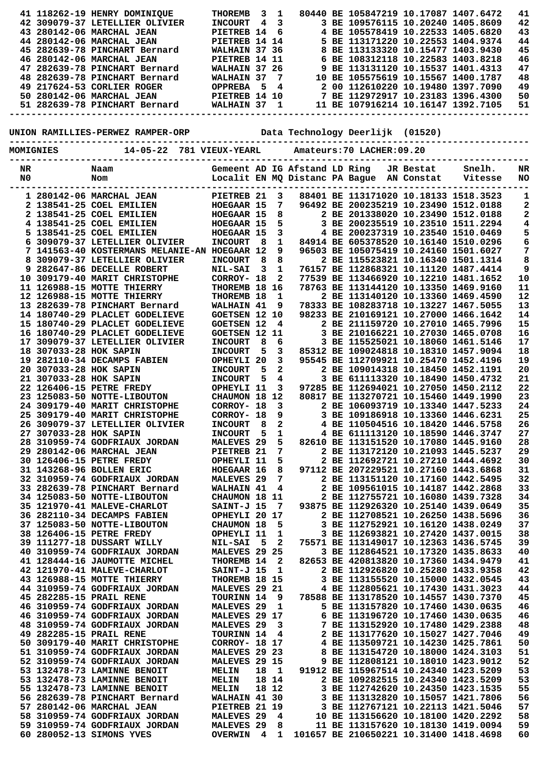| NR | | Naam | Gemeent | AD | IG | Afstand | LD | Ring | JR | Bestat | Snelh. | NR |
|---|---|---|---|---|---|---|---|---|---|---|---|---|
| 41 | 118262-19 | HENRY DOMINIQUE | THOREMB | 3 | 1 | 80440 | BE | 1058472 | 19 | 10.17087 | 1407.6472 | 41 |
| 42 | 309079-37 | LETELLIER OLIVIER | INCOURT | 4 | 3 | 3 | BE | 1095761 | 15 | 10.20240 | 1405.8609 | 42 |
| 43 | 280142-06 | MARCHAL JEAN | PIETREB | 14 | 6 | 4 | BE | 1055784 | 19 | 10.22533 | 1404.6820 | 43 |
| 44 | 280142-06 | MARCHAL JEAN | PIETREB | 14 | 14 | 5 | BE | 1131712 | 20 | 10.22553 | 1404.9374 | 44 |
| 45 | 282639-78 | PINCHART Bernard | WALHAIN | 37 | 36 | 8 | BE | 1131333 | 20 | 10.15477 | 1403.9430 | 45 |
| 46 | 280142-06 | MARCHAL JEAN | PIETREB | 14 | 11 | 6 | BE | 1083121 | 18 | 10.22583 | 1403.8218 | 46 |
| 47 | 282639-78 | PINCHART Bernard | WALHAIN | 37 | 26 | 9 | BE | 1131311 | 20 | 10.15537 | 1401.4313 | 47 |
| 48 | 282639-78 | PINCHART Bernard | WALHAIN | 37 | 7 | 10 | BE | 1055756 | 19 | 10.15567 | 1400.1787 | 48 |
| 49 | 217624-53 | CORLIER ROGER | OPPREBA | 5 | 4 | 2 | 00 | 1126102 | 20 | 10.19480 | 1397.7090 | 49 |
| 50 | 280142-06 | MARCHAL JEAN | PIETREB | 14 | 10 | 7 | BE | 1129729 | 17 | 10.23183 | 1396.4300 | 50 |
| 51 | 282639-78 | PINCHART Bernard | WALHAIN | 37 | 1 | 11 | BE | 1079162 | 14 | 10.16147 | 1392.7105 | 51 |

UNION RAMILLIES-PERWEZ RAMPER-ORP — Data Technology Deerlijk (01520)

MOMIGNIES — 14-05-22 781 VIEUX-YEARL — Amateurs:70 LACHER:09.20

| NR<br>N0 | | Naam<br>Nom | Gemeent<br>Localit | AD<br>EN | IG<br>MQ | Afstand<br>Distanc | LD<br>PA | Ring<br>Bague | JR<br>AN | Bestat<br>Constat | Snelh.<br>Vitesse | NR<br>NO |
|---|---|---|---|---|---|---|---|---|---|---|---|---|
| 1 | 280142-06 | MARCHAL JEAN | PIETREB | 21 | 3 | 88401 | BE | 1131710 | 20 | 10.18133 | 1518.3523 | 1 |
| 2 | 138541-25 | COEL EMILIEN | HOEGAAR | 15 | 7 | 96492 | BE | 2002352 | 19 | 10.23490 | 1512.0188 | 2 |
| 2 | 138541-25 | COEL EMILIEN | HOEGAAR | 15 | 8 | 2 | BE | 2013380 | 20 | 10.23490 | 1512.0188 | 2 |
| 4 | 138541-25 | COEL EMILIEN | HOEGAAR | 15 | 5 | 3 | BE | 2002355 | 19 | 10.23510 | 1511.2294 | 4 |
| 5 | 138541-25 | COEL EMILIEN | HOEGAAR | 15 | 3 | 4 | BE | 2002373 | 19 | 10.23540 | 1510.0469 | 5 |
| 6 | 309079-37 | LETELLIER OLIVIER | INCOURT | 8 | 1 | 84914 | BE | 6053785 | 20 | 10.16140 | 1510.0296 | 6 |
| 7 | 141563-40 | KOSTERMANS MELANIE-AN | HOEGAAR | 12 | 9 | 96503 | BE | 1050754 | 19 | 10.24160 | 1501.6027 | 7 |
| 8 | 309079-37 | LETELLIER OLIVIER | INCOURT | 8 | 8 | 2 | BE | 1155238 | 21 | 10.16340 | 1501.1314 | 8 |
| 9 | 282647-86 | DECELLE ROBERT | NIL-SAI | 3 | 1 | 76157 | BE | 1128683 | 21 | 10.11120 | 1487.4414 | 9 |
| 10 | 309179-40 | MARIT CHRISTOPHE | CORROY- | 18 | 2 | 77539 | BE | 1134669 | 20 | 10.12210 | 1481.1652 | 10 |
| 11 | 126988-15 | MOTTE THIERRY | THOREMB | 18 | 16 | 78763 | BE | 1131441 | 20 | 10.13350 | 1469.9160 | 11 |
| 12 | 126988-15 | MOTTE THIERRY | THOREMB | 18 | 1 | 2 | BE | 1131401 | 20 | 10.13360 | 1469.4590 | 12 |
| 13 | 282639-78 | PINCHART Bernard | WALHAIN | 41 | 9 | 78333 | BE | 1082837 | 18 | 10.13227 | 1467.5055 | 13 |
| 14 | 180740-29 | PLACLET GODELIEVE | GOETSEN | 12 | 10 | 98233 | BE | 2101691 | 21 | 10.27000 | 1466.1642 | 14 |
| 15 | 180740-29 | PLACLET GODELIEVE | GOETSEN | 12 | 4 | 2 | BE | 2111597 | 20 | 10.27010 | 1465.7996 | 15 |
| 16 | 180740-29 | PLACLET GODELIEVE | GOETSEN | 12 | 11 | 3 | BE | 2101662 | 21 | 10.27030 | 1465.0708 | 16 |
| 17 | 309079-37 | LETELLIER OLIVIER | INCOURT | 8 | 6 | 3 | BE | 1155250 | 21 | 10.18060 | 1461.5146 | 17 |
| 18 | 307033-28 | HOK SAPIN | INCOURT | 5 | 3 | 85312 | BE | 1090248 | 18 | 10.18310 | 1457.9094 | 18 |
| 19 | 282110-34 | DECAMPS FABIEN | OPHEYLI | 20 | 3 | 95545 | BE | 1127099 | 21 | 10.25470 | 1452.4196 | 19 |
| 20 | 307033-28 | HOK SAPIN | INCOURT | 5 | 2 | 2 | BE | 1090143 | 18 | 10.18450 | 1452.1191 | 20 |
| 21 | 307033-28 | HOK SAPIN | INCOURT | 5 | 4 | 3 | BE | 6111133 | 20 | 10.18490 | 1450.4732 | 21 |
| 22 | 126406-15 | PETRE FREDY | OPHEYLI | 11 | 3 | 97285 | BE | 1126940 | 21 | 10.27050 | 1450.2112 | 22 |
| 23 | 125083-50 | NOTTE-LIBOUTON | CHAUMON | 18 | 12 | 80817 | BE | 1132707 | 21 | 10.15460 | 1449.1990 | 23 |
| 24 | 309179-40 | MARIT CHRISTOPHE | CORROY- | 18 | 3 | 2 | BE | 1060937 | 19 | 10.13340 | 1447.5233 | 24 |
| 25 | 309179-40 | MARIT CHRISTOPHE | CORROY- | 18 | 9 | 3 | BE | 1091869 | 18 | 10.13360 | 1446.6231 | 25 |
| 26 | 309079-37 | LETELLIER OLIVIER | INCOURT | 8 | 2 | 4 | BE | 1105045 | 16 | 10.18420 | 1446.5758 | 26 |
| 27 | 307033-28 | HOK SAPIN | INCOURT | 5 | 1 | 4 | BE | 6111131 | 20 | 10.18590 | 1446.3747 | 27 |
| 28 | 310959-74 | GODFRIAUX JORDAN | MALEVES | 29 | 5 | 82610 | BE | 1131515 | 20 | 10.17080 | 1445.9160 | 28 |
| 29 | 280142-06 | MARCHAL JEAN | PIETREB | 21 | 7 | 2 | BE | 1131721 | 20 | 10.21093 | 1445.5237 | 29 |
| 30 | 126406-15 | PETRE FREDY | OPHEYLI | 11 | 5 | 2 | BE | 1126927 | 21 | 10.27210 | 1444.4692 | 30 |
| 31 | 143268-96 | BOLLEN ERIC | HOEGAAR | 16 | 8 | 97112 | BE | 2072295 | 21 | 10.27160 | 1443.6868 | 31 |
| 32 | 310959-74 | GODFRIAUX JORDAN | MALEVES | 29 | 7 | 2 | BE | 1131511 | 20 | 10.17160 | 1442.5495 | 32 |
| 33 | 282639-78 | PINCHART Bernard | WALHAIN | 41 | 4 | 2 | BE | 1095610 | 15 | 10.14187 | 1442.2868 | 33 |
| 34 | 125083-50 | NOTTE-LIBOUTON | CHAUMON | 18 | 11 | 2 | BE | 1127557 | 21 | 10.16080 | 1439.7328 | 34 |
| 35 | 121970-41 | MALEVE-CHARLOT | SAINT-J | 15 | 7 | 93875 | BE | 1129263 | 20 | 10.25140 | 1439.0649 | 35 |
| 36 | 282110-34 | DECAMPS FABIEN | OPHEYLI | 20 | 17 | 2 | BE | 1127085 | 21 | 10.26250 | 1438.5696 | 36 |
| 37 | 125083-50 | NOTTE-LIBOUTON | CHAUMON | 18 | 5 | 3 | BE | 1127529 | 21 | 10.16120 | 1438.0249 | 37 |
| 38 | 126406-15 | PETRE FREDY | OPHEYLI | 11 | 1 | 3 | BE | 1126938 | 21 | 10.27420 | 1437.0015 | 38 |
| 39 | 111277-18 | DUSSART WILLY | NIL-SAI | 5 | 2 | 75571 | BE | 1131490 | 17 | 10.12363 | 1436.5745 | 39 |
| 40 | 310959-74 | GODFRIAUX JORDAN | MALEVES | 29 | 25 | 3 | BE | 1128645 | 21 | 10.17320 | 1435.8633 | 40 |
| 41 | 128444-16 | JAUMOTTE MICHEL | THOREMB | 14 | 2 | 82653 | BE | 4208138 | 20 | 10.17360 | 1434.9479 | 41 |
| 42 | 121970-41 | MALEVE-CHARLOT | SAINT-J | 15 | 1 | 2 | BE | 1129268 | 20 | 10.25280 | 1433.9358 | 42 |
| 43 | 126988-15 | MOTTE THIERRY | THOREMB | 18 | 15 | 3 | BE | 1131555 | 20 | 10.15000 | 1432.0545 | 43 |
| 44 | 310959-74 | GODFRIAUX JORDAN | MALEVES | 29 | 21 | 4 | BE | 1128056 | 21 | 10.17430 | 1431.3023 | 44 |
| 45 | 282285-15 | PRAIL RENE | TOURINN | 14 | 9 | 78588 | BE | 1131785 | 20 | 10.14557 | 1430.7370 | 45 |
| 46 | 310959-74 | GODFRIAUX JORDAN | MALEVES | 29 | 1 | 5 | BE | 1131578 | 20 | 10.17460 | 1430.0635 | 46 |
| 46 | 310959-74 | GODFRIAUX JORDAN | MALEVES | 29 | 17 | 6 | BE | 1131967 | 20 | 10.17460 | 1430.0635 | 46 |
| 48 | 310959-74 | GODFRIAUX JORDAN | MALEVES | 29 | 3 | 7 | BE | 1131529 | 20 | 10.17480 | 1429.2388 | 48 |
| 49 | 282285-15 | PRAIL RENE | TOURINN | 14 | 4 | 2 | BE | 1131776 | 20 | 10.15027 | 1427.7046 | 49 |
| 50 | 309179-40 | MARIT CHRISTOPHE | CORROY- | 18 | 17 | 4 | BE | 1135097 | 21 | 10.14230 | 1425.7861 | 50 |
| 51 | 310959-74 | GODFRIAUX JORDAN | MALEVES | 29 | 23 | 8 | BE | 1131547 | 20 | 10.18000 | 1424.3103 | 51 |
| 52 | 310959-74 | GODFRIAUX JORDAN | MALEVES | 29 | 15 | 9 | BE | 1128082 | 21 | 10.18010 | 1423.9012 | 52 |
| 53 | 132478-73 | LAMINNE BENOIT | MELIN | 18 | 1 | 91912 | BE | 1159675 | 14 | 10.24340 | 1423.5209 | 53 |
| 53 | 132478-73 | LAMINNE BENOIT | MELIN | 18 | 14 | 2 | BE | 1092825 | 15 | 10.24340 | 1423.5209 | 53 |
| 55 | 132478-73 | LAMINNE BENOIT | MELIN | 18 | 12 | 3 | BE | 1127426 | 20 | 10.24350 | 1423.1535 | 55 |
| 56 | 282639-78 | PINCHART Bernard | WALHAIN | 41 | 30 | 3 | BE | 1131328 | 20 | 10.15057 | 1421.7806 | 56 |
| 57 | 280142-06 | MARCHAL JEAN | PIETREB | 21 | 19 | 3 | BE | 1127671 | 21 | 10.22183 | 1421.5046 | 57 |
| 58 | 310959-74 | GODFRIAUX JORDAN | MALEVES | 29 | 4 | 10 | BE | 1131566 | 20 | 10.18100 | 1420.2292 | 58 |
| 59 | 310959-74 | GODFRIAUX JORDAN | MALEVES | 29 | 8 | 11 | BE | 1131576 | 20 | 10.18130 | 1419.0094 | 59 |
| 60 | 280052-13 | SIMONS YVES | OVERWIN | 4 | 1 | 101657 | BE | 2106502 | 21 | 10.31400 | 1418.4698 | 60 |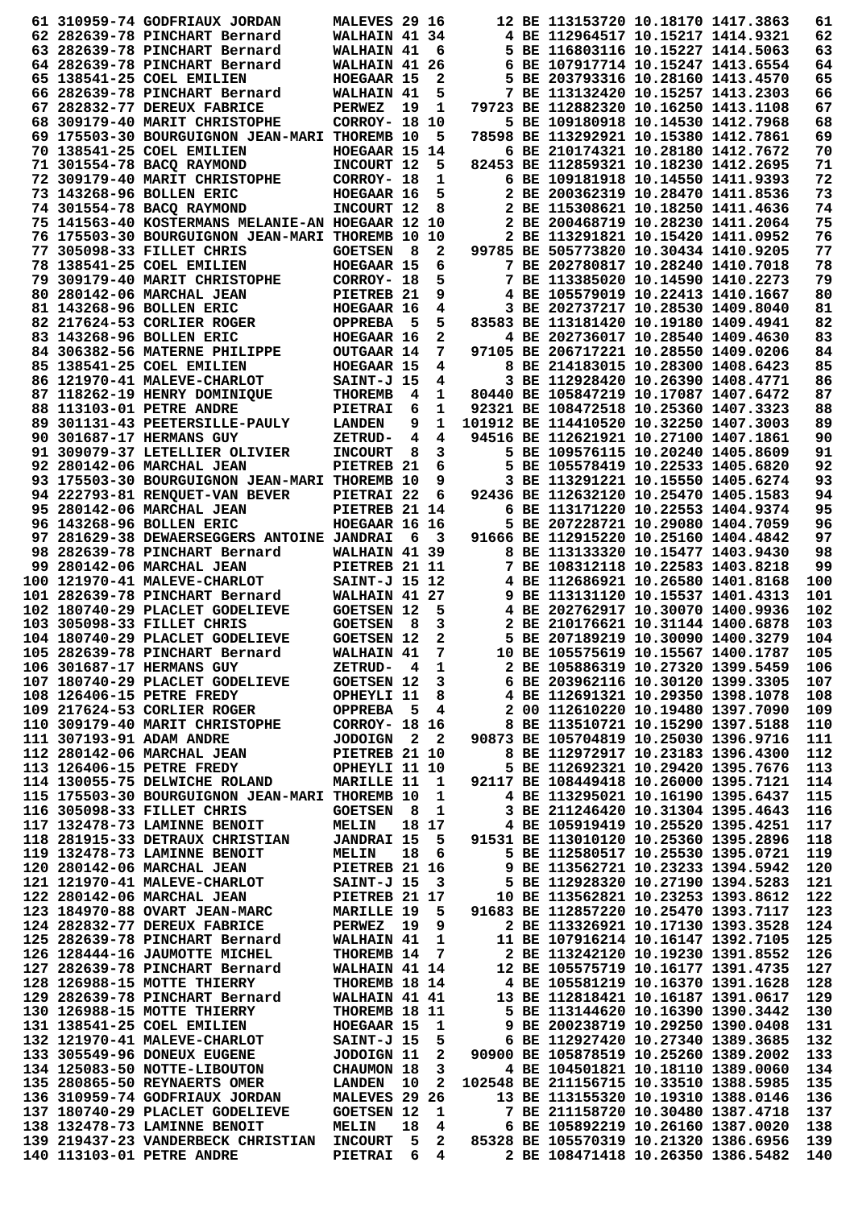```
 61 310959-74 GODFRIAUX JORDAN      MALEVES 29 16      12 BE 113153720 10.18170 1417.3863   61
 62 282639-78 PINCHART Bernard      WALHAIN 41 34       4 BE 112964517 10.15217 1414.9321   62
 63 282639-78 PINCHART Bernard      WALHAIN 41  6       5 BE 116803116 10.15227 1414.5063   63
 64 282639-78 PINCHART Bernard      WALHAIN 41 26       6 BE 107917714 10.15247 1413.6554   64
 65 138541-25 COEL EMILIEN          HOEGAAR 15  2       5 BE 203793316 10.28160 1413.4570   65
 66 282639-78 PINCHART Bernard      WALHAIN 41  5       7 BE 113132420 10.15257 1413.2303   66
 67 282832-77 DEREUX FABRICE        PERWEZ  19  1   79723 BE 112882320 10.16250 1413.1108   67
 68 309179-40 MARIT CHRISTOPHE      CORROY- 18 10       5 BE 109180918 10.14530 1412.7968   68
 69 175503-30 BOURGUIGNON JEAN-MARI THOREMB 10  5   78598 BE 113292921 10.15380 1412.7861   69
 70 138541-25 COEL EMILIEN          HOEGAAR 15 14       6 BE 210174321 10.28180 1412.7672   70
 71 301554-78 BACQ RAYMOND          INCOURT 12  5   82453 BE 112859321 10.18230 1412.2695   71
 72 309179-40 MARIT CHRISTOPHE      CORROY- 18  1       6 BE 109181918 10.14550 1411.9393   72
 73 143268-96 BOLLEN ERIC           HOEGAAR 16  5       2 BE 200362319 10.28470 1411.8536   73
 74 301554-78 BACQ RAYMOND          INCOURT 12  8       2 BE 115308621 10.18250 1411.4636   74
 75 141563-40 KOSTERMANS MELANIE-AN HOEGAAR 12 10       2 BE 200468719 10.28230 1411.2064   75
 76 175503-30 BOURGUIGNON JEAN-MARI THOREMB 10 10       2 BE 113291821 10.15420 1411.0952   76
 77 305098-33 FILLET CHRIS          GOETSEN  8  2   99785 BE 505773820 10.30434 1410.9205   77
 78 138541-25 COEL EMILIEN          HOEGAAR 15  6       7 BE 202780817 10.28240 1410.7018   78
 79 309179-40 MARIT CHRISTOPHE      CORROY- 18  5       7 BE 113385020 10.14590 1410.2273   79
 80 280142-06 MARCHAL JEAN          PIETREB 21  9       4 BE 105579019 10.22413 1410.1667   80
 81 143268-96 BOLLEN ERIC           HOEGAAR 16  4       3 BE 202737217 10.28530 1409.8040   81
 82 217624-53 CORLIER ROGER         OPPREBA  5  5   83583 BE 113181420 10.19180 1409.4941   82
 83 143268-96 BOLLEN ERIC           HOEGAAR 16  2       4 BE 202736017 10.28540 1409.4630   83
 84 306382-56 MATERNE PHILIPPE      OUTGAAR 14  7   97105 BE 206717221 10.28550 1409.0206   84
 85 138541-25 COEL EMILIEN          HOEGAAR 15  4       8 BE 214183015 10.28300 1408.6423   85
 86 121970-41 MALEVE-CHARLOT        SAINT-J 15  4       3 BE 112928420 10.26390 1408.4771   86
 87 118262-19 HENRY DOMINIQUE       THOREMB  4  1   80440 BE 105847219 10.17087 1407.6472   87
 88 113103-01 PETRE ANDRE           PIETRAI  6  1   92321 BE 108472518 10.25360 1407.3323   88
 89 301131-43 PEETERSILLE-PAULY     LANDEN   9  1  101912 BE 114410520 10.32250 1407.3003   89
 90 301687-17 HERMANS GUY           ZETRUD-  4  4   94516 BE 112621921 10.27100 1407.1861   90
 91 309079-37 LETELLIER OLIVIER     INCOURT  8  3       5 BE 109576115 10.20240 1405.8609   91
 92 280142-06 MARCHAL JEAN          PIETREB 21  6       5 BE 105578419 10.22533 1405.6820   92
 93 175503-30 BOURGUIGNON JEAN-MARI THOREMB 10  9       3 BE 113291221 10.15550 1405.6274   93
 94 222793-81 RENQUET-VAN BEVER     PIETRAI 22  6   92436 BE 112632120 10.25470 1405.1583   94
 95 280142-06 MARCHAL JEAN          PIETREB 21 14       6 BE 113171220 10.22553 1404.9374   95
 96 143268-96 BOLLEN ERIC           HOEGAAR 16 16       5 BE 207228721 10.29080 1404.7059   96
 97 281629-38 DEWAERSEGGERS ANTOINE JANDRAI  6  3   91666 BE 112915220 10.25160 1404.4842   97
 98 282639-78 PINCHART Bernard      WALHAIN 41 39       8 BE 113133320 10.15477 1403.9430   98
 99 280142-06 MARCHAL JEAN          PIETREB 21 11       7 BE 108312118 10.22583 1403.8218   99
100 121970-41 MALEVE-CHARLOT        SAINT-J 15 12       4 BE 112686921 10.26580 1401.8168  100
101 282639-78 PINCHART Bernard      WALHAIN 41 27       9 BE 113131120 10.15537 1401.4313  101
102 180740-29 PLACLET GODELIEVE     GOETSEN 12  5       4 BE 202762917 10.30070 1400.9936  102
103 305098-33 FILLET CHRIS          GOETSEN  8  3       2 BE 210176621 10.31144 1400.6878  103
104 180740-29 PLACLET GODELIEVE     GOETSEN 12  2       5 BE 207189219 10.30090 1400.3279  104
105 282639-78 PINCHART Bernard      WALHAIN 41  7      10 BE 105575619 10.15567 1400.1787  105
106 301687-17 HERMANS GUY           ZETRUD-  4  1       2 BE 105886319 10.27320 1399.5459  106
107 180740-29 PLACLET GODELIEVE     GOETSEN 12  3       6 BE 203962116 10.30120 1399.3305  107
108 126406-15 PETRE FREDY           OPHEYLI 11  8       4 BE 112691321 10.29350 1398.1078  108
109 217624-53 CORLIER ROGER         OPPREBA  5  4       2 00 112610220 10.19480 1397.7090  109
110 309179-40 MARIT CHRISTOPHE      CORROY- 18 16       8 BE 113510721 10.15290 1397.5188  110
111 307193-91 ADAM ANDRE            JODOIGN  2  2   90873 BE 105704819 10.25030 1396.9716  111
112 280142-06 MARCHAL JEAN          PIETREB 21 10       8 BE 112972917 10.23183 1396.4300  112
113 126406-15 PETRE FREDY           OPHEYLI 11 10       5 BE 112692321 10.29420 1395.7676  113
114 130055-75 DELWICHE ROLAND       MARILLE 11  1   92117 BE 108449418 10.26000 1395.7121  114
115 175503-30 BOURGUIGNON JEAN-MARI THOREMB 10  1       4 BE 113295021 10.16190 1395.6437  115
116 305098-33 FILLET CHRIS          GOETSEN  8  1       3 BE 211246420 10.31304 1395.4643  116
117 132478-73 LAMINNE BENOIT        MELIN   18 17       4 BE 105919419 10.25520 1395.4251  117
118 281915-33 DETRAUX CHRISTIAN     JANDRAI 15  5   91531 BE 113010120 10.25360 1395.2896  118
119 132478-73 LAMINNE BENOIT        MELIN   18  6       5 BE 112580517 10.25530 1395.0721  119
120 280142-06 MARCHAL JEAN          PIETREB 21 16       9 BE 113562721 10.23233 1394.5942  120
121 121970-41 MALEVE-CHARLOT        SAINT-J 15  3       5 BE 112928320 10.27190 1394.5283  121
122 280142-06 MARCHAL JEAN          PIETREB 21 17      10 BE 113562821 10.23253 1393.8612  122
123 184970-88 OVART JEAN-MARC       MARILLE 19  5   91683 BE 112857220 10.25470 1393.7117  123
124 282832-77 DEREUX FABRICE        PERWEZ  19  9       2 BE 113326921 10.17130 1393.3528  124
125 282639-78 PINCHART Bernard      WALHAIN 41  1      11 BE 107916214 10.16147 1392.7105  125
126 128444-16 JAUMOTTE MICHEL       THOREMB 14  7       2 BE 113242120 10.19230 1391.8552  126
127 282639-78 PINCHART Bernard      WALHAIN 41 14      12 BE 105575719 10.16177 1391.4735  127
128 126988-15 MOTTE THIERRY         THOREMB 18 14       4 BE 105581219 10.16370 1391.1628  128
129 282639-78 PINCHART Bernard      WALHAIN 41 41      13 BE 112818421 10.16187 1391.0617  129
130 126988-15 MOTTE THIERRY         THOREMB 18 11       5 BE 113144620 10.16390 1390.3442  130
131 138541-25 COEL EMILIEN          HOEGAAR 15  1       9 BE 200238719 10.29250 1390.0408  131
132 121970-41 MALEVE-CHARLOT        SAINT-J 15  5       6 BE 112927420 10.27340 1389.3685  132
133 305549-96 DONEUX EUGENE         JODOIGN 11  2   90900 BE 105878519 10.25260 1389.2002  133
134 125083-50 NOTTE-LIBOUTON        CHAUMON 18  3       4 BE 104501821 10.18110 1389.0060  134
135 280865-50 REYNAERTS OMER        LANDEN  10  2  102548 BE 211156715 10.33510 1388.5985  135
136 310959-74 GODFRIAUX JORDAN      MALEVES 29 26      13 BE 113155320 10.19310 1388.0146  136
137 180740-29 PLACLET GODELIEVE     GOETSEN 12  1       7 BE 211158720 10.30480 1387.4718  137
138 132478-73 LAMINNE BENOIT        MELIN   18  4       6 BE 105892219 10.26160 1387.0020  138
139 219437-23 VANDERBECK CHRISTIAN  INCOURT  5  2   85328 BE 105570319 10.21320 1386.6956  139
140 113103-01 PETRE ANDRE           PIETRAI  6  4       2 BE 108471418 10.26350 1386.5482  140
```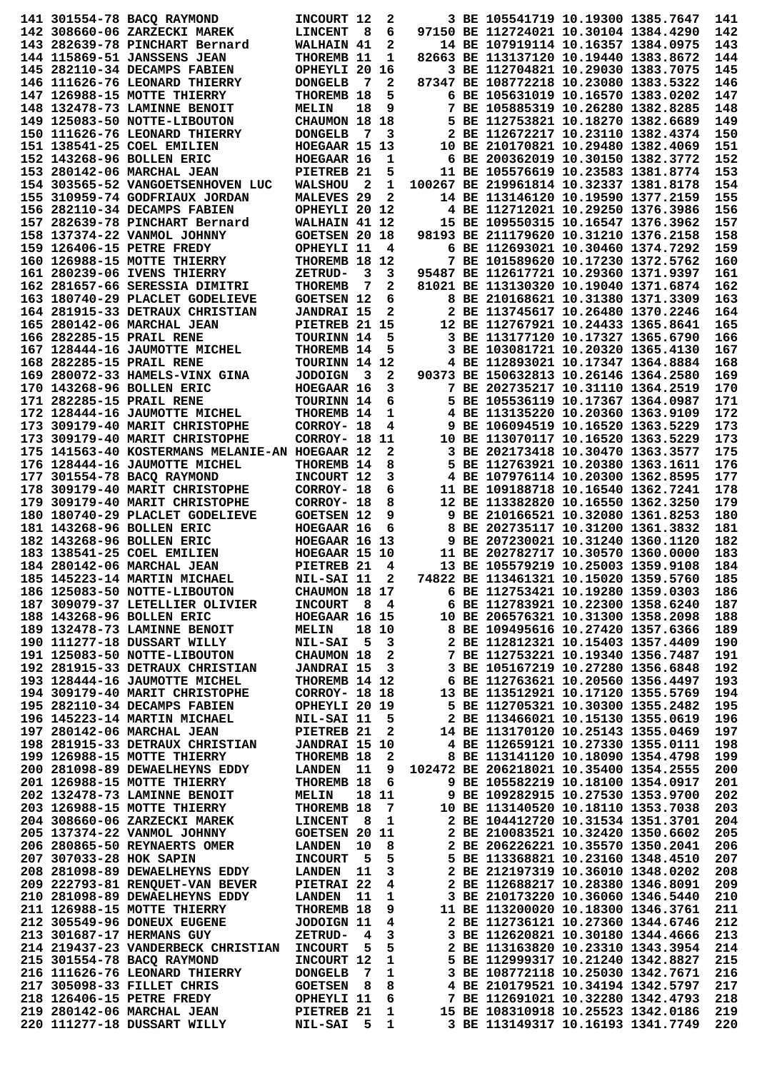```
141 301554-78 BACQ RAYMOND         INCOURT 12  2       3 BE 105541719 10.19300 1385.7647  141
142 308660-06 ZARZECKI MAREK       LINCENT  8  6   97150 BE 112724021 10.30104 1384.4290  142
143 282639-78 PINCHART Bernard     WALHAIN 41  2      14 BE 107919114 10.16357 1384.0975  143
144 115869-51 JANSSENS JEAN        THOREMB 11  1   82663 BE 113137120 10.19440 1383.8672  144
145 282110-34 DECAMPS FABIEN       OPHEYLI 20 16       3 BE 112704821 10.29030 1383.7075  145
146 111626-76 LEONARD THIERRY      DONGELB  7  2   87347 BE 108772218 10.23080 1383.5322  146
147 126988-15 MOTTE THIERRY        THOREMB 18  5       6 BE 105631019 10.16570 1383.0202  147
148 132478-73 LAMINNE BENOIT       MELIN   18  9       7 BE 105885319 10.26280 1382.8285  148
149 125083-50 NOTTE-LIBOUTON       CHAUMON 18 18       5 BE 112753821 10.18270 1382.6689  149
150 111626-76 LEONARD THIERRY      DONGELB  7  3       2 BE 112672217 10.23110 1382.4374  150
151 138541-25 COEL EMILIEN         HOEGAAR 15 13      10 BE 210170821 10.29480 1382.4069  151
152 143268-96 BOLLEN ERIC          HOEGAAR 16  1       6 BE 200362019 10.30150 1382.3772  152
153 280142-06 MARCHAL JEAN         PIETREB 21  5      11 BE 105576619 10.23583 1381.8774  153
154 303565-52 VANGOETSENHOVEN LUC  WALSHOU  2  1  100267 BE 219961814 10.32337 1381.8178  154
155 310959-74 GODFRIAUX JORDAN     MALEVES 29  2      14 BE 113146120 10.19590 1377.2159  155
156 282110-34 DECAMPS FABIEN       OPHEYLI 20 12       4 BE 112712021 10.29250 1376.3986  156
157 282639-78 PINCHART Bernard     WALHAIN 41 12      15 BE 109550315 10.16547 1376.3962  157
158 137374-22 VANMOL JOHNNY        GOETSEN 20 18   98193 BE 211179620 10.31210 1376.2158  158
159 126406-15 PETRE FREDY          OPHEYLI 11  4       6 BE 112693021 10.30460 1374.7292  159
160 126988-15 MOTTE THIERRY        THOREMB 18 12       7 BE 101589620 10.17230 1372.5762  160
161 280239-06 IVENS THIERRY        ZETRUD-  3  3   95487 BE 112617721 10.29360 1371.9397  161
162 281657-66 SERESSIA DIMITRI     THOREMB  7  2   81021 BE 113130320 10.19040 1371.6874  162
163 180740-29 PLACLET GODELIEVE    GOETSEN 12  6       8 BE 210168621 10.31380 1371.3309  163
164 281915-33 DETRAUX CHRISTIAN    JANDRAI 15  2       2 BE 113745617 10.26480 1370.2246  164
165 280142-06 MARCHAL JEAN         PIETREB 21 15      12 BE 112767921 10.24433 1365.8641  165
166 282285-15 PRAIL RENE           TOURINN 14  5       3 BE 113177120 10.17327 1365.6790  166
167 128444-16 JAUMOTTE MICHEL      THOREMB 14  5       3 BE 103081721 10.20320 1365.4130  167
168 282285-15 PRAIL RENE           TOURINN 14 12       4 BE 112893021 10.17347 1364.8884  168
169 280072-33 HAMELS-VINX GINA     JODOIGN  3  2   90373 BE 150632813 10.26146 1364.2580  169
170 143268-96 BOLLEN ERIC          HOEGAAR 16  3       7 BE 202735217 10.31110 1364.2519  170
171 282285-15 PRAIL RENE           TOURINN 14  6       5 BE 105536119 10.17367 1364.0987  171
172 128444-16 JAUMOTTE MICHEL      THOREMB 14  1       4 BE 113135220 10.20360 1363.9109  172
173 309179-40 MARIT CHRISTOPHE     CORROY- 18  4       9 BE 106094519 10.16520 1363.5229  173
173 309179-40 MARIT CHRISTOPHE     CORROY- 18 11      10 BE 113070117 10.16520 1363.5229  173
175 141563-40 KOSTERMANS MELANIE-AN HOEGAAR 12  2      3 BE 202173418 10.30470 1363.3577  175
176 128444-16 JAUMOTTE MICHEL      THOREMB 14  8       5 BE 112763621 10.20380 1363.1611  176
177 301554-78 BACQ RAYMOND         INCOURT 12  3       4 BE 107976114 10.20300 1362.8595  177
178 309179-40 MARIT CHRISTOPHE     CORROY- 18  6      11 BE 109188718 10.16540 1362.7241  178
179 309179-40 MARIT CHRISTOPHE     CORROY- 18  8      12 BE 113382820 10.16550 1362.3250  179
180 180740-29 PLACLET GODELIEVE    GOETSEN 12  9       9 BE 210166521 10.32080 1361.8253  180
181 143268-96 BOLLEN ERIC          HOEGAAR 16  6       8 BE 202735117 10.31200 1361.3832  181
182 143268-96 BOLLEN ERIC          HOEGAAR 16 13       9 BE 207230021 10.31240 1360.1120  182
183 138541-25 COEL EMILIEN         HOEGAAR 15 10      11 BE 202782717 10.30570 1360.0000  183
184 280142-06 MARCHAL JEAN         PIETREB 21  4      13 BE 105579219 10.25003 1359.9108  184
185 145223-14 MARTIN MICHAEL       NIL-SAI 11  2   74822 BE 113461321 10.15020 1359.5760  185
186 125083-50 NOTTE-LIBOUTON       CHAUMON 18 17       6 BE 112753421 10.19280 1359.0303  186
187 309079-37 LETELLIER OLIVIER    INCOURT  8  4       6 BE 112783921 10.22300 1358.6240  187
188 143268-96 BOLLEN ERIC          HOEGAAR 16 15      10 BE 206576321 10.31300 1358.2098  188
189 132478-73 LAMINNE BENOIT       MELIN   18 10       8 BE 109495616 10.27420 1357.6366  189
190 111277-18 DUSSART WILLY        NIL-SAI  5  3       2 BE 112812321 10.15403 1357.4409  190
191 125083-50 NOTTE-LIBOUTON       CHAUMON 18  2       7 BE 112753221 10.19340 1356.7487  191
192 281915-33 DETRAUX CHRISTIAN    JANDRAI 15  3       3 BE 105167219 10.27280 1356.6848  192
193 128444-16 JAUMOTTE MICHEL      THOREMB 14 12       6 BE 112763621 10.20560 1356.4497  193
194 309179-40 MARIT CHRISTOPHE     CORROY- 18 18      13 BE 113512921 10.17120 1355.5769  194
195 282110-34 DECAMPS FABIEN       OPHEYLI 20 19       5 BE 112705321 10.30300 1355.2482  195
196 145223-14 MARTIN MICHAEL       NIL-SAI 11  5       2 BE 113466021 10.15130 1355.0619  196
197 280142-06 MARCHAL JEAN         PIETREB 21  2      14 BE 113170120 10.25143 1355.0469  197
198 281915-33 DETRAUX CHRISTIAN    JANDRAI 15 10       4 BE 112659121 10.27330 1355.0111  198
199 126988-15 MOTTE THIERRY        THOREMB 18  2       8 BE 113141120 10.18090 1354.4798  199
200 281098-89 DEWAELHEYNS EDDY     LANDEN  11  9  102472 BE 206218021 10.35400 1354.2555  200
201 126988-15 MOTTE THIERRY        THOREMB 18  6       9 BE 105582219 10.18100 1354.0917  201
202 132478-73 LAMINNE BENOIT       MELIN   18 11       9 BE 109282915 10.27530 1353.9700  202
203 126988-15 MOTTE THIERRY        THOREMB 18  7      10 BE 113140520 10.18110 1353.7038  203
204 308660-06 ZARZECKI MAREK       LINCENT  8  1       2 BE 104412720 10.31534 1351.3701  204
205 137374-22 VANMOL JOHNNY        GOETSEN 20 11       2 BE 210083521 10.32420 1350.6602  205
206 280865-50 REYNAERTS OMER       LANDEN  10  8       2 BE 206226221 10.35570 1350.2041  206
207 307033-28 HOK SAPIN            INCOURT  5  5       5 BE 113368821 10.23160 1348.4510  207
208 281098-89 DEWAELHEYNS EDDY     LANDEN  11  3       2 BE 212197319 10.36010 1348.0202  208
209 222793-81 RENQUET-VAN BEVER    PIETRAI 22  4       2 BE 112688217 10.28380 1346.8091  209
210 281098-89 DEWAELHEYNS EDDY     LANDEN  11  1       3 BE 210173220 10.36060 1346.5440  210
211 126988-15 MOTTE THIERRY        THOREMB 18  9      11 BE 113200020 10.18300 1346.3761  211
212 305549-96 DONEUX EUGENE        JODOIGN 11  4       2 BE 112736121 10.27360 1344.6746  212
213 301687-17 HERMANS GUY          ZETRUD-  4  3       3 BE 112620821 10.30180 1344.4666  213
214 219437-23 VANDERBECK CHRISTIAN INCOURT  5  5       2 BE 113163820 10.23310 1343.3954  214
215 301554-78 BACQ RAYMOND         INCOURT 12  1       5 BE 112999317 10.21240 1342.8827  215
216 111626-76 LEONARD THIERRY      DONGELB  7  1       3 BE 108772118 10.25030 1342.7671  216
217 305098-33 FILLET CHRIS         GOETSEN  8  8       4 BE 210179521 10.34194 1342.5797  217
218 126406-15 PETRE FREDY          OPHEYLI 11  6       7 BE 112691021 10.32280 1342.4793  218
219 280142-06 MARCHAL JEAN         PIETREB 21  1      15 BE 108310918 10.25523 1342.0186  219
220 111277-18 DUSSART WILLY        NIL-SAI  5  1       3 BE 113149317 10.16193 1341.7749  220
```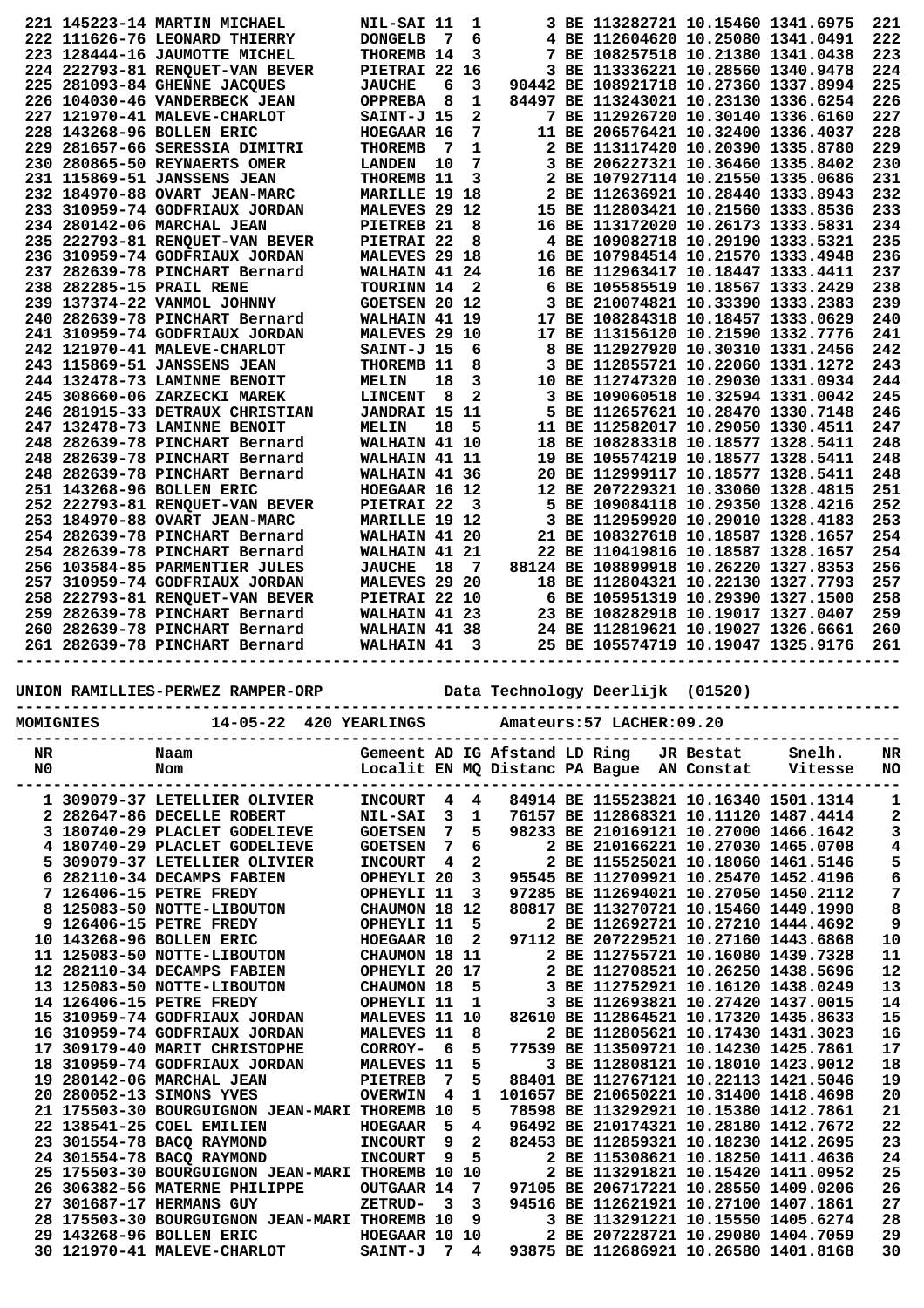| NR | Ring | Naam | Gemeent | AD | IG | Afstand | LD | Ring | JR | Bestat | Snelh. | NR |
|---|---|---|---|---|---|---|---|---|---|---|---|---|
| 221 | 145223-14 | MARTIN MICHAEL | NIL-SAI | 11 | 1 | 3 | BE | 1132827 | 21 | 10.15460 | 1341.6975 | 221 |
| 222 | 111626-76 | LEONARD THIERRY | DONGELB | 7 | 6 | 4 | BE | 1126046 | 20 | 10.25080 | 1341.0491 | 222 |
| 223 | 128444-16 | JAUMOTTE MICHEL | THOREMB | 14 | 3 | 7 | BE | 1082575 | 18 | 10.21380 | 1341.0438 | 223 |
| 224 | 222793-81 | RENQUET-VAN BEVER | PIETRAI | 22 | 16 | 3 | BE | 1133362 | 21 | 10.28560 | 1340.9478 | 224 |
| 225 | 281093-84 | GHENNE JACQUES | JAUCHE | 6 | 3 | 90442 | BE | 1089217 | 18 | 10.27360 | 1337.8994 | 225 |
| 226 | 104030-46 | VANDERBECK JEAN | OPPREBA | 8 | 1 | 84497 | BE | 1132430 | 21 | 10.23130 | 1336.6254 | 226 |
| 227 | 121970-41 | MALEVE-CHARLOT | SAINT-J | 15 | 2 | 7 | BE | 1129267 | 20 | 10.30140 | 1336.6160 | 227 |
| 228 | 143268-96 | BOLLEN ERIC | HOEGAAR | 16 | 7 | 11 | BE | 2065764 | 21 | 10.32400 | 1336.4037 | 228 |
| 229 | 281657-66 | SERESSIA DIMITRI | THOREMB | 7 | 1 | 2 | BE | 1131174 | 20 | 10.20390 | 1335.8780 | 229 |
| 230 | 280865-50 | REYNAERTS OMER | LANDEN | 10 | 7 | 3 | BE | 2062273 | 21 | 10.36460 | 1335.8402 | 230 |
| 231 | 115869-51 | JANSSENS JEAN | THOREMB | 11 | 3 | 2 | BE | 1079271 | 14 | 10.21550 | 1335.0686 | 231 |
| 232 | 184970-88 | OVART JEAN-MARC | MARILLE | 19 | 18 | 2 | BE | 1126369 | 21 | 10.28440 | 1333.8943 | 232 |
| 233 | 310959-74 | GODFRIAUX JORDAN | MALEVES | 29 | 12 | 15 | BE | 1128034 | 21 | 10.21560 | 1333.8536 | 233 |
| 234 | 280142-06 | MARCHAL JEAN | PIETREB | 21 | 8 | 16 | BE | 1131720 | 20 | 10.26173 | 1333.5831 | 234 |
| 235 | 222793-81 | RENQUET-VAN BEVER | PIETRAI | 22 | 8 | 4 | BE | 1090827 | 18 | 10.29190 | 1333.5321 | 235 |
| 236 | 310959-74 | GODFRIAUX JORDAN | MALEVES | 29 | 18 | 16 | BE | 1079845 | 14 | 10.21570 | 1333.4948 | 236 |
| 237 | 282639-78 | PINCHART Bernard | WALHAIN | 41 | 24 | 16 | BE | 1129634 | 17 | 10.18447 | 1333.4411 | 237 |
| 238 | 282285-15 | PRAIL RENE | TOURINN | 14 | 2 | 6 | BE | 1055855 | 19 | 10.18567 | 1333.2429 | 238 |
| 239 | 137374-22 | VANMOL JOHNNY | GOETSEN | 20 | 12 | 3 | BE | 2100748 | 21 | 10.33390 | 1333.2383 | 239 |
| 240 | 282639-78 | PINCHART Bernard | WALHAIN | 41 | 19 | 17 | BE | 1082843 | 18 | 10.18457 | 1333.0629 | 240 |
| 241 | 310959-74 | GODFRIAUX JORDAN | MALEVES | 29 | 10 | 17 | BE | 1131561 | 20 | 10.21590 | 1332.7776 | 241 |
| 242 | 121970-41 | MALEVE-CHARLOT | SAINT-J | 15 | 6 | 8 | BE | 1129279 | 20 | 10.30310 | 1331.2456 | 242 |
| 243 | 115869-51 | JANSSENS JEAN | THOREMB | 11 | 8 | 3 | BE | 1128557 | 21 | 10.22060 | 1331.1272 | 243 |
| 244 | 132478-73 | LAMINNE BENOIT | MELIN | 18 | 3 | 10 | BE | 1127473 | 20 | 10.29030 | 1331.0934 | 244 |
| 245 | 308660-06 | ZARZECKI MAREK | LINCENT | 8 | 2 | 3 | BE | 1090605 | 18 | 10.32594 | 1331.0042 | 245 |
| 246 | 281915-33 | DETRAUX CHRISTIAN | JANDRAI | 15 | 11 | 5 | BE | 1126576 | 21 | 10.28470 | 1330.7148 | 246 |
| 247 | 132478-73 | LAMINNE BENOIT | MELIN | 18 | 5 | 11 | BE | 1125820 | 17 | 10.29050 | 1330.4511 | 247 |
| 248 | 282639-78 | PINCHART Bernard | WALHAIN | 41 | 10 | 18 | BE | 1082833 | 18 | 10.18577 | 1328.5411 | 248 |
| 248 | 282639-78 | PINCHART Bernard | WALHAIN | 41 | 11 | 19 | BE | 1055742 | 19 | 10.18577 | 1328.5411 | 248 |
| 248 | 282639-78 | PINCHART Bernard | WALHAIN | 41 | 36 | 20 | BE | 1129991 | 17 | 10.18577 | 1328.5411 | 248 |
| 251 | 143268-96 | BOLLEN ERIC | HOEGAAR | 16 | 12 | 12 | BE | 2072293 | 21 | 10.33060 | 1328.4815 | 251 |
| 252 | 222793-81 | RENQUET-VAN BEVER | PIETRAI | 22 | 3 | 5 | BE | 1090841 | 18 | 10.29350 | 1328.4216 | 252 |
| 253 | 184970-88 | OVART JEAN-MARC | MARILLE | 19 | 12 | 3 | BE | 1129599 | 20 | 10.29010 | 1328.4183 | 253 |
| 254 | 282639-78 | PINCHART Bernard | WALHAIN | 41 | 20 | 21 | BE | 1083276 | 18 | 10.18587 | 1328.1657 | 254 |
| 254 | 282639-78 | PINCHART Bernard | WALHAIN | 41 | 21 | 22 | BE | 1104198 | 16 | 10.18587 | 1328.1657 | 254 |
| 256 | 103584-85 | PARMENTIER JULES | JAUCHE | 18 | 7 | 88124 | BE | 1088999 | 18 | 10.26220 | 1327.8353 | 256 |
| 257 | 310959-74 | GODFRIAUX JORDAN | MALEVES | 29 | 20 | 18 | BE | 1128043 | 21 | 10.22130 | 1327.7793 | 257 |
| 258 | 222793-81 | RENQUET-VAN BEVER | PIETRAI | 22 | 10 | 6 | BE | 1059513 | 19 | 10.29390 | 1327.1500 | 258 |
| 259 | 282639-78 | PINCHART Bernard | WALHAIN | 41 | 23 | 23 | BE | 1082829 | 18 | 10.19017 | 1327.0407 | 259 |
| 260 | 282639-78 | PINCHART Bernard | WALHAIN | 41 | 38 | 24 | BE | 1128196 | 21 | 10.19027 | 1326.6661 | 260 |
| 261 | 282639-78 | PINCHART Bernard | WALHAIN | 41 | 3 | 25 | BE | 1055747 | 19 | 10.19047 | 1325.9176 | 261 |

UNION RAMILLIES-PERWEZ RAMPER-ORP                Data Technology Deerlijk (01520)

MOMIGNIES            14-05-22  420 YEARLINGS          Amateurs:57 LACHER:09.20

| NR N0 |  | Naam Nom | Gemeent Localit | AD EN | IG MQ | Afstand Distanc | LD PA | Ring Bague | JR AN | Bestat Constat | Snelh. Vitesse | NR NO |
|---|---|---|---|---|---|---|---|---|---|---|---|---|
| 1 | 309079-37 | LETELLIER OLIVIER | INCOURT | 4 | 4 | 84914 | BE | 1155238 | 21 | 10.16340 | 1501.1314 | 1 |
| 2 | 282647-86 | DECELLE ROBERT | NIL-SAI | 3 | 1 | 76157 | BE | 1128683 | 21 | 10.11120 | 1487.4414 | 2 |
| 3 | 180740-29 | PLACLET GODELIEVE | GOETSEN | 7 | 5 | 98233 | BE | 2101691 | 21 | 10.27000 | 1466.1642 | 3 |
| 4 | 180740-29 | PLACLET GODELIEVE | GOETSEN | 7 | 6 | 2 | BE | 2101662 | 21 | 10.27030 | 1465.0708 | 4 |
| 5 | 309079-37 | LETELLIER OLIVIER | INCOURT | 4 | 2 | 2 | BE | 1155250 | 21 | 10.18060 | 1461.5146 | 5 |
| 6 | 282110-34 | DECAMPS FABIEN | OPHEYLI | 20 | 3 | 95545 | BE | 1127092 | 21 | 10.25470 | 1452.4196 | 6 |
| 7 | 126406-15 | PETRE FREDY | OPHEYLI | 11 | 3 | 97285 | BE | 1126940 | 21 | 10.27050 | 1450.2112 | 7 |
| 8 | 125083-50 | NOTTE-LIBOUTON | CHAUMON | 18 | 12 | 80817 | BE | 1132707 | 21 | 10.15460 | 1449.1990 | 8 |
| 9 | 126406-15 | PETRE FREDY | OPHEYLI | 11 | 5 | 2 | BE | 1126925 | 21 | 10.27210 | 1444.4692 | 9 |
| 10 | 143268-96 | BOLLEN ERIC | HOEGAAR | 10 | 2 | 97112 | BE | 2072295 | 21 | 10.27160 | 1443.6868 | 10 |
| 11 | 125083-50 | NOTTE-LIBOUTON | CHAUMON | 18 | 11 | 2 | BE | 1127557 | 21 | 10.16080 | 1439.7328 | 11 |
| 12 | 282110-34 | DECAMPS FABIEN | OPHEYLI | 20 | 17 | 2 | BE | 1127085 | 21 | 10.26250 | 1438.5696 | 12 |
| 13 | 125083-50 | NOTTE-LIBOUTON | CHAUMON | 18 | 5 | 3 | BE | 1127529 | 21 | 10.16120 | 1438.0249 | 13 |
| 14 | 126406-15 | PETRE FREDY | OPHEYLI | 11 | 1 | 3 | BE | 1126938 | 21 | 10.27420 | 1437.0015 | 14 |
| 15 | 310959-74 | GODFRIAUX JORDAN | MALEVES | 11 | 10 | 82610 | BE | 1128645 | 21 | 10.17320 | 1435.8633 | 15 |
| 16 | 310959-74 | GODFRIAUX JORDAN | MALEVES | 11 | 8 | 2 | BE | 1128056 | 21 | 10.17430 | 1431.3023 | 16 |
| 17 | 309179-40 | MARIT CHRISTOPHE | CORROY- | 6 | 5 | 77539 | BE | 1135097 | 21 | 10.14230 | 1425.7861 | 17 |
| 18 | 310959-74 | GODFRIAUX JORDAN | MALEVES | 11 | 5 | 3 | BE | 1128081 | 21 | 10.18010 | 1423.9012 | 18 |
| 19 | 280142-06 | MARCHAL JEAN | PIETREB | 7 | 5 | 88401 | BE | 1127671 | 21 | 10.22113 | 1421.5046 | 19 |
| 20 | 280052-13 | SIMONS YVES | OVERWIN | 4 | 1 | 101657 | BE | 2106502 | 21 | 10.31400 | 1418.4698 | 20 |
| 21 | 175503-30 | BOURGUIGNON JEAN-MARI | THOREMB | 10 | 5 | 78598 | BE | 1132929 | 21 | 10.15380 | 1412.7861 | 21 |
| 22 | 138541-25 | COEL EMILIEN | HOEGAAR | 5 | 4 | 96492 | BE | 2101743 | 21 | 10.28180 | 1412.7672 | 22 |
| 23 | 301554-78 | BACQ RAYMOND | INCOURT | 9 | 2 | 82453 | BE | 1128593 | 21 | 10.18230 | 1412.2695 | 23 |
| 24 | 301554-78 | BACQ RAYMOND | INCOURT | 9 | 5 | 2 | BE | 1153086 | 21 | 10.18250 | 1411.4636 | 24 |
| 25 | 175503-30 | BOURGUIGNON JEAN-MARI | THOREMB | 10 | 10 | 2 | BE | 1132918 | 21 | 10.15420 | 1411.0952 | 25 |
| 26 | 306382-56 | MATERNE PHILIPPE | OUTGAAR | 14 | 7 | 97105 | BE | 2067172 | 21 | 10.28550 | 1409.0206 | 26 |
| 27 | 301687-17 | HERMANS GUY | ZETRUD- | 3 | 3 | 94516 | BE | 1126219 | 21 | 10.27100 | 1407.1861 | 27 |
| 28 | 175503-30 | BOURGUIGNON JEAN-MARI | THOREMB | 10 | 9 | 3 | BE | 1132912 | 21 | 10.15550 | 1405.6274 | 28 |
| 29 | 143268-96 | BOLLEN ERIC | HOEGAAR | 10 | 10 | 2 | BE | 2072287 | 21 | 10.29080 | 1404.7059 | 29 |
| 30 | 121970-41 | MALEVE-CHARLOT | SAINT-J | 7 | 4 | 93875 | BE | 1126869 | 21 | 10.26580 | 1401.8168 | 30 |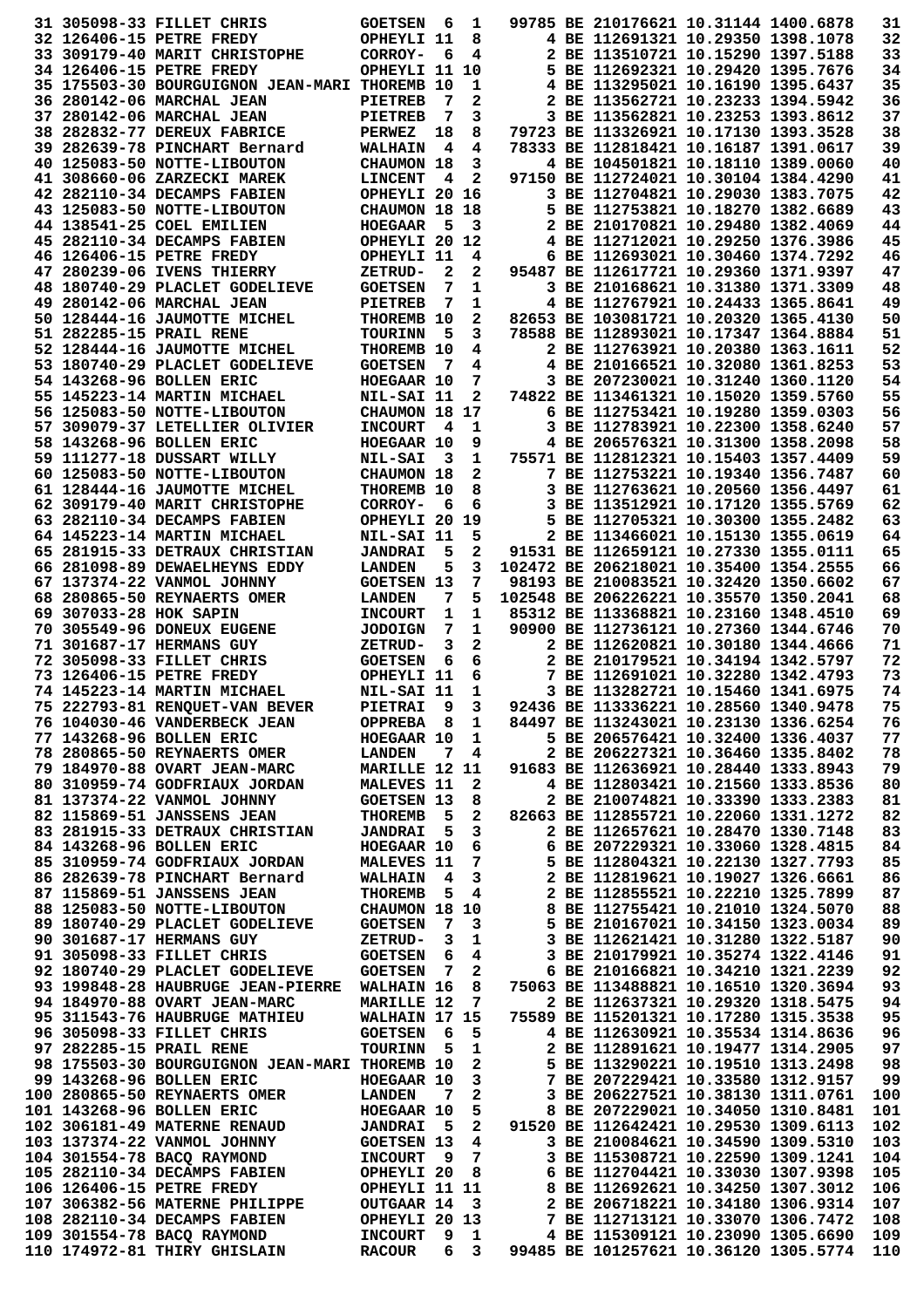```
 31 305098-33 FILLET CHRIS          GOETSEN  6  1   99785 BE 210176621 10.31144 1400.6878   31
 32 126406-15 PETRE FREDY           OPHEYLI 11  8       4 BE 112691321 10.29350 1398.1078   32
 33 309179-40 MARIT CHRISTOPHE      CORROY-  6  4       2 BE 113510721 10.15290 1397.5188   33
 34 126406-15 PETRE FREDY           OPHEYLI 11 10       5 BE 112692321 10.29420 1395.7676   34
 35 175503-30 BOURGUIGNON JEAN-MARI THOREMB 10  1       4 BE 113295021 10.16190 1395.6437   35
 36 280142-06 MARCHAL JEAN          PIETREB  7  2       2 BE 113562721 10.23233 1394.5942   36
 37 280142-06 MARCHAL JEAN          PIETREB  7  3       3 BE 113562821 10.23253 1393.8612   37
 38 282832-77 DEREUX FABRICE        PERWEZ  18  8   79723 BE 113326921 10.17130 1393.3528   38
 39 282639-78 PINCHART Bernard      WALHAIN  4  4   78333 BE 112818421 10.16187 1391.0617   39
 40 125083-50 NOTTE-LIBOUTON        CHAUMON 18  3       4 BE 104501821 10.18110 1389.0060   40
 41 308660-06 ZARZECKI MAREK        LINCENT  4  2   97150 BE 112724021 10.30104 1384.4290   41
 42 282110-34 DECAMPS FABIEN        OPHEYLI 20 16       3 BE 112704821 10.29030 1383.7075   42
 43 125083-50 NOTTE-LIBOUTON        CHAUMON 18 18       5 BE 112753821 10.18270 1382.6689   43
 44 138541-25 COEL EMILIEN          HOEGAAR  5  3       2 BE 210170821 10.29480 1382.4069   44
 45 282110-34 DECAMPS FABIEN        OPHEYLI 20 12       4 BE 112712021 10.29250 1376.3986   45
 46 126406-15 PETRE FREDY           OPHEYLI 11  4       6 BE 112693021 10.30460 1374.7292   46
 47 280239-06 IVENS THIERRY         ZETRUD-  2  2   95487 BE 112617721 10.29360 1371.9397   47
 48 180740-29 PLACLET GODELIEVE     GOETSEN  7  1       3 BE 210168621 10.31380 1371.3309   48
 49 280142-06 MARCHAL JEAN          PIETREB  7  1       4 BE 112767921 10.24433 1365.8641   49
 50 128444-16 JAUMOTTE MICHEL       THOREMB 10  2   82653 BE 103081721 10.20320 1365.4130   50
 51 282285-15 PRAIL RENE            TOURINN  5  3   78588 BE 112893021 10.17347 1364.8884   51
 52 128444-16 JAUMOTTE MICHEL       THOREMB 10  4       2 BE 112763921 10.20380 1363.1611   52
 53 180740-29 PLACLET GODELIEVE     GOETSEN  7  4       4 BE 210166521 10.32080 1361.8253   53
 54 143268-96 BOLLEN ERIC           HOEGAAR 10  7       3 BE 207230021 10.31240 1360.1120   54
 55 145223-14 MARTIN MICHAEL        NIL-SAI 11  2   74822 BE 113461321 10.15020 1359.5760   55
 56 125083-50 NOTTE-LIBOUTON        CHAUMON 18 17       6 BE 112753421 10.19280 1359.0303   56
 57 309079-37 LETELLIER OLIVIER     INCOURT  4  1       3 BE 112783921 10.22300 1358.6240   57
 58 143268-96 BOLLEN ERIC           HOEGAAR 10  9       4 BE 206576321 10.31300 1358.2098   58
 59 111277-18 DUSSART WILLY         NIL-SAI  3  1   75571 BE 112812321 10.15403 1357.4409   59
 60 125083-50 NOTTE-LIBOUTON        CHAUMON 18  2       7 BE 112753221 10.19340 1356.7487   60
 61 128444-16 JAUMOTTE MICHEL       THOREMB 10  8       3 BE 112763621 10.20560 1356.4497   61
 62 309179-40 MARIT CHRISTOPHE      CORROY-  6  6       3 BE 113512921 10.17120 1355.5769   62
 63 282110-34 DECAMPS FABIEN        OPHEYLI 20 19       5 BE 112705321 10.30300 1355.2482   63
 64 145223-14 MARTIN MICHAEL        NIL-SAI 11  5       2 BE 113466021 10.15130 1355.0619   64
 65 281915-33 DETRAUX CHRISTIAN     JANDRAI  5  2   91531 BE 112659121 10.27330 1355.0111   65
 66 281098-89 DEWAELHEYNS EDDY      LANDEN   5  3  102472 BE 206218021 10.35400 1354.2555   66
 67 137374-22 VANMOL JOHNNY         GOETSEN 13  7   98193 BE 210083521 10.32420 1350.6602   67
 68 280865-50 REYNAERTS OMER        LANDEN   7  5  102548 BE 206226221 10.35570 1350.2041   68
 69 307033-28 HOK SAPIN             INCOURT  1  1   85312 BE 113368821 10.23160 1348.4510   69
 70 305549-96 DONEUX EUGENE         JODOIGN  7  1   90900 BE 112736121 10.27360 1344.6746   70
 71 301687-17 HERMANS GUY           ZETRUD-  3  2       2 BE 112620821 10.30180 1344.4666   71
 72 305098-33 FILLET CHRIS          GOETSEN  6  6       2 BE 210179521 10.34194 1342.5797   72
 73 126406-15 PETRE FREDY           OPHEYLI 11  6       7 BE 112691021 10.32280 1342.4793   73
 74 145223-14 MARTIN MICHAEL        NIL-SAI 11  1       3 BE 113282721 10.15460 1341.6975   74
 75 222793-81 RENQUET-VAN BEVER     PIETRAI  9  3   92436 BE 113336221 10.28560 1340.9478   75
 76 104030-46 VANDERBECK JEAN       OPPREBA  8  1   84497 BE 113243021 10.23130 1336.6254   76
 77 143268-96 BOLLEN ERIC           HOEGAAR 10  1       5 BE 206576421 10.32400 1336.4037   77
 78 280865-50 REYNAERTS OMER        LANDEN   7  4       2 BE 206227321 10.36460 1335.8402   78
 79 184970-88 OVART JEAN-MARC       MARILLE 12 11   91683 BE 112636921 10.28440 1333.8943   79
 80 310959-74 GODFRIAUX JORDAN      MALEVES 11  2       4 BE 112803421 10.21560 1333.8536   80
 81 137374-22 VANMOL JOHNNY         GOETSEN 13  8       2 BE 210074821 10.33390 1333.2383   81
 82 115869-51 JANSSENS JEAN         THOREMB  5  2   82663 BE 112855721 10.22060 1331.1272   82
 83 281915-33 DETRAUX CHRISTIAN     JANDRAI  5  3       2 BE 112657621 10.28470 1330.7148   83
 84 143268-96 BOLLEN ERIC           HOEGAAR 10  6       6 BE 207229321 10.33060 1328.4815   84
 85 310959-74 GODFRIAUX JORDAN      MALEVES 11  7       5 BE 112804321 10.22130 1327.7793   85
 86 282639-78 PINCHART Bernard      WALHAIN  4  3       2 BE 112819621 10.19027 1326.6661   86
 87 115869-51 JANSSENS JEAN         THOREMB  5  4       2 BE 112855521 10.22210 1325.7899   87
 88 125083-50 NOTTE-LIBOUTON        CHAUMON 18 10       8 BE 112755421 10.21010 1324.5070   88
 89 180740-29 PLACLET GODELIEVE     GOETSEN  7  3       5 BE 210167021 10.34150 1323.0034   89
 90 301687-17 HERMANS GUY           ZETRUD-  3  1       3 BE 112621421 10.31280 1322.5187   90
 91 305098-33 FILLET CHRIS          GOETSEN  6  4       3 BE 210179921 10.35274 1322.4146   91
 92 180740-29 PLACLET GODELIEVE     GOETSEN  7  2       6 BE 210166821 10.34210 1321.2239   92
 93 199848-28 HAUBRUGE JEAN-PIERRE  WALHAIN 16  8   75063 BE 113488821 10.16510 1320.3694   93
 94 184970-88 OVART JEAN-MARC       MARILLE 12  7       2 BE 112637321 10.29320 1318.5475   94
 95 311543-76 HAUBRUGE MATHIEU      WALHAIN 17 15   75589 BE 115201321 10.17280 1315.3538   95
 96 305098-33 FILLET CHRIS          GOETSEN  6  5       4 BE 112630921 10.35534 1314.8636   96
 97 282285-15 PRAIL RENE            TOURINN  5  1       2 BE 112891621 10.19477 1314.2905   97
 98 175503-30 BOURGUIGNON JEAN-MARI THOREMB 10  2       5 BE 113290221 10.19510 1313.2498   98
 99 143268-96 BOLLEN ERIC           HOEGAAR 10  3       7 BE 207229421 10.33580 1312.9157   99
100 280865-50 REYNAERTS OMER        LANDEN   7  2       3 BE 206227521 10.38130 1311.0761  100
101 143268-96 BOLLEN ERIC           HOEGAAR 10  5       8 BE 207229021 10.34050 1310.8481  101
102 306181-49 MATERNE RENAUD        JANDRAI  5  2   91520 BE 112642421 10.29530 1309.6113  102
103 137374-22 VANMOL JOHNNY         GOETSEN 13  4       3 BE 210084621 10.34590 1309.5310  103
104 301554-78 BACQ RAYMOND          INCOURT  9  7       3 BE 115308721 10.22590 1309.1241  104
105 282110-34 DECAMPS FABIEN        OPHEYLI 20  8       6 BE 112704421 10.33030 1307.9398  105
106 126406-15 PETRE FREDY           OPHEYLI 11 11       8 BE 112692621 10.34250 1307.3012  106
107 306382-56 MATERNE PHILIPPE      OUTGAAR 14  3       2 BE 206718221 10.34180 1306.9314  107
108 282110-34 DECAMPS FABIEN        OPHEYLI 20 13       7 BE 112713121 10.33070 1306.7472  108
109 301554-78 BACQ RAYMOND          INCOURT  9  1       4 BE 115309121 10.23090 1305.6690  109
110 174972-81 THIRY GHISLAIN        RACOUR   6  3   99485 BE 101257621 10.36120 1305.5774  110
```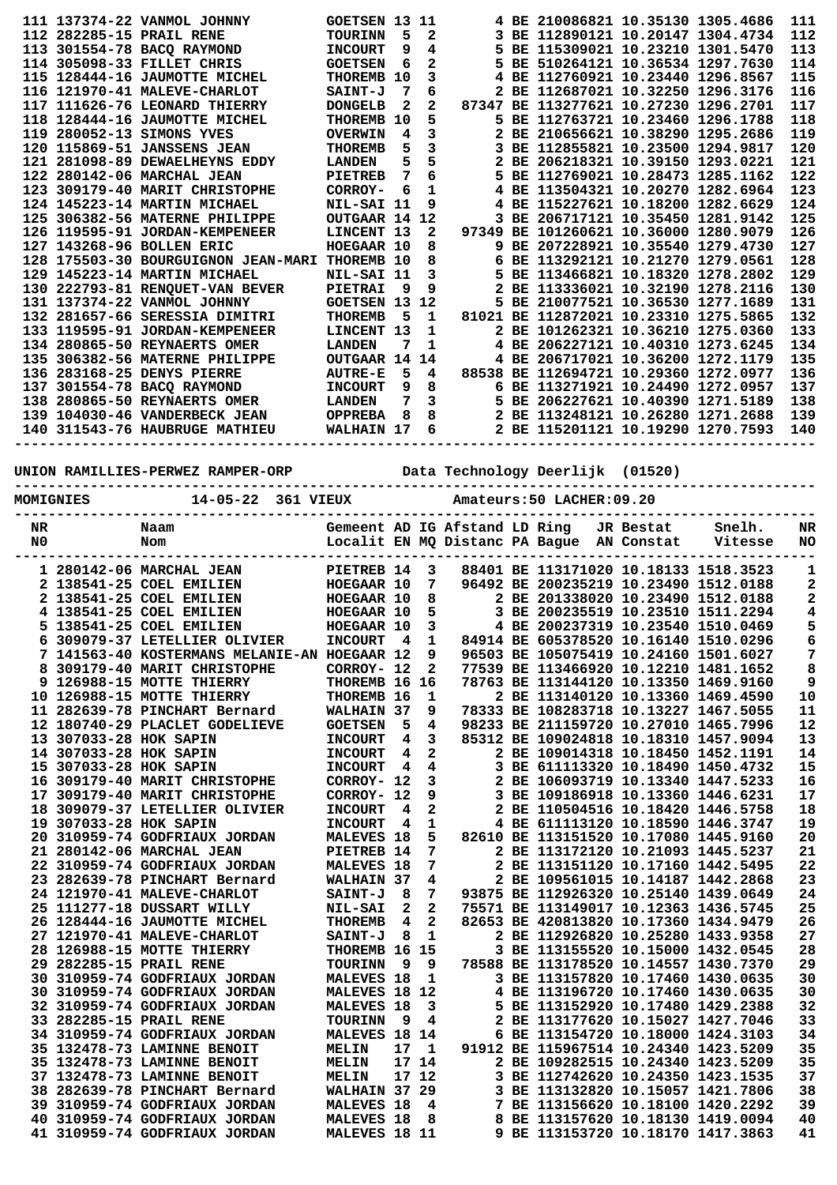| | | | | | | | | | | | |
|---|---|---|---|---|---|---|---|---|---|---|---|
| 111 | 137374-22 VANMOL JOHNNY | GOETSEN | 13 | 11 | | 4 | BE 210086821 | 10.35130 | 1305.4686 | 111 |
| 112 | 282285-15 PRAIL RENE | TOURINN | 5 | 2 | | 3 | BE 112890121 | 10.20147 | 1304.4734 | 112 |
| 113 | 301554-78 BACQ RAYMOND | INCOURT | 9 | 4 | | 5 | BE 115309021 | 10.23210 | 1301.5470 | 113 |
| 114 | 305098-33 FILLET CHRIS | GOETSEN | 6 | 2 | | 5 | BE 510264121 | 10.36534 | 1297.7630 | 114 |
| 115 | 128444-16 JAUMOTTE MICHEL | THOREMB | 10 | 3 | | 4 | BE 112760921 | 10.23440 | 1296.8567 | 115 |
| 116 | 121970-41 MALEVE-CHARLOT | SAINT-J | 7 | 6 | | 2 | BE 112687021 | 10.32250 | 1296.3176 | 116 |
| 117 | 111626-76 LEONARD THIERRY | DONGELB | 2 | 2 | 87347 | | BE 113277621 | 10.27230 | 1296.2701 | 117 |
| 118 | 128444-16 JAUMOTTE MICHEL | THOREMB | 10 | 5 | | 5 | BE 112763721 | 10.23460 | 1296.1788 | 118 |
| 119 | 280052-13 SIMONS YVES | OVERWIN | 4 | 3 | | 2 | BE 210656621 | 10.38290 | 1295.2686 | 119 |
| 120 | 115869-51 JANSSENS JEAN | THOREMB | 5 | 3 | | 3 | BE 112855821 | 10.23500 | 1294.9817 | 120 |
| 121 | 281098-89 DEWAELHEYNS EDDY | LANDEN | 5 | 5 | | 2 | BE 206218321 | 10.39150 | 1293.0221 | 121 |
| 122 | 280142-06 MARCHAL JEAN | PIETREB | 7 | 6 | | 5 | BE 112769021 | 10.28473 | 1285.1162 | 122 |
| 123 | 309179-40 MARIT CHRISTOPHE | CORROY- | 6 | 1 | | 4 | BE 113504321 | 10.20270 | 1282.6964 | 123 |
| 124 | 145223-14 MARTIN MICHAEL | NIL-SAI | 11 | 9 | | 4 | BE 115227621 | 10.18200 | 1282.6629 | 124 |
| 125 | 306382-56 MATERNE PHILIPPE | OUTGAAR | 14 | 12 | | 3 | BE 206717121 | 10.35450 | 1281.9142 | 125 |
| 126 | 119595-91 JORDAN-KEMPENEER | LINCENT | 13 | 2 | 97349 | | BE 101260621 | 10.36000 | 1280.9079 | 126 |
| 127 | 143268-96 BOLLEN ERIC | HOEGAAR | 10 | 8 | | 9 | BE 207228921 | 10.35540 | 1279.4730 | 127 |
| 128 | 175503-30 BOURGUIGNON JEAN-MARI | THOREMB | 10 | 8 | | 6 | BE 113292121 | 10.21270 | 1279.0561 | 128 |
| 129 | 145223-14 MARTIN MICHAEL | NIL-SAI | 11 | 3 | | 5 | BE 113466821 | 10.18320 | 1278.2802 | 129 |
| 130 | 222793-81 RENQUET-VAN BEVER | PIETRAI | 9 | 9 | | 2 | BE 113336021 | 10.32190 | 1278.2116 | 130 |
| 131 | 137374-22 VANMOL JOHNNY | GOETSEN | 13 | 12 | | 5 | BE 210077521 | 10.36530 | 1277.1689 | 131 |
| 132 | 281657-66 SERESSIA DIMITRI | THOREMB | 5 | 1 | 81021 | | BE 112872021 | 10.23310 | 1275.5865 | 132 |
| 133 | 119595-91 JORDAN-KEMPENEER | LINCENT | 13 | 1 | | 2 | BE 101262321 | 10.36210 | 1275.0360 | 133 |
| 134 | 280865-50 REYNAERTS OMER | LANDEN | 7 | 1 | | 4 | BE 206227121 | 10.40310 | 1273.6245 | 134 |
| 135 | 306382-56 MATERNE PHILIPPE | OUTGAAR | 14 | 14 | | 4 | BE 206717021 | 10.36200 | 1272.1179 | 135 |
| 136 | 283168-25 DENYS PIERRE | AUTRE-E | 5 | 4 | 88538 | | BE 112694721 | 10.29360 | 1272.0977 | 136 |
| 137 | 301554-78 BACQ RAYMOND | INCOURT | 9 | 8 | | 6 | BE 113271921 | 10.24490 | 1272.0957 | 137 |
| 138 | 280865-50 REYNAERTS OMER | LANDEN | 7 | 3 | | 5 | BE 206227621 | 10.40390 | 1271.5189 | 138 |
| 139 | 104030-46 VANDERBECK JEAN | OPPREBA | 8 | 8 | | 2 | BE 113248121 | 10.26280 | 1271.2688 | 139 |
| 140 | 311543-76 HAUBRUGE MATHIEU | WALHAIN | 17 | 6 | | 2 | BE 115201121 | 10.19290 | 1270.7593 | 140 |

UNION RAMILLIES-PERWEZ RAMPER-ORP — Data Technology Deerlijk (01520)

MOMIGNIES — 14-05-22 361 VIEUX — Amateurs:50 LACHER:09.20

| NR NO | Naam Nom | Gemeent Localit | AD EN | IG MQ | Afstand Distanc | LD PA | Ring JR Bague AN | Bestat Constat | Snelh. Vitesse | NR NO |
|---|---|---|---|---|---|---|---|---|---|---|
| 1 | 280142-06 MARCHAL JEAN | PIETREB | 14 | 3 | 88401 | | BE 113171020 | 10.18133 | 1518.3523 | 1 |
| 2 | 138541-25 COEL EMILIEN | HOEGAAR | 10 | 7 | 96492 | | BE 200235219 | 10.23490 | 1512.0188 | 2 |
| 2 | 138541-25 COEL EMILIEN | HOEGAAR | 10 | 8 | | 2 | BE 201338020 | 10.23490 | 1512.0188 | 2 |
| 4 | 138541-25 COEL EMILIEN | HOEGAAR | 10 | 5 | | 3 | BE 200235519 | 10.23510 | 1511.2294 | 4 |
| 5 | 138541-25 COEL EMILIEN | HOEGAAR | 10 | 3 | | 4 | BE 200237319 | 10.23540 | 1510.0469 | 5 |
| 6 | 309079-37 LETELLIER OLIVIER | INCOURT | 4 | 1 | 84914 | | BE 605378520 | 10.16140 | 1510.0296 | 6 |
| 7 | 141563-40 KOSTERMANS MELANIE-AN | HOEGAAR | 12 | 9 | 96503 | | BE 105075419 | 10.24160 | 1501.6027 | 7 |
| 8 | 309179-40 MARIT CHRISTOPHE | CORROY- | 12 | 2 | 77539 | | BE 113466920 | 10.12210 | 1481.1652 | 8 |
| 9 | 126988-15 MOTTE THIERRY | THOREMB | 16 | 16 | 78763 | | BE 113144120 | 10.13350 | 1469.9160 | 9 |
| 10 | 126988-15 MOTTE THIERRY | THOREMB | 16 | 1 | | 2 | BE 113140120 | 10.13360 | 1469.4590 | 10 |
| 11 | 282639-78 PINCHART Bernard | WALHAIN | 37 | 9 | 78333 | | BE 108283718 | 10.13227 | 1467.5055 | 11 |
| 12 | 180740-29 PLACLET GODELIEVE | GOETSEN | 5 | 4 | 98233 | | BE 211159720 | 10.27010 | 1465.7996 | 12 |
| 13 | 307033-28 HOK SAPIN | INCOURT | 4 | 3 | 85312 | | BE 109024818 | 10.18310 | 1457.9094 | 13 |
| 14 | 307033-28 HOK SAPIN | INCOURT | 4 | 2 | | 2 | BE 109014318 | 10.18450 | 1452.1191 | 14 |
| 15 | 307033-28 HOK SAPIN | INCOURT | 4 | 4 | | 3 | BE 611113320 | 10.18490 | 1450.4732 | 15 |
| 16 | 309179-40 MARIT CHRISTOPHE | CORROY- | 12 | 3 | | 2 | BE 106093719 | 10.13340 | 1447.5233 | 16 |
| 17 | 309179-40 MARIT CHRISTOPHE | CORROY- | 12 | 9 | | 3 | BE 109186918 | 10.13360 | 1446.6231 | 17 |
| 18 | 309079-37 LETELLIER OLIVIER | INCOURT | 4 | 2 | | 2 | BE 110504516 | 10.18420 | 1446.5758 | 18 |
| 19 | 307033-28 HOK SAPIN | INCOURT | 4 | 1 | | 4 | BE 611113120 | 10.18590 | 1446.3747 | 19 |
| 20 | 310959-74 GODFRIAUX JORDAN | MALEVES | 18 | 5 | 82610 | | BE 113151520 | 10.17080 | 1445.9160 | 20 |
| 21 | 280142-06 MARCHAL JEAN | PIETREB | 14 | 7 | | 2 | BE 113172120 | 10.21093 | 1445.5237 | 21 |
| 22 | 310959-74 GODFRIAUX JORDAN | MALEVES | 18 | 7 | | 2 | BE 113151120 | 10.17160 | 1442.5495 | 22 |
| 23 | 282639-78 PINCHART Bernard | WALHAIN | 37 | 4 | | 2 | BE 109561015 | 10.14187 | 1442.2868 | 23 |
| 24 | 121970-41 MALEVE-CHARLOT | SAINT-J | 8 | 7 | 93875 | | BE 112926320 | 10.25140 | 1439.0649 | 24 |
| 25 | 111277-18 DUSSART WILLY | NIL-SAI | 2 | 2 | 75571 | | BE 113149017 | 10.12363 | 1436.5745 | 25 |
| 26 | 128444-16 JAUMOTTE MICHEL | THOREMB | 4 | 2 | 82653 | | BE 420813820 | 10.17360 | 1434.9479 | 26 |
| 27 | 121970-41 MALEVE-CHARLOT | SAINT-J | 8 | 1 | | 2 | BE 112926820 | 10.25280 | 1433.9358 | 27 |
| 28 | 126988-15 MOTTE THIERRY | THOREMB | 16 | 15 | | 3 | BE 113155520 | 10.15000 | 1432.0545 | 28 |
| 29 | 282285-15 PRAIL RENE | TOURINN | 9 | 9 | 78588 | | BE 113178520 | 10.14557 | 1430.7370 | 29 |
| 30 | 310959-74 GODFRIAUX JORDAN | MALEVES | 18 | 1 | | 3 | BE 113157820 | 10.17460 | 1430.0635 | 30 |
| 30 | 310959-74 GODFRIAUX JORDAN | MALEVES | 18 | 12 | | 4 | BE 113196720 | 10.17460 | 1430.0635 | 30 |
| 32 | 310959-74 GODFRIAUX JORDAN | MALEVES | 18 | 3 | | 5 | BE 113152920 | 10.17480 | 1429.2388 | 32 |
| 33 | 282285-15 PRAIL RENE | TOURINN | 9 | 4 | | 2 | BE 113177620 | 10.15027 | 1427.7046 | 33 |
| 34 | 310959-74 GODFRIAUX JORDAN | MALEVES | 18 | 14 | | 6 | BE 113154720 | 10.18000 | 1424.3103 | 34 |
| 35 | 132478-73 LAMINNE BENOIT | MELIN | 17 | 1 | 91912 | | BE 115967514 | 10.24340 | 1423.5209 | 35 |
| 35 | 132478-73 LAMINNE BENOIT | MELIN | 17 | 14 | | 2 | BE 109282515 | 10.24340 | 1423.5209 | 35 |
| 37 | 132478-73 LAMINNE BENOIT | MELIN | 17 | 12 | | 3 | BE 112742620 | 10.24350 | 1423.1535 | 37 |
| 38 | 282639-78 PINCHART Bernard | WALHAIN | 37 | 29 | | 3 | BE 113132820 | 10.15057 | 1421.7806 | 38 |
| 39 | 310959-74 GODFRIAUX JORDAN | MALEVES | 18 | 4 | | 7 | BE 113156620 | 10.18100 | 1420.2292 | 39 |
| 40 | 310959-74 GODFRIAUX JORDAN | MALEVES | 18 | 8 | | 8 | BE 113157620 | 10.18130 | 1419.0094 | 40 |
| 41 | 310959-74 GODFRIAUX JORDAN | MALEVES | 18 | 11 | | 9 | BE 113153720 | 10.18170 | 1417.3863 | 41 |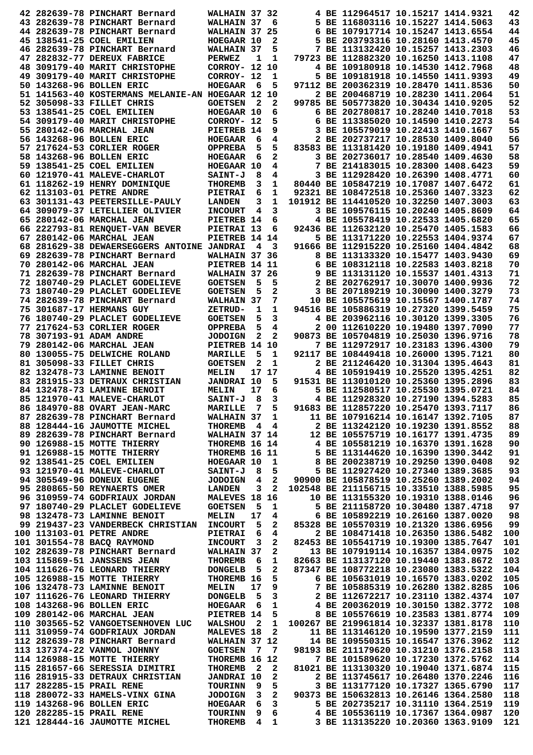| | | | | | | | | | | | | |
|---|---|---|---|---|---|---|---|---|---|---|---|---|
| 42 | 282639-78 | PINCHART Bernard | WALHAIN | 37 | 32 | | 4 | BE 112964517 | 10.15217 | 1414.9321 | | 42 |
| 43 | 282639-78 | PINCHART Bernard | WALHAIN | 37 | 6 | | 5 | BE 116803116 | 10.15227 | 1414.5063 | | 43 |
| 44 | 282639-78 | PINCHART Bernard | WALHAIN | 37 | 25 | | 6 | BE 107917714 | 10.15247 | 1413.6554 | | 44 |
| 45 | 138541-25 | COEL EMILIEN | HOEGAAR | 10 | 2 | | 5 | BE 203793316 | 10.28160 | 1413.4570 | | 45 |
| 46 | 282639-78 | PINCHART Bernard | WALHAIN | 37 | 5 | | 7 | BE 113132420 | 10.15257 | 1413.2303 | | 46 |
| 47 | 282832-77 | DEREUX FABRICE | PERWEZ | 1 | 1 | 79723 | | BE 112882320 | 10.16250 | 1413.1108 | | 47 |
| 48 | 309179-40 | MARIT CHRISTOPHE | CORROY- | 12 | 10 | | 4 | BE 109180918 | 10.14530 | 1412.7968 | | 48 |
| 49 | 309179-40 | MARIT CHRISTOPHE | CORROY- | 12 | 1 | | 5 | BE 109181918 | 10.14550 | 1411.9393 | | 49 |
| 50 | 143268-96 | BOLLEN ERIC | HOEGAAR | 6 | 5 | 97112 | | BE 200362319 | 10.28470 | 1411.8536 | | 50 |
| 51 | 141563-40 | KOSTERMANS MELANIE-AN | HOEGAAR | 12 | 10 | | 2 | BE 200468719 | 10.28230 | 1411.2064 | | 51 |
| 52 | 305098-33 | FILLET CHRIS | GOETSEN | 2 | 2 | 99785 | | BE 505773820 | 10.30434 | 1410.9205 | | 52 |
| 53 | 138541-25 | COEL EMILIEN | HOEGAAR | 10 | 6 | | 6 | BE 202780817 | 10.28240 | 1410.7018 | | 53 |
| 54 | 309179-40 | MARIT CHRISTOPHE | CORROY- | 12 | 5 | | 6 | BE 113385020 | 10.14590 | 1410.2273 | | 54 |
| 55 | 280142-06 | MARCHAL JEAN | PIETREB | 14 | 9 | | 3 | BE 105579019 | 10.22413 | 1410.1667 | | 55 |
| 56 | 143268-96 | BOLLEN ERIC | HOEGAAR | 6 | 4 | | 2 | BE 202737217 | 10.28530 | 1409.8040 | | 56 |
| 57 | 217624-53 | CORLIER ROGER | OPPREBA | 5 | 5 | 83583 | | BE 113181420 | 10.19180 | 1409.4941 | | 57 |
| 58 | 143268-96 | BOLLEN ERIC | HOEGAAR | 6 | 2 | | 3 | BE 202736017 | 10.28540 | 1409.4630 | | 58 |
| 59 | 138541-25 | COEL EMILIEN | HOEGAAR | 10 | 4 | | 7 | BE 214183015 | 10.28300 | 1408.6423 | | 59 |
| 60 | 121970-41 | MALEVE-CHARLOT | SAINT-J | 8 | 4 | | 3 | BE 112928420 | 10.26390 | 1408.4771 | | 60 |
| 61 | 118262-19 | HENRY DOMINIQUE | THOREMB | 3 | 1 | 80440 | | BE 105847219 | 10.17087 | 1407.6472 | | 61 |
| 62 | 113103-01 | PETRE ANDRE | PIETRAI | 6 | 1 | 92321 | | BE 108472518 | 10.25360 | 1407.3323 | | 62 |
| 63 | 301131-43 | PEETERSILLE-PAULY | LANDEN | 3 | 1 | 101912 | | BE 114410520 | 10.32250 | 1407.3003 | | 63 |
| 64 | 309079-37 | LETELLIER OLIVIER | INCOURT | 4 | 3 | | 3 | BE 109576115 | 10.20240 | 1405.8609 | | 64 |
| 65 | 280142-06 | MARCHAL JEAN | PIETREB | 14 | 6 | | 4 | BE 105578419 | 10.22533 | 1405.6820 | | 65 |
| 66 | 222793-81 | RENQUET-VAN BEVER | PIETRAI | 13 | 6 | 92436 | | BE 112632120 | 10.25470 | 1405.1583 | | 66 |
| 67 | 280142-06 | MARCHAL JEAN | PIETREB | 14 | 14 | | 5 | BE 113171220 | 10.22553 | 1404.9374 | | 67 |
| 68 | 281629-38 | DEWAERSEGGERS ANTOINE | JANDRAI | 4 | 3 | 91666 | | BE 112915220 | 10.25160 | 1404.4842 | | 68 |
| 69 | 282639-78 | PINCHART Bernard | WALHAIN | 37 | 36 | | 8 | BE 113133320 | 10.15477 | 1403.9430 | | 69 |
| 70 | 280142-06 | MARCHAL JEAN | PIETREB | 14 | 11 | | 6 | BE 108312118 | 10.22583 | 1403.8218 | | 70 |
| 71 | 282639-78 | PINCHART Bernard | WALHAIN | 37 | 26 | | 9 | BE 113131120 | 10.15537 | 1401.4313 | | 71 |
| 72 | 180740-29 | PLACLET GODELIEVE | GOETSEN | 5 | 5 | | 2 | BE 202762917 | 10.30070 | 1400.9936 | | 72 |
| 73 | 180740-29 | PLACLET GODELIEVE | GOETSEN | 5 | 2 | | 3 | BE 207189219 | 10.30090 | 1400.3279 | | 73 |
| 74 | 282639-78 | PINCHART Bernard | WALHAIN | 37 | 7 | | 10 | BE 105575619 | 10.15567 | 1400.1787 | | 74 |
| 75 | 301687-17 | HERMANS GUY | ZETRUD- | 1 | 1 | 94516 | | BE 105886319 | 10.27320 | 1399.5459 | | 75 |
| 76 | 180740-29 | PLACLET GODELIEVE | GOETSEN | 5 | 3 | | 4 | BE 203962116 | 10.30120 | 1399.3305 | | 76 |
| 77 | 217624-53 | CORLIER ROGER | OPPREBA | 5 | 4 | | 2 | 00 112610220 | 10.19480 | 1397.7090 | | 77 |
| 78 | 307193-91 | ADAM ANDRE | JODOIGN | 2 | 2 | 90873 | | BE 105704819 | 10.25030 | 1396.9716 | | 78 |
| 79 | 280142-06 | MARCHAL JEAN | PIETREB | 14 | 10 | | 7 | BE 112972917 | 10.23183 | 1396.4300 | | 79 |
| 80 | 130055-75 | DELWICHE ROLAND | MARILLE | 5 | 1 | 92117 | | BE 108449418 | 10.26000 | 1395.7121 | | 80 |
| 81 | 305098-33 | FILLET CHRIS | GOETSEN | 2 | 1 | | 2 | BE 211246420 | 10.31304 | 1395.4643 | | 81 |
| 82 | 132478-73 | LAMINNE BENOIT | MELIN | 17 | 17 | | 4 | BE 105919419 | 10.25520 | 1395.4251 | | 82 |
| 83 | 281915-33 | DETRAUX CHRISTIAN | JANDRAI | 10 | 5 | 91531 | | BE 113010120 | 10.25360 | 1395.2896 | | 83 |
| 84 | 132478-73 | LAMINNE BENOIT | MELIN | 17 | 6 | | 5 | BE 112580517 | 10.25530 | 1395.0721 | | 84 |
| 85 | 121970-41 | MALEVE-CHARLOT | SAINT-J | 8 | 3 | | 4 | BE 112928320 | 10.27190 | 1394.5283 | | 85 |
| 86 | 184970-88 | OVART JEAN-MARC | MARILLE | 7 | 5 | 91683 | | BE 112857220 | 10.25470 | 1393.7117 | | 86 |
| 87 | 282639-78 | PINCHART Bernard | WALHAIN | 37 | 1 | | 11 | BE 107916214 | 10.16147 | 1392.7105 | | 87 |
| 88 | 128444-16 | JAUMOTTE MICHEL | THOREMB | 4 | 4 | | 2 | BE 113242120 | 10.19230 | 1391.8552 | | 88 |
| 89 | 282639-78 | PINCHART Bernard | WALHAIN | 37 | 14 | | 12 | BE 105575719 | 10.16177 | 1391.4735 | | 89 |
| 90 | 126988-15 | MOTTE THIERRY | THOREMB | 16 | 14 | | 4 | BE 105581219 | 10.16370 | 1391.1628 | | 90 |
| 91 | 126988-15 | MOTTE THIERRY | THOREMB | 16 | 11 | | 5 | BE 113144620 | 10.16390 | 1390.3442 | | 91 |
| 92 | 138541-25 | COEL EMILIEN | HOEGAAR | 10 | 1 | | 8 | BE 200238719 | 10.29250 | 1390.0408 | | 92 |
| 93 | 121970-41 | MALEVE-CHARLOT | SAINT-J | 8 | 5 | | 5 | BE 112927420 | 10.27340 | 1389.3685 | | 93 |
| 94 | 305549-96 | DONEUX EUGENE | JODOIGN | 4 | 2 | 90900 | | BE 105878519 | 10.25260 | 1389.2002 | | 94 |
| 95 | 280865-50 | REYNAERTS OMER | LANDEN | 3 | 2 | 102548 | | BE 211156715 | 10.33510 | 1388.5985 | | 95 |
| 96 | 310959-74 | GODFRIAUX JORDAN | MALEVES | 18 | 16 | | 10 | BE 113155320 | 10.19310 | 1388.0146 | | 96 |
| 97 | 180740-29 | PLACLET GODELIEVE | GOETSEN | 5 | 1 | | 5 | BE 211158720 | 10.30480 | 1387.4718 | | 97 |
| 98 | 132478-73 | LAMINNE BENOIT | MELIN | 17 | 4 | | 6 | BE 105892219 | 10.26160 | 1387.0020 | | 98 |
| 99 | 219437-23 | VANDERBECK CHRISTIAN | INCOURT | 5 | 2 | 85328 | | BE 105570319 | 10.21320 | 1386.6956 | | 99 |
| 100 | 113103-01 | PETRE ANDRE | PIETRAI | 6 | 4 | | 2 | BE 108471418 | 10.26350 | 1386.5482 | | 100 |
| 101 | 301554-78 | BACQ RAYMOND | INCOURT | 3 | 2 | 82453 | | BE 105541719 | 10.19300 | 1385.7647 | | 101 |
| 102 | 282639-78 | PINCHART Bernard | WALHAIN | 37 | 2 | | 13 | BE 107919114 | 10.16357 | 1384.0975 | | 102 |
| 103 | 115869-51 | JANSSENS JEAN | THOREMB | 6 | 1 | 82663 | | BE 113137120 | 10.19440 | 1383.8672 | | 103 |
| 104 | 111626-76 | LEONARD THIERRY | DONGELB | 5 | 2 | 87347 | | BE 108772218 | 10.23080 | 1383.5322 | | 104 |
| 105 | 126988-15 | MOTTE THIERRY | THOREMB | 16 | 5 | | 6 | BE 105631019 | 10.16570 | 1383.0202 | | 105 |
| 106 | 132478-73 | LAMINNE BENOIT | MELIN | 17 | 9 | | 7 | BE 105885319 | 10.26280 | 1382.8285 | | 106 |
| 107 | 111626-76 | LEONARD THIERRY | DONGELB | 5 | 3 | | 2 | BE 112672217 | 10.23110 | 1382.4374 | | 107 |
| 108 | 143268-96 | BOLLEN ERIC | HOEGAAR | 6 | 1 | | 4 | BE 200362019 | 10.30150 | 1382.3772 | | 108 |
| 109 | 280142-06 | MARCHAL JEAN | PIETREB | 14 | 5 | | 8 | BE 105576619 | 10.23583 | 1381.8774 | | 109 |
| 110 | 303565-52 | VANGOETSENHOVEN LUC | WALSHOU | 2 | 1 | 100267 | | BE 219961814 | 10.32337 | 1381.8178 | | 110 |
| 111 | 310959-74 | GODFRIAUX JORDAN | MALEVES | 18 | 2 | | 11 | BE 113146120 | 10.19590 | 1377.2159 | | 111 |
| 112 | 282639-78 | PINCHART Bernard | WALHAIN | 37 | 12 | | 14 | BE 109550315 | 10.16547 | 1376.3962 | | 112 |
| 113 | 137374-22 | VANMOL JOHNNY | GOETSEN | 7 | 7 | 98193 | | BE 211179620 | 10.31210 | 1376.2158 | | 113 |
| 114 | 126988-15 | MOTTE THIERRY | THOREMB | 16 | 12 | | 7 | BE 101589620 | 10.17230 | 1372.5762 | | 114 |
| 115 | 281657-66 | SERESSIA DIMITRI | THOREMB | 2 | 2 | 81021 | | BE 113130320 | 10.19040 | 1371.6874 | | 115 |
| 116 | 281915-33 | DETRAUX CHRISTIAN | JANDRAI | 10 | 2 | | 2 | BE 113745617 | 10.26480 | 1370.2246 | | 116 |
| 117 | 282285-15 | PRAIL RENE | TOURINN | 9 | 5 | | 3 | BE 113177120 | 10.17327 | 1365.6790 | | 117 |
| 118 | 280072-33 | HAMELS-VINX GINA | JODOIGN | 3 | 2 | 90373 | | BE 150632813 | 10.26146 | 1364.2580 | | 118 |
| 119 | 143268-96 | BOLLEN ERIC | HOEGAAR | 6 | 3 | | 5 | BE 202735217 | 10.31146 | 1364.2519 | | 119 |
| 120 | 282285-15 | PRAIL RENE | TOURINN | 9 | 6 | | 4 | BE 105536119 | 10.17367 | 1364.0987 | | 120 |
| 121 | 128444-16 | JAUMOTTE MICHEL | THOREMB | 4 | 1 | | 3 | BE 113135220 | 10.20360 | 1363.9109 | | 121 |